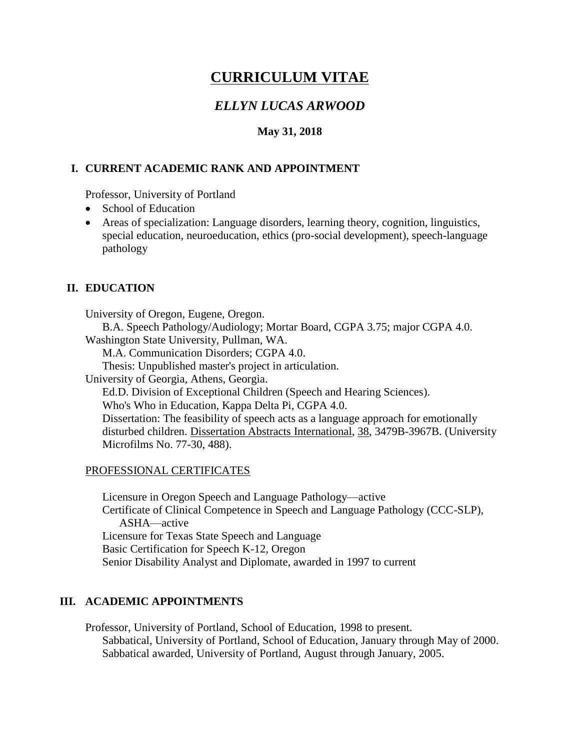# CURRICULUM VITAE

## *ELLYN LUCAS ARWOOD*

**May 31, 2018**

## I. CURRENT ACADEMIC RANK AND APPOINTMENT

Professor, University of Portland

- School of Education
- Areas of specialization: Language disorders, learning theory, cognition, linguistics, special education, neuroeducation, ethics (pro-social development), speech-language pathology

## II. EDUCATION

University of Oregon, Eugene, Oregon.
B.A. Speech Pathology/Audiology; Mortar Board, CGPA 3.75; major CGPA 4.0.
Washington State University, Pullman, WA.
M.A. Communication Disorders; CGPA 4.0.
Thesis: Unpublished master's project in articulation.
University of Georgia, Athens, Georgia.
Ed.D. Division of Exceptional Children (Speech and Hearing Sciences).
Who's Who in Education, Kappa Delta Pi, CGPA 4.0.
Dissertation: The feasibility of speech acts as a language approach for emotionally disturbed children. <u>Dissertation Abstracts International</u>, <u>38</u>, 3479B-3967B. (University Microfilms No. 77-30, 488).

<u>PROFESSIONAL CERTIFICATES</u>

Licensure in Oregon Speech and Language Pathology—active
Certificate of Clinical Competence in Speech and Language Pathology (CCC-SLP), ASHA—active
Licensure for Texas State Speech and Language
Basic Certification for Speech K-12, Oregon
Senior Disability Analyst and Diplomate, awarded in 1997 to current

## III. ACADEMIC APPOINTMENTS

Professor, University of Portland, School of Education, 1998 to present.
Sabbatical, University of Portland, School of Education, January through May of 2000.
Sabbatical awarded, University of Portland, August through January, 2005.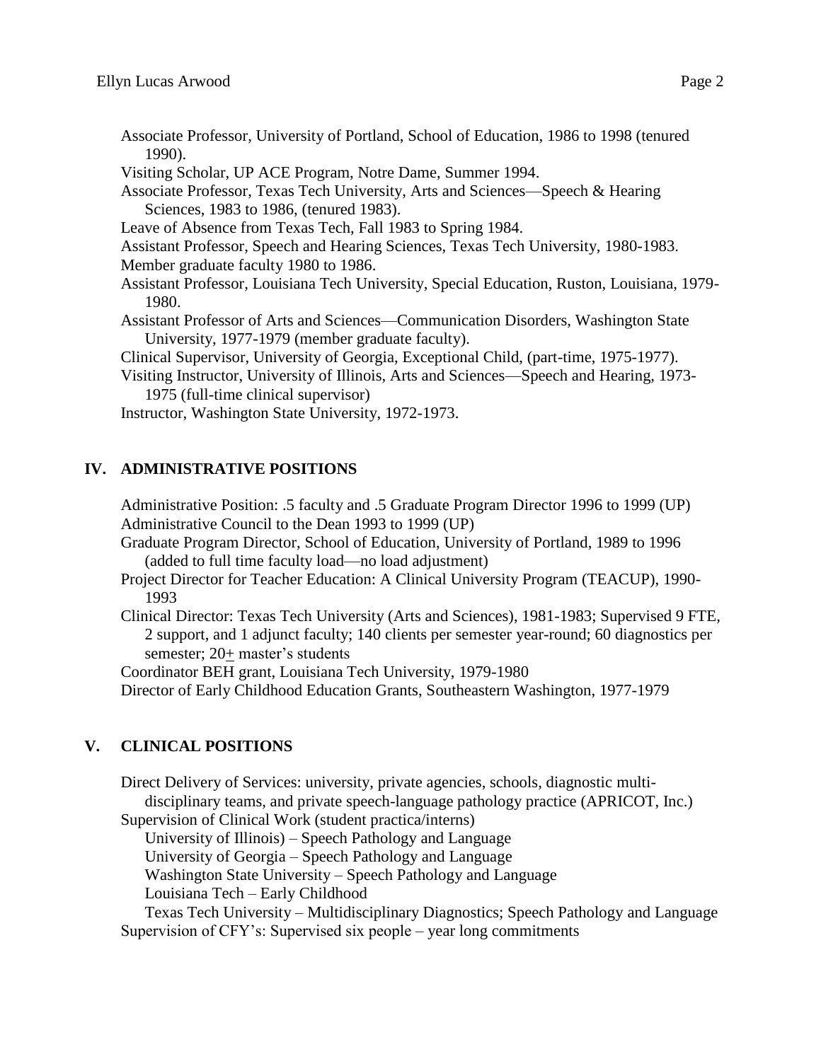Associate Professor, University of Portland, School of Education, 1986 to 1998 (tenured 1990).

Visiting Scholar, UP ACE Program, Notre Dame, Summer 1994.

Associate Professor, Texas Tech University, Arts and Sciences—Speech & Hearing Sciences, 1983 to 1986, (tenured 1983).

Leave of Absence from Texas Tech, Fall 1983 to Spring 1984.

Assistant Professor, Speech and Hearing Sciences, Texas Tech University, 1980-1983.

Member graduate faculty 1980 to 1986.

Assistant Professor, Louisiana Tech University, Special Education, Ruston, Louisiana, 1979-1980.

Assistant Professor of Arts and Sciences—Communication Disorders, Washington State University, 1977-1979 (member graduate faculty).

Clinical Supervisor, University of Georgia, Exceptional Child, (part-time, 1975-1977).

Visiting Instructor, University of Illinois, Arts and Sciences—Speech and Hearing, 1973-1975 (full-time clinical supervisor)

Instructor, Washington State University, 1972-1973.

## IV. ADMINISTRATIVE POSITIONS

Administrative Position: .5 faculty and .5 Graduate Program Director 1996 to 1999 (UP)

Administrative Council to the Dean 1993 to 1999 (UP)

Graduate Program Director, School of Education, University of Portland, 1989 to 1996 (added to full time faculty load—no load adjustment)

Project Director for Teacher Education: A Clinical University Program (TEACUP), 1990-1993

Clinical Director: Texas Tech University (Arts and Sciences), 1981-1983; Supervised 9 FTE, 2 support, and 1 adjunct faculty; 140 clients per semester year-round; 60 diagnostics per semester; 20± master's students

Coordinator BEH grant, Louisiana Tech University, 1979-1980

Director of Early Childhood Education Grants, Southeastern Washington, 1977-1979

## V. CLINICAL POSITIONS

Direct Delivery of Services: university, private agencies, schools, diagnostic multi-disciplinary teams, and private speech-language pathology practice (APRICOT, Inc.)

Supervision of Clinical Work (student practica/interns)

- University of Illinois) – Speech Pathology and Language
- University of Georgia – Speech Pathology and Language
- Washington State University – Speech Pathology and Language
- Louisiana Tech – Early Childhood
- Texas Tech University – Multidisciplinary Diagnostics; Speech Pathology and Language

Supervision of CFY's: Supervised six people – year long commitments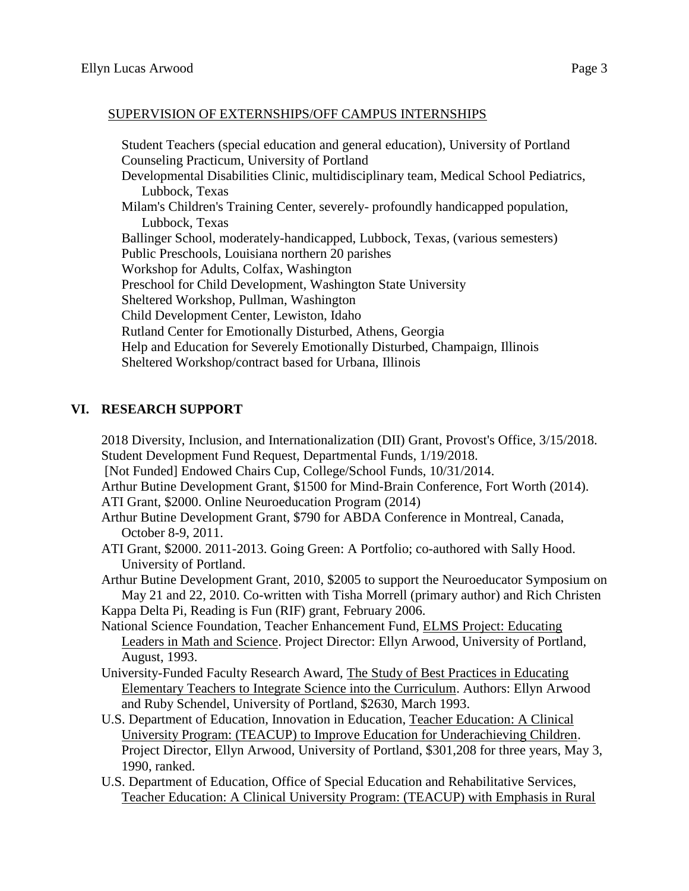SUPERVISION OF EXTERNSHIPS/OFF CAMPUS INTERNSHIPS

Student Teachers (special education and general education), University of Portland
Counseling Practicum, University of Portland
Developmental Disabilities Clinic, multidisciplinary team, Medical School Pediatrics, Lubbock, Texas
Milam's Children's Training Center, severely- profoundly handicapped population, Lubbock, Texas
Ballinger School, moderately-handicapped, Lubbock, Texas, (various semesters)
Public Preschools, Louisiana northern 20 parishes
Workshop for Adults, Colfax, Washington
Preschool for Child Development, Washington State University
Sheltered Workshop, Pullman, Washington
Child Development Center, Lewiston, Idaho
Rutland Center for Emotionally Disturbed, Athens, Georgia
Help and Education for Severely Emotionally Disturbed, Champaign, Illinois
Sheltered Workshop/contract based for Urbana, Illinois

## VI. RESEARCH SUPPORT

2018 Diversity, Inclusion, and Internationalization (DII) Grant, Provost's Office, 3/15/2018.
Student Development Fund Request, Departmental Funds, 1/19/2018.
[Not Funded] Endowed Chairs Cup, College/School Funds, 10/31/2014.
Arthur Butine Development Grant, $1500 for Mind-Brain Conference, Fort Worth (2014).
ATI Grant, $2000. Online Neuroeducation Program (2014)
Arthur Butine Development Grant, $790 for ABDA Conference in Montreal, Canada, October 8-9, 2011.
ATI Grant, $2000. 2011-2013. Going Green: A Portfolio; co-authored with Sally Hood. University of Portland.
Arthur Butine Development Grant, 2010, $2005 to support the Neuroeducator Symposium on May 21 and 22, 2010. Co-written with Tisha Morrell (primary author) and Rich Christen
Kappa Delta Pi, Reading is Fun (RIF) grant, February 2006.
National Science Foundation, Teacher Enhancement Fund, ELMS Project: Educating Leaders in Math and Science. Project Director: Ellyn Arwood, University of Portland, August, 1993.
University-Funded Faculty Research Award, The Study of Best Practices in Educating Elementary Teachers to Integrate Science into the Curriculum. Authors: Ellyn Arwood and Ruby Schendel, University of Portland, $2630, March 1993.
U.S. Department of Education, Innovation in Education, Teacher Education: A Clinical University Program: (TEACUP) to Improve Education for Underachieving Children. Project Director, Ellyn Arwood, University of Portland, $301,208 for three years, May 3, 1990, ranked.
U.S. Department of Education, Office of Special Education and Rehabilitative Services, Teacher Education: A Clinical University Program: (TEACUP) with Emphasis in Rural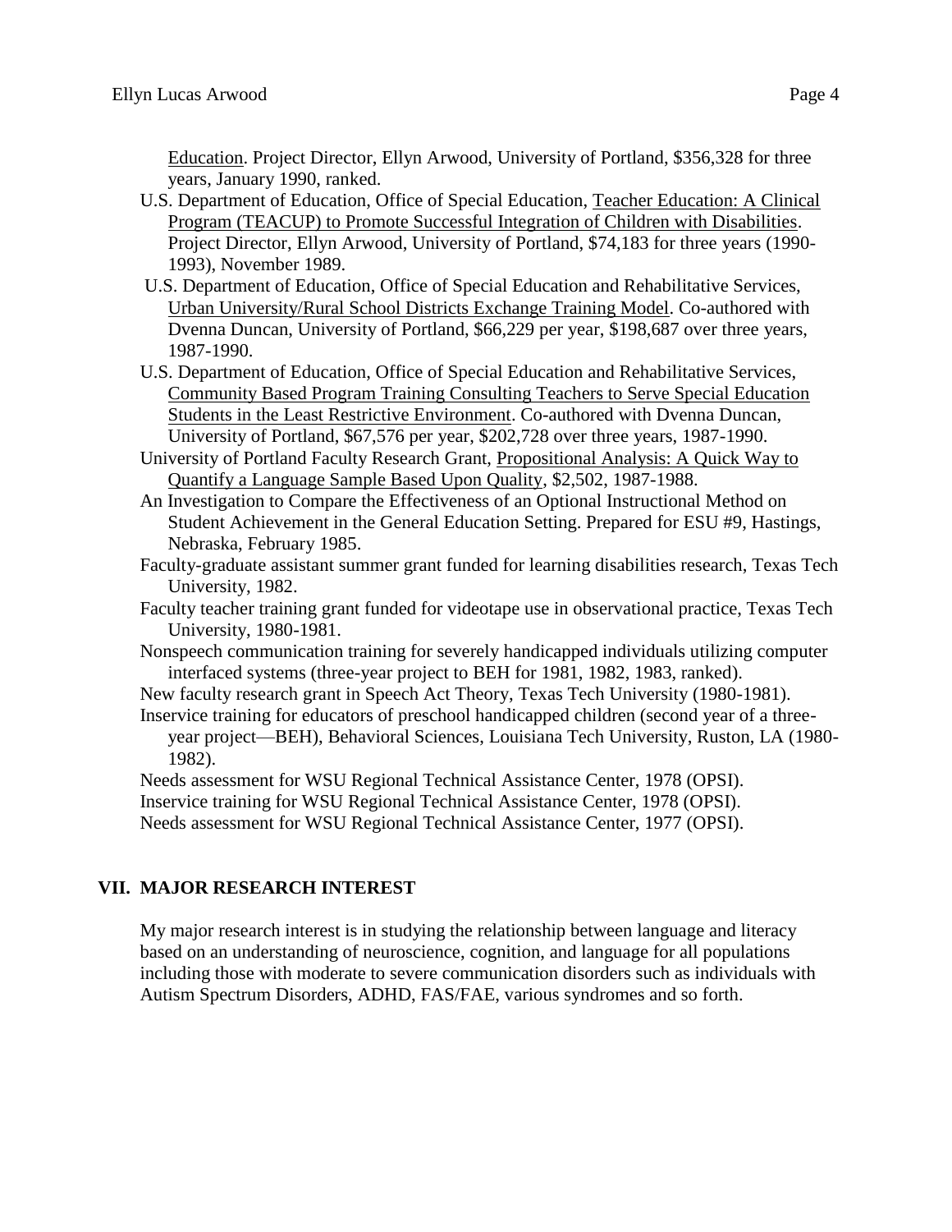<u>Education</u>. Project Director, Ellyn Arwood, University of Portland, $356,328 for three years, January 1990, ranked.

U.S. Department of Education, Office of Special Education, <u>Teacher Education: A Clinical Program (TEACUP) to Promote Successful Integration of Children with Disabilities</u>. Project Director, Ellyn Arwood, University of Portland, $74,183 for three years (1990-1993), November 1989.

U.S. Department of Education, Office of Special Education and Rehabilitative Services, <u>Urban University/Rural School Districts Exchange Training Model</u>. Co-authored with Dvenna Duncan, University of Portland, $66,229 per year, $198,687 over three years, 1987-1990.

U.S. Department of Education, Office of Special Education and Rehabilitative Services, <u>Community Based Program Training Consulting Teachers to Serve Special Education Students in the Least Restrictive Environment</u>. Co-authored with Dvenna Duncan, University of Portland, $67,576 per year, $202,728 over three years, 1987-1990.

University of Portland Faculty Research Grant, <u>Propositional Analysis: A Quick Way to Quantify a Language Sample Based Upon Quality</u>, $2,502, 1987-1988.

An Investigation to Compare the Effectiveness of an Optional Instructional Method on Student Achievement in the General Education Setting. Prepared for ESU #9, Hastings, Nebraska, February 1985.

Faculty-graduate assistant summer grant funded for learning disabilities research, Texas Tech University, 1982.

Faculty teacher training grant funded for videotape use in observational practice, Texas Tech University, 1980-1981.

Nonspeech communication training for severely handicapped individuals utilizing computer interfaced systems (three-year project to BEH for 1981, 1982, 1983, ranked).

New faculty research grant in Speech Act Theory, Texas Tech University (1980-1981).

Inservice training for educators of preschool handicapped children (second year of a three-year project—BEH), Behavioral Sciences, Louisiana Tech University, Ruston, LA (1980-1982).

Needs assessment for WSU Regional Technical Assistance Center, 1978 (OPSI).

Inservice training for WSU Regional Technical Assistance Center, 1978 (OPSI).

Needs assessment for WSU Regional Technical Assistance Center, 1977 (OPSI).

## VII. MAJOR RESEARCH INTEREST

My major research interest is in studying the relationship between language and literacy based on an understanding of neuroscience, cognition, and language for all populations including those with moderate to severe communication disorders such as individuals with Autism Spectrum Disorders, ADHD, FAS/FAE, various syndromes and so forth.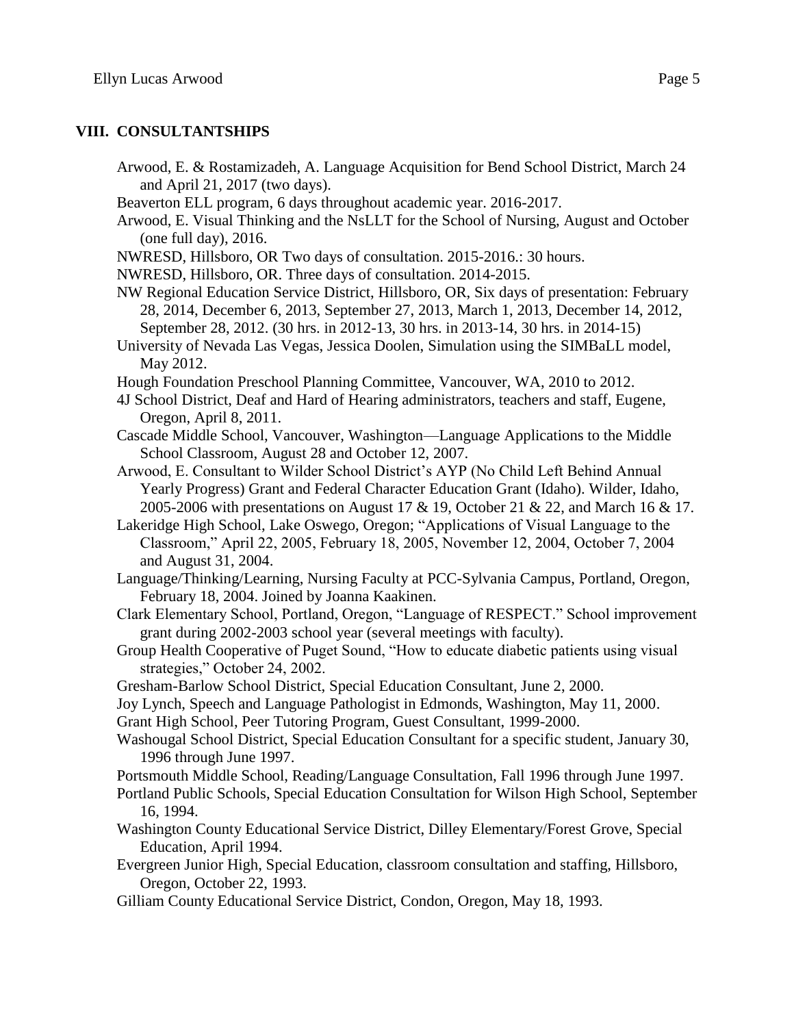## VIII. CONSULTANTSHIPS

Arwood, E. & Rostamizadeh, A. Language Acquisition for Bend School District, March 24 and April 21, 2017 (two days).

Beaverton ELL program, 6 days throughout academic year. 2016-2017.

Arwood, E. Visual Thinking and the NsLLT for the School of Nursing, August and October (one full day), 2016.

NWRESD, Hillsboro, OR Two days of consultation. 2015-2016.: 30 hours.

NWRESD, Hillsboro, OR. Three days of consultation. 2014-2015.

NW Regional Education Service District, Hillsboro, OR, Six days of presentation: February 28, 2014, December 6, 2013, September 27, 2013, March 1, 2013, December 14, 2012, September 28, 2012. (30 hrs. in 2012-13, 30 hrs. in 2013-14, 30 hrs. in 2014-15)

University of Nevada Las Vegas, Jessica Doolen, Simulation using the SIMBaLL model, May 2012.

Hough Foundation Preschool Planning Committee, Vancouver, WA, 2010 to 2012.

4J School District, Deaf and Hard of Hearing administrators, teachers and staff, Eugene, Oregon, April 8, 2011.

Cascade Middle School, Vancouver, Washington—Language Applications to the Middle School Classroom, August 28 and October 12, 2007.

Arwood, E. Consultant to Wilder School District's AYP (No Child Left Behind Annual Yearly Progress) Grant and Federal Character Education Grant (Idaho). Wilder, Idaho, 2005-2006 with presentations on August 17 & 19, October 21 & 22, and March 16 & 17.

Lakeridge High School, Lake Oswego, Oregon; "Applications of Visual Language to the Classroom," April 22, 2005, February 18, 2005, November 12, 2004, October 7, 2004 and August 31, 2004.

Language/Thinking/Learning, Nursing Faculty at PCC-Sylvania Campus, Portland, Oregon, February 18, 2004. Joined by Joanna Kaakinen.

Clark Elementary School, Portland, Oregon, "Language of RESPECT." School improvement grant during 2002-2003 school year (several meetings with faculty).

Group Health Cooperative of Puget Sound, "How to educate diabetic patients using visual strategies," October 24, 2002.

Gresham-Barlow School District, Special Education Consultant, June 2, 2000.

Joy Lynch, Speech and Language Pathologist in Edmonds, Washington, May 11, 2000.

Grant High School, Peer Tutoring Program, Guest Consultant, 1999-2000.

Washougal School District, Special Education Consultant for a specific student, January 30, 1996 through June 1997.

Portsmouth Middle School, Reading/Language Consultation, Fall 1996 through June 1997.

Portland Public Schools, Special Education Consultation for Wilson High School, September 16, 1994.

Washington County Educational Service District, Dilley Elementary/Forest Grove, Special Education, April 1994.

Evergreen Junior High, Special Education, classroom consultation and staffing, Hillsboro, Oregon, October 22, 1993.

Gilliam County Educational Service District, Condon, Oregon, May 18, 1993.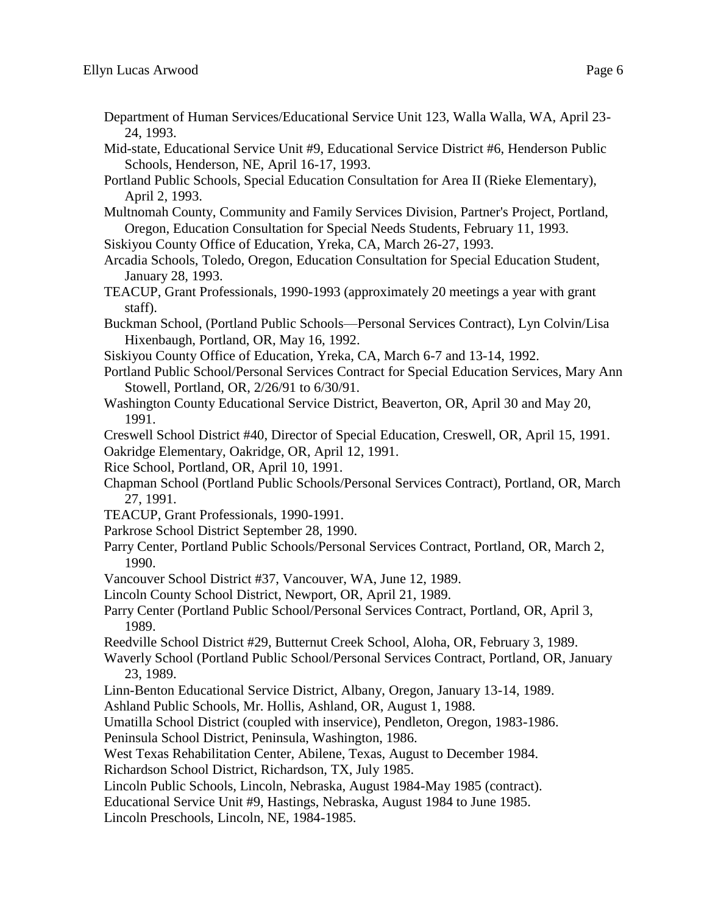Department of Human Services/Educational Service Unit 123, Walla Walla, WA, April 23-24, 1993.

Mid-state, Educational Service Unit #9, Educational Service District #6, Henderson Public Schools, Henderson, NE, April 16-17, 1993.

Portland Public Schools, Special Education Consultation for Area II (Rieke Elementary), April 2, 1993.

Multnomah County, Community and Family Services Division, Partner's Project, Portland, Oregon, Education Consultation for Special Needs Students, February 11, 1993.

Siskiyou County Office of Education, Yreka, CA, March 26-27, 1993.

Arcadia Schools, Toledo, Oregon, Education Consultation for Special Education Student, January 28, 1993.

TEACUP, Grant Professionals, 1990-1993 (approximately 20 meetings a year with grant staff).

Buckman School, (Portland Public Schools—Personal Services Contract), Lyn Colvin/Lisa Hixenbaugh, Portland, OR, May 16, 1992.

Siskiyou County Office of Education, Yreka, CA, March 6-7 and 13-14, 1992.

Portland Public School/Personal Services Contract for Special Education Services, Mary Ann Stowell, Portland, OR, 2/26/91 to 6/30/91.

Washington County Educational Service District, Beaverton, OR, April 30 and May 20, 1991.

Creswell School District #40, Director of Special Education, Creswell, OR, April 15, 1991.

Oakridge Elementary, Oakridge, OR, April 12, 1991.

Rice School, Portland, OR, April 10, 1991.

Chapman School (Portland Public Schools/Personal Services Contract), Portland, OR, March 27, 1991.

TEACUP, Grant Professionals, 1990-1991.

Parkrose School District September 28, 1990.

Parry Center, Portland Public Schools/Personal Services Contract, Portland, OR, March 2, 1990.

Vancouver School District #37, Vancouver, WA, June 12, 1989.

Lincoln County School District, Newport, OR, April 21, 1989.

Parry Center (Portland Public School/Personal Services Contract, Portland, OR, April 3, 1989.

Reedville School District #29, Butternut Creek School, Aloha, OR, February 3, 1989.

Waverly School (Portland Public School/Personal Services Contract, Portland, OR, January 23, 1989.

Linn-Benton Educational Service District, Albany, Oregon, January 13-14, 1989.

Ashland Public Schools, Mr. Hollis, Ashland, OR, August 1, 1988.

Umatilla School District (coupled with inservice), Pendleton, Oregon, 1983-1986.

Peninsula School District, Peninsula, Washington, 1986.

West Texas Rehabilitation Center, Abilene, Texas, August to December 1984.

Richardson School District, Richardson, TX, July 1985.

Lincoln Public Schools, Lincoln, Nebraska, August 1984-May 1985 (contract).

Educational Service Unit #9, Hastings, Nebraska, August 1984 to June 1985.

Lincoln Preschools, Lincoln, NE, 1984-1985.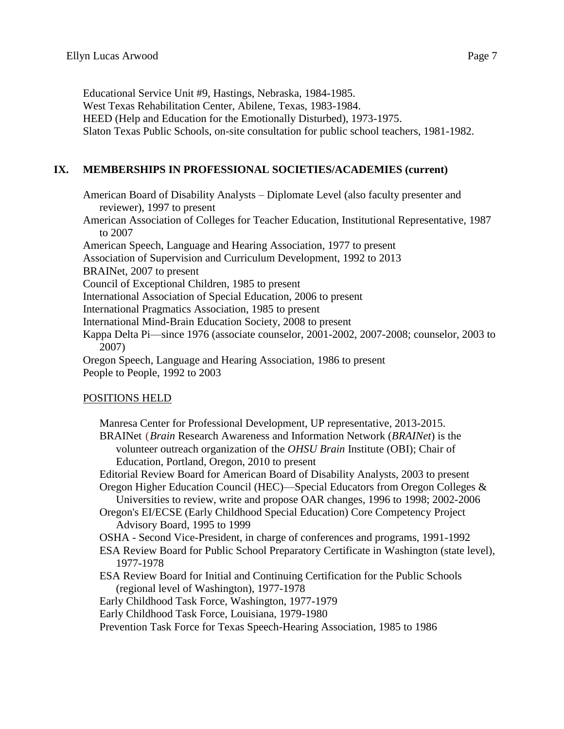Educational Service Unit #9, Hastings, Nebraska, 1984-1985.
West Texas Rehabilitation Center, Abilene, Texas, 1983-1984.
HEED (Help and Education for the Emotionally Disturbed), 1973-1975.
Slaton Texas Public Schools, on-site consultation for public school teachers, 1981-1982.

## IX. MEMBERSHIPS IN PROFESSIONAL SOCIETIES/ACADEMIES (current)

American Board of Disability Analysts – Diplomate Level (also faculty presenter and reviewer), 1997 to present
American Association of Colleges for Teacher Education, Institutional Representative, 1987 to 2007
American Speech, Language and Hearing Association, 1977 to present
Association of Supervision and Curriculum Development, 1992 to 2013
BRAINet, 2007 to present
Council of Exceptional Children, 1985 to present
International Association of Special Education, 2006 to present
International Pragmatics Association, 1985 to present
International Mind-Brain Education Society, 2008 to present
Kappa Delta Pi—since 1976 (associate counselor, 2001-2002, 2007-2008; counselor, 2003 to 2007)
Oregon Speech, Language and Hearing Association, 1986 to present
People to People, 1992 to 2003

### POSITIONS HELD

Manresa Center for Professional Development, UP representative, 2013-2015.
BRAINet (*Brain* Research Awareness and Information Network (*BRAINet*) is the volunteer outreach organization of the *OHSU Brain* Institute (OBI); Chair of Education, Portland, Oregon, 2010 to present
Editorial Review Board for American Board of Disability Analysts, 2003 to present
Oregon Higher Education Council (HEC)—Special Educators from Oregon Colleges & Universities to review, write and propose OAR changes, 1996 to 1998; 2002-2006
Oregon's EI/ECSE (Early Childhood Special Education) Core Competency Project Advisory Board, 1995 to 1999
OSHA - Second Vice-President, in charge of conferences and programs, 1991-1992
ESA Review Board for Public School Preparatory Certificate in Washington (state level), 1977-1978
ESA Review Board for Initial and Continuing Certification for the Public Schools (regional level of Washington), 1977-1978
Early Childhood Task Force, Washington, 1977-1979
Early Childhood Task Force, Louisiana, 1979-1980
Prevention Task Force for Texas Speech-Hearing Association, 1985 to 1986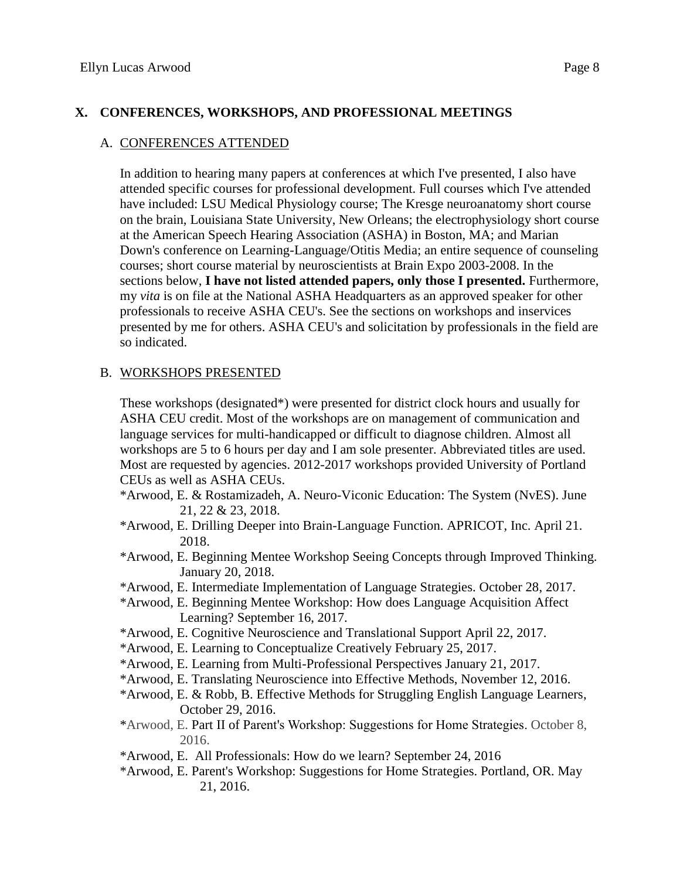## X. CONFERENCES, WORKSHOPS, AND PROFESSIONAL MEETINGS

### A. CONFERENCES ATTENDED

In addition to hearing many papers at conferences at which I've presented, I also have attended specific courses for professional development. Full courses which I've attended have included: LSU Medical Physiology course; The Kresge neuroanatomy short course on the brain, Louisiana State University, New Orleans; the electrophysiology short course at the American Speech Hearing Association (ASHA) in Boston, MA; and Marian Down's conference on Learning-Language/Otitis Media; an entire sequence of counseling courses; short course material by neuroscientists at Brain Expo 2003-2008. In the sections below, **I have not listed attended papers, only those I presented.** Furthermore, my *vita* is on file at the National ASHA Headquarters as an approved speaker for other professionals to receive ASHA CEU's. See the sections on workshops and inservices presented by me for others. ASHA CEU's and solicitation by professionals in the field are so indicated.

### B. WORKSHOPS PRESENTED

These workshops (designated*) were presented for district clock hours and usually for ASHA CEU credit. Most of the workshops are on management of communication and language services for multi-handicapped or difficult to diagnose children. Almost all workshops are 5 to 6 hours per day and I am sole presenter. Abbreviated titles are used. Most are requested by agencies. 2012-2017 workshops provided University of Portland CEUs as well as ASHA CEUs.

*Arwood, E. & Rostamizadeh, A. Neuro-Viconic Education: The System (NvES). June 21, 22 & 23, 2018.

*Arwood, E. Drilling Deeper into Brain-Language Function. APRICOT, Inc. April 21. 2018.

*Arwood, E. Beginning Mentee Workshop Seeing Concepts through Improved Thinking. January 20, 2018.

*Arwood, E. Intermediate Implementation of Language Strategies. October 28, 2017.

*Arwood, E. Beginning Mentee Workshop: How does Language Acquisition Affect Learning? September 16, 2017.

*Arwood, E. Cognitive Neuroscience and Translational Support April 22, 2017.

*Arwood, E. Learning to Conceptualize Creatively February 25, 2017.

*Arwood, E. Learning from Multi-Professional Perspectives January 21, 2017.

*Arwood, E. Translating Neuroscience into Effective Methods, November 12, 2016.

*Arwood, E. & Robb, B. Effective Methods for Struggling English Language Learners, October 29, 2016.

*Arwood, E. Part II of Parent's Workshop: Suggestions for Home Strategies. October 8, 2016.

*Arwood, E. All Professionals: How do we learn? September 24, 2016

*Arwood, E. Parent's Workshop: Suggestions for Home Strategies. Portland, OR. May 21, 2016.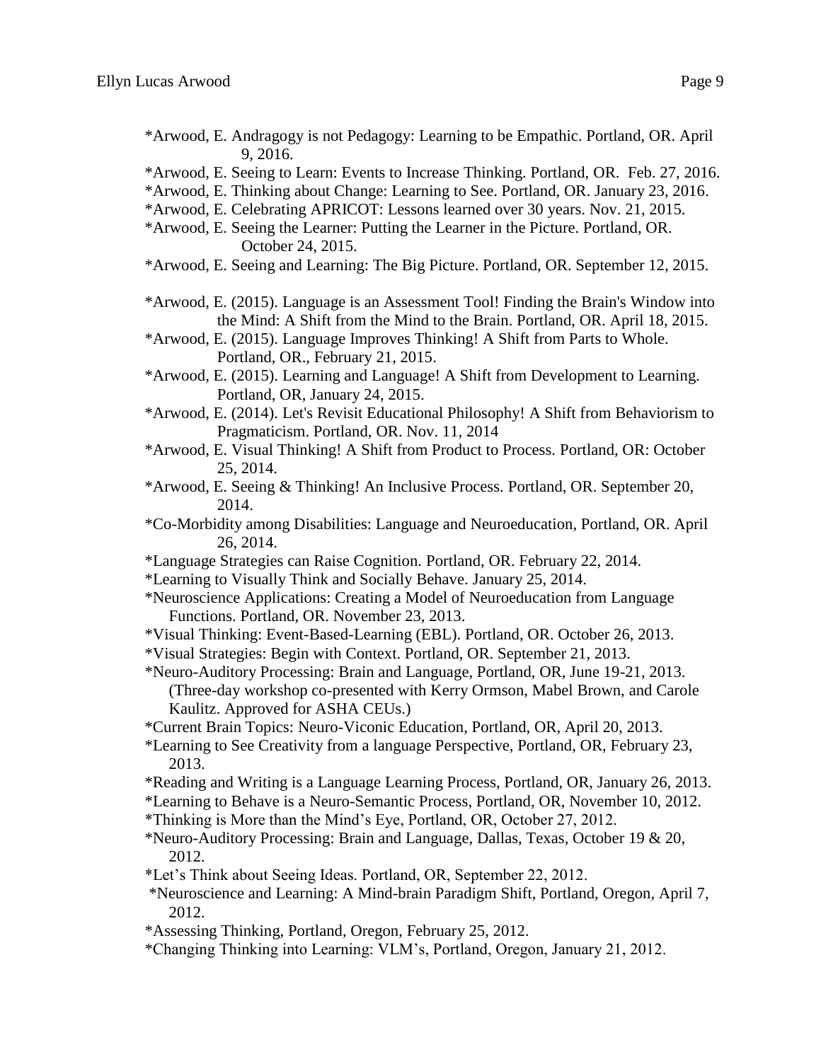*Arwood, E. Andragogy is not Pedagogy: Learning to be Empathic. Portland, OR. April 9, 2016.

*Arwood, E. Seeing to Learn: Events to Increase Thinking. Portland, OR. Feb. 27, 2016.

*Arwood, E. Thinking about Change: Learning to See. Portland, OR. January 23, 2016.

*Arwood, E. Celebrating APRICOT: Lessons learned over 30 years. Nov. 21, 2015.

*Arwood, E. Seeing the Learner: Putting the Learner in the Picture. Portland, OR. October 24, 2015.

*Arwood, E. Seeing and Learning: The Big Picture. Portland, OR. September 12, 2015.

*Arwood, E. (2015). Language is an Assessment Tool! Finding the Brain's Window into the Mind: A Shift from the Mind to the Brain. Portland, OR. April 18, 2015.

*Arwood, E. (2015). Language Improves Thinking! A Shift from Parts to Whole. Portland, OR., February 21, 2015.

*Arwood, E. (2015). Learning and Language! A Shift from Development to Learning. Portland, OR, January 24, 2015.

*Arwood, E. (2014). Let's Revisit Educational Philosophy! A Shift from Behaviorism to Pragmaticism. Portland, OR. Nov. 11, 2014

*Arwood, E. Visual Thinking! A Shift from Product to Process. Portland, OR: October 25, 2014.

*Arwood, E. Seeing & Thinking! An Inclusive Process. Portland, OR. September 20, 2014.

*Co-Morbidity among Disabilities: Language and Neuroeducation, Portland, OR. April 26, 2014.

*Language Strategies can Raise Cognition. Portland, OR. February 22, 2014.

*Learning to Visually Think and Socially Behave. January 25, 2014.

*Neuroscience Applications: Creating a Model of Neuroeducation from Language Functions. Portland, OR. November 23, 2013.

*Visual Thinking: Event-Based-Learning (EBL). Portland, OR. October 26, 2013.

*Visual Strategies: Begin with Context. Portland, OR. September 21, 2013.

*Neuro-Auditory Processing: Brain and Language, Portland, OR, June 19-21, 2013. (Three-day workshop co-presented with Kerry Ormson, Mabel Brown, and Carole Kaulitz. Approved for ASHA CEUs.)

*Current Brain Topics: Neuro-Viconic Education, Portland, OR, April 20, 2013.

*Learning to See Creativity from a language Perspective, Portland, OR, February 23, 2013.

*Reading and Writing is a Language Learning Process, Portland, OR, January 26, 2013.

*Learning to Behave is a Neuro-Semantic Process, Portland, OR, November 10, 2012.

*Thinking is More than the Mind's Eye, Portland, OR, October 27, 2012.

*Neuro-Auditory Processing: Brain and Language, Dallas, Texas, October 19 & 20, 2012.

*Let's Think about Seeing Ideas. Portland, OR, September 22, 2012.

*Neuroscience and Learning: A Mind-brain Paradigm Shift, Portland, Oregon, April 7, 2012.

*Assessing Thinking, Portland, Oregon, February 25, 2012.

*Changing Thinking into Learning: VLM's, Portland, Oregon, January 21, 2012.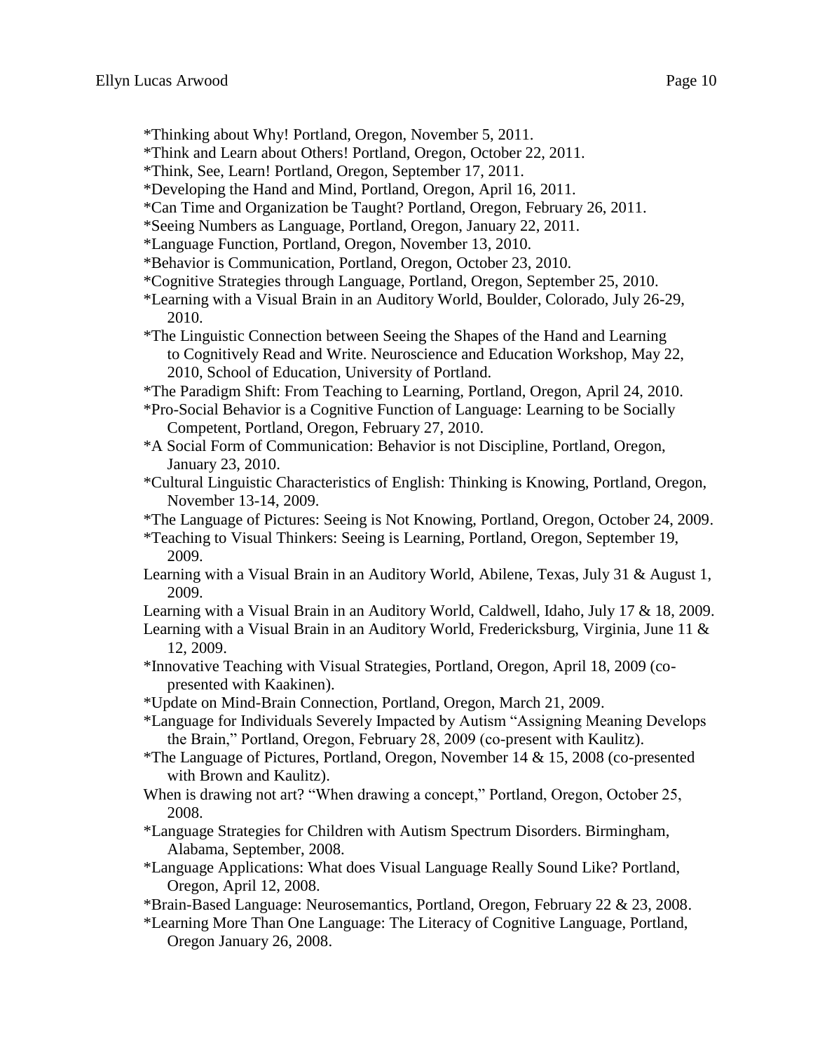*Thinking about Why! Portland, Oregon, November 5, 2011.

*Think and Learn about Others! Portland, Oregon, October 22, 2011.

*Think, See, Learn! Portland, Oregon, September 17, 2011.

*Developing the Hand and Mind, Portland, Oregon, April 16, 2011.

*Can Time and Organization be Taught? Portland, Oregon, February 26, 2011.

*Seeing Numbers as Language, Portland, Oregon, January 22, 2011.

*Language Function, Portland, Oregon, November 13, 2010.

*Behavior is Communication, Portland, Oregon, October 23, 2010.

*Cognitive Strategies through Language, Portland, Oregon, September 25, 2010.

*Learning with a Visual Brain in an Auditory World, Boulder, Colorado, July 26-29, 2010.

*The Linguistic Connection between Seeing the Shapes of the Hand and Learning to Cognitively Read and Write. Neuroscience and Education Workshop, May 22, 2010, School of Education, University of Portland.

*The Paradigm Shift: From Teaching to Learning, Portland, Oregon, April 24, 2010.

*Pro-Social Behavior is a Cognitive Function of Language: Learning to be Socially Competent, Portland, Oregon, February 27, 2010.

*A Social Form of Communication: Behavior is not Discipline, Portland, Oregon, January 23, 2010.

*Cultural Linguistic Characteristics of English: Thinking is Knowing, Portland, Oregon, November 13-14, 2009.

*The Language of Pictures: Seeing is Not Knowing, Portland, Oregon, October 24, 2009.

*Teaching to Visual Thinkers: Seeing is Learning, Portland, Oregon, September 19, 2009.

Learning with a Visual Brain in an Auditory World, Abilene, Texas, July 31 & August 1, 2009.

Learning with a Visual Brain in an Auditory World, Caldwell, Idaho, July 17 & 18, 2009.

Learning with a Visual Brain in an Auditory World, Fredericksburg, Virginia, June 11 & 12, 2009.

*Innovative Teaching with Visual Strategies, Portland, Oregon, April 18, 2009 (co-presented with Kaakinen).

*Update on Mind-Brain Connection, Portland, Oregon, March 21, 2009.

*Language for Individuals Severely Impacted by Autism "Assigning Meaning Develops the Brain," Portland, Oregon, February 28, 2009 (co-present with Kaulitz).

*The Language of Pictures, Portland, Oregon, November 14 & 15, 2008 (co-presented with Brown and Kaulitz).

When is drawing not art? "When drawing a concept," Portland, Oregon, October 25, 2008.

*Language Strategies for Children with Autism Spectrum Disorders. Birmingham, Alabama, September, 2008.

*Language Applications: What does Visual Language Really Sound Like? Portland, Oregon, April 12, 2008.

*Brain-Based Language: Neurosemantics, Portland, Oregon, February 22 & 23, 2008.

*Learning More Than One Language: The Literacy of Cognitive Language, Portland, Oregon January 26, 2008.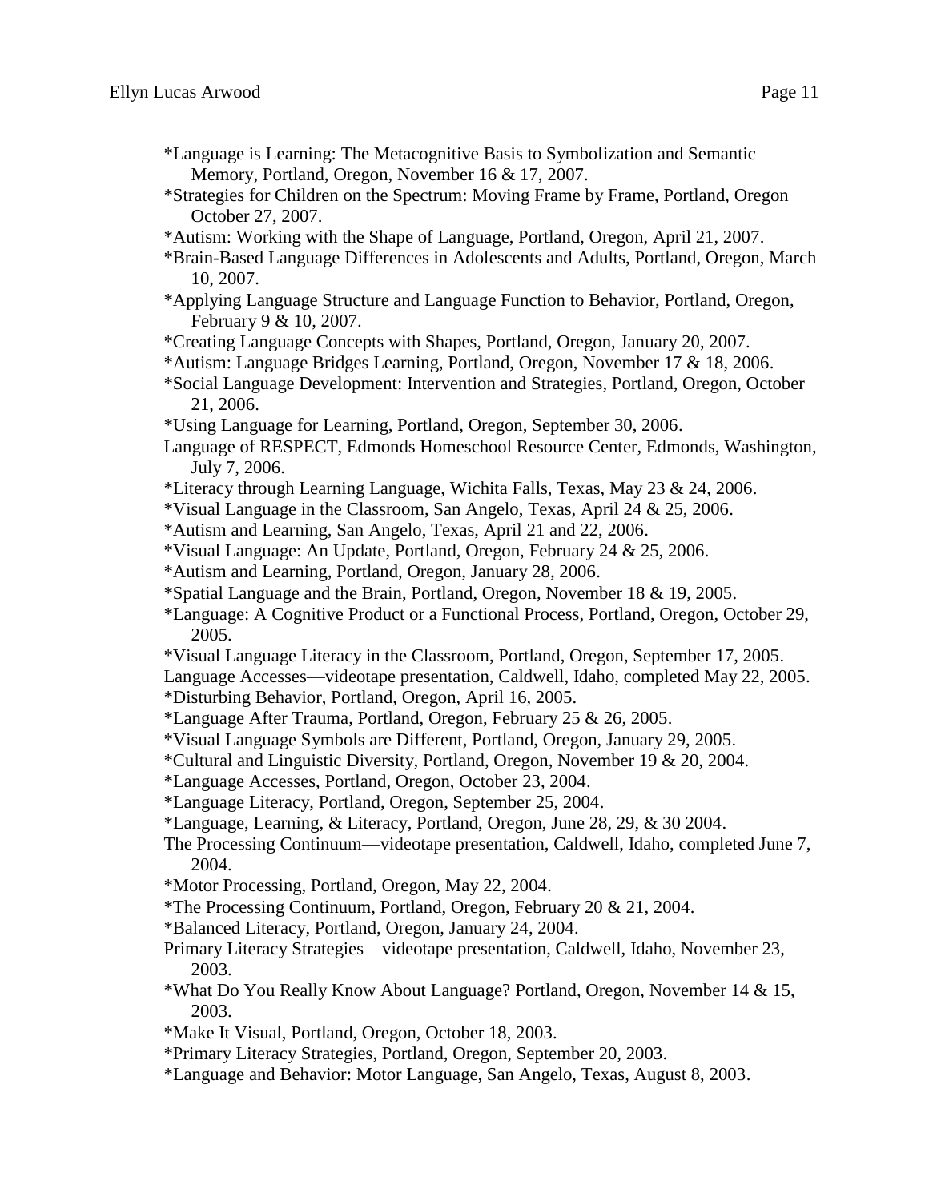*Language is Learning: The Metacognitive Basis to Symbolization and Semantic Memory, Portland, Oregon, November 16 & 17, 2007.

*Strategies for Children on the Spectrum: Moving Frame by Frame, Portland, Oregon October 27, 2007.

*Autism: Working with the Shape of Language, Portland, Oregon, April 21, 2007.

*Brain-Based Language Differences in Adolescents and Adults, Portland, Oregon, March 10, 2007.

*Applying Language Structure and Language Function to Behavior, Portland, Oregon, February 9 & 10, 2007.

*Creating Language Concepts with Shapes, Portland, Oregon, January 20, 2007.

*Autism: Language Bridges Learning, Portland, Oregon, November 17 & 18, 2006.

*Social Language Development: Intervention and Strategies, Portland, Oregon, October 21, 2006.

*Using Language for Learning, Portland, Oregon, September 30, 2006.

Language of RESPECT, Edmonds Homeschool Resource Center, Edmonds, Washington, July 7, 2006.

*Literacy through Learning Language, Wichita Falls, Texas, May 23 & 24, 2006.

*Visual Language in the Classroom, San Angelo, Texas, April 24 & 25, 2006.

*Autism and Learning, San Angelo, Texas, April 21 and 22, 2006.

*Visual Language: An Update, Portland, Oregon, February 24 & 25, 2006.

*Autism and Learning, Portland, Oregon, January 28, 2006.

*Spatial Language and the Brain, Portland, Oregon, November 18 & 19, 2005.

*Language: A Cognitive Product or a Functional Process, Portland, Oregon, October 29, 2005.

*Visual Language Literacy in the Classroom, Portland, Oregon, September 17, 2005.

Language Accesses—videotape presentation, Caldwell, Idaho, completed May 22, 2005.

*Disturbing Behavior, Portland, Oregon, April 16, 2005.

*Language After Trauma, Portland, Oregon, February 25 & 26, 2005.

*Visual Language Symbols are Different, Portland, Oregon, January 29, 2005.

*Cultural and Linguistic Diversity, Portland, Oregon, November 19 & 20, 2004.

*Language Accesses, Portland, Oregon, October 23, 2004.

*Language Literacy, Portland, Oregon, September 25, 2004.

*Language, Learning, & Literacy, Portland, Oregon, June 28, 29, & 30 2004.

The Processing Continuum—videotape presentation, Caldwell, Idaho, completed June 7, 2004.

*Motor Processing, Portland, Oregon, May 22, 2004.

*The Processing Continuum, Portland, Oregon, February 20 & 21, 2004.

*Balanced Literacy, Portland, Oregon, January 24, 2004.

Primary Literacy Strategies—videotape presentation, Caldwell, Idaho, November 23, 2003.

*What Do You Really Know About Language? Portland, Oregon, November 14 & 15, 2003.

*Make It Visual, Portland, Oregon, October 18, 2003.

*Primary Literacy Strategies, Portland, Oregon, September 20, 2003.

*Language and Behavior: Motor Language, San Angelo, Texas, August 8, 2003.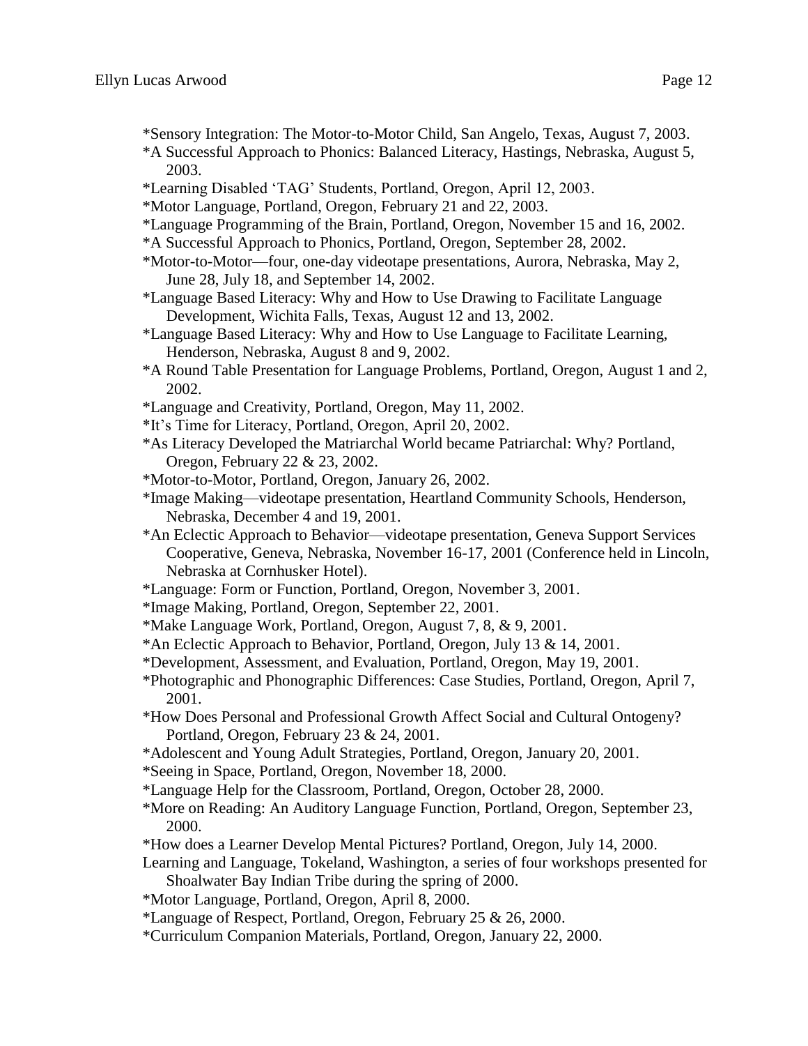*Sensory Integration: The Motor-to-Motor Child, San Angelo, Texas, August 7, 2003.

*A Successful Approach to Phonics: Balanced Literacy, Hastings, Nebraska, August 5, 2003.

*Learning Disabled 'TAG' Students, Portland, Oregon, April 12, 2003.

*Motor Language, Portland, Oregon, February 21 and 22, 2003.

*Language Programming of the Brain, Portland, Oregon, November 15 and 16, 2002.

*A Successful Approach to Phonics, Portland, Oregon, September 28, 2002.

*Motor-to-Motor—four, one-day videotape presentations, Aurora, Nebraska, May 2, June 28, July 18, and September 14, 2002.

*Language Based Literacy: Why and How to Use Drawing to Facilitate Language Development, Wichita Falls, Texas, August 12 and 13, 2002.

*Language Based Literacy: Why and How to Use Language to Facilitate Learning, Henderson, Nebraska, August 8 and 9, 2002.

*A Round Table Presentation for Language Problems, Portland, Oregon, August 1 and 2, 2002.

*Language and Creativity, Portland, Oregon, May 11, 2002.

*It's Time for Literacy, Portland, Oregon, April 20, 2002.

*As Literacy Developed the Matriarchal World became Patriarchal: Why? Portland, Oregon, February 22 & 23, 2002.

*Motor-to-Motor, Portland, Oregon, January 26, 2002.

*Image Making—videotape presentation, Heartland Community Schools, Henderson, Nebraska, December 4 and 19, 2001.

*An Eclectic Approach to Behavior—videotape presentation, Geneva Support Services Cooperative, Geneva, Nebraska, November 16-17, 2001 (Conference held in Lincoln, Nebraska at Cornhusker Hotel).

*Language: Form or Function, Portland, Oregon, November 3, 2001.

*Image Making, Portland, Oregon, September 22, 2001.

*Make Language Work, Portland, Oregon, August 7, 8, & 9, 2001.

*An Eclectic Approach to Behavior, Portland, Oregon, July 13 & 14, 2001.

*Development, Assessment, and Evaluation, Portland, Oregon, May 19, 2001.

*Photographic and Phonographic Differences: Case Studies, Portland, Oregon, April 7, 2001.

*How Does Personal and Professional Growth Affect Social and Cultural Ontogeny? Portland, Oregon, February 23 & 24, 2001.

*Adolescent and Young Adult Strategies, Portland, Oregon, January 20, 2001.

*Seeing in Space, Portland, Oregon, November 18, 2000.

*Language Help for the Classroom, Portland, Oregon, October 28, 2000.

*More on Reading: An Auditory Language Function, Portland, Oregon, September 23, 2000.

*How does a Learner Develop Mental Pictures? Portland, Oregon, July 14, 2000.

Learning and Language, Tokeland, Washington, a series of four workshops presented for Shoalwater Bay Indian Tribe during the spring of 2000.

*Motor Language, Portland, Oregon, April 8, 2000.

*Language of Respect, Portland, Oregon, February 25 & 26, 2000.

*Curriculum Companion Materials, Portland, Oregon, January 22, 2000.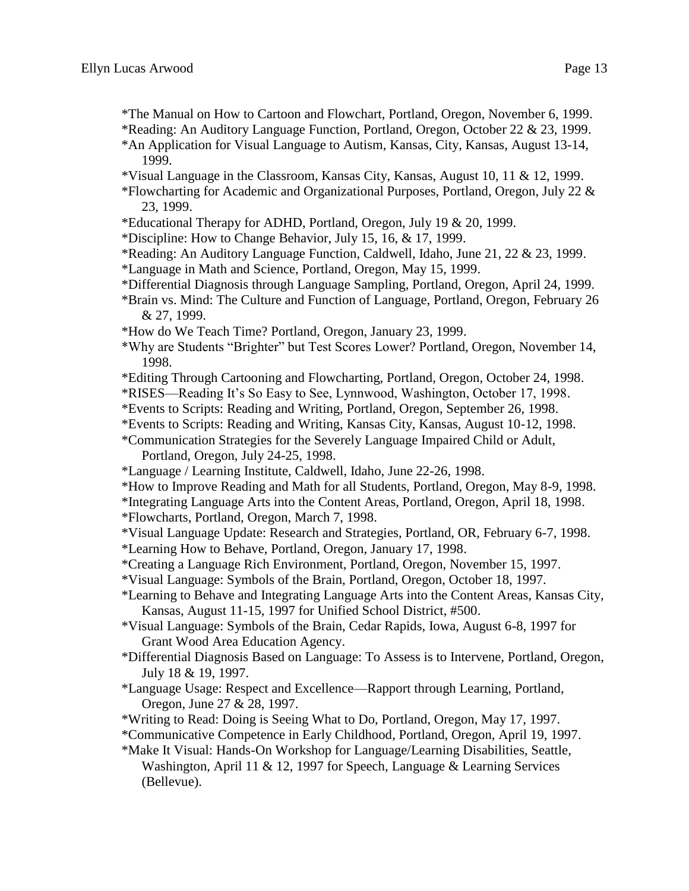*The Manual on How to Cartoon and Flowchart, Portland, Oregon, November 6, 1999.
*Reading: An Auditory Language Function, Portland, Oregon, October 22 & 23, 1999.
*An Application for Visual Language to Autism, Kansas, City, Kansas, August 13-14, 1999.
*Visual Language in the Classroom, Kansas City, Kansas, August 10, 11 & 12, 1999.
*Flowcharting for Academic and Organizational Purposes, Portland, Oregon, July 22 & 23, 1999.
*Educational Therapy for ADHD, Portland, Oregon, July 19 & 20, 1999.
*Discipline: How to Change Behavior, July 15, 16, & 17, 1999.
*Reading: An Auditory Language Function, Caldwell, Idaho, June 21, 22 & 23, 1999.
*Language in Math and Science, Portland, Oregon, May 15, 1999.
*Differential Diagnosis through Language Sampling, Portland, Oregon, April 24, 1999.
*Brain vs. Mind: The Culture and Function of Language, Portland, Oregon, February 26 & 27, 1999.
*How do We Teach Time? Portland, Oregon, January 23, 1999.
*Why are Students "Brighter" but Test Scores Lower? Portland, Oregon, November 14, 1998.
*Editing Through Cartooning and Flowcharting, Portland, Oregon, October 24, 1998.
*RISES—Reading It's So Easy to See, Lynnwood, Washington, October 17, 1998.
*Events to Scripts: Reading and Writing, Portland, Oregon, September 26, 1998.
*Events to Scripts: Reading and Writing, Kansas City, Kansas, August 10-12, 1998.
*Communication Strategies for the Severely Language Impaired Child or Adult, Portland, Oregon, July 24-25, 1998.
*Language / Learning Institute, Caldwell, Idaho, June 22-26, 1998.
*How to Improve Reading and Math for all Students, Portland, Oregon, May 8-9, 1998.
*Integrating Language Arts into the Content Areas, Portland, Oregon, April 18, 1998.
*Flowcharts, Portland, Oregon, March 7, 1998.
*Visual Language Update: Research and Strategies, Portland, OR, February 6-7, 1998.
*Learning How to Behave, Portland, Oregon, January 17, 1998.
*Creating a Language Rich Environment, Portland, Oregon, November 15, 1997.
*Visual Language: Symbols of the Brain, Portland, Oregon, October 18, 1997.
*Learning to Behave and Integrating Language Arts into the Content Areas, Kansas City, Kansas, August 11-15, 1997 for Unified School District, #500.
*Visual Language: Symbols of the Brain, Cedar Rapids, Iowa, August 6-8, 1997 for Grant Wood Area Education Agency.
*Differential Diagnosis Based on Language: To Assess is to Intervene, Portland, Oregon, July 18 & 19, 1997.
*Language Usage: Respect and Excellence—Rapport through Learning, Portland, Oregon, June 27 & 28, 1997.
*Writing to Read: Doing is Seeing What to Do, Portland, Oregon, May 17, 1997.
*Communicative Competence in Early Childhood, Portland, Oregon, April 19, 1997.
*Make It Visual: Hands-On Workshop for Language/Learning Disabilities, Seattle, Washington, April 11 & 12, 1997 for Speech, Language & Learning Services (Bellevue).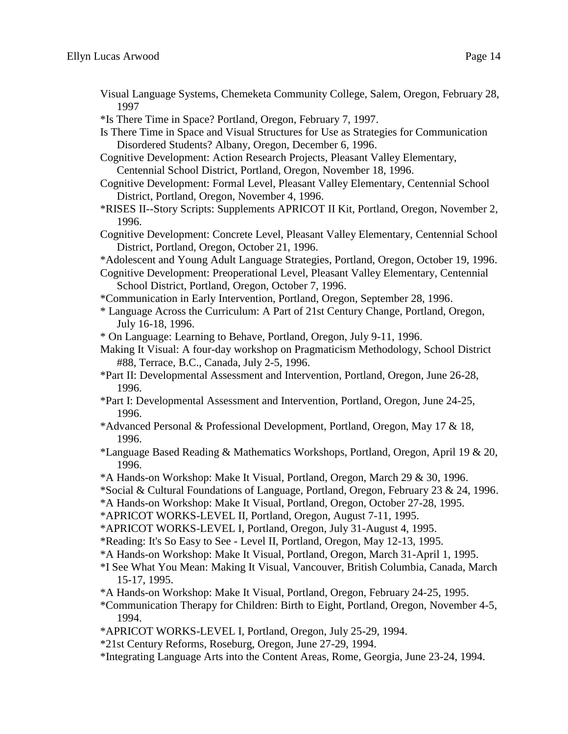Visual Language Systems, Chemeketa Community College, Salem, Oregon, February 28, 1997

*Is There Time in Space? Portland, Oregon, February 7, 1997.

Is There Time in Space and Visual Structures for Use as Strategies for Communication Disordered Students? Albany, Oregon, December 6, 1996.

Cognitive Development: Action Research Projects, Pleasant Valley Elementary, Centennial School District, Portland, Oregon, November 18, 1996.

Cognitive Development: Formal Level, Pleasant Valley Elementary, Centennial School District, Portland, Oregon, November 4, 1996.

*RISES II--Story Scripts: Supplements APRICOT II Kit, Portland, Oregon, November 2, 1996.

Cognitive Development: Concrete Level, Pleasant Valley Elementary, Centennial School District, Portland, Oregon, October 21, 1996.

*Adolescent and Young Adult Language Strategies, Portland, Oregon, October 19, 1996.

Cognitive Development: Preoperational Level, Pleasant Valley Elementary, Centennial School District, Portland, Oregon, October 7, 1996.

*Communication in Early Intervention, Portland, Oregon, September 28, 1996.

* Language Across the Curriculum: A Part of 21st Century Change, Portland, Oregon, July 16-18, 1996.

* On Language: Learning to Behave, Portland, Oregon, July 9-11, 1996.

Making It Visual: A four-day workshop on Pragmaticism Methodology, School District #88, Terrace, B.C., Canada, July 2-5, 1996.

*Part II: Developmental Assessment and Intervention, Portland, Oregon, June 26-28, 1996.

*Part I: Developmental Assessment and Intervention, Portland, Oregon, June 24-25, 1996.

*Advanced Personal & Professional Development, Portland, Oregon, May 17 & 18, 1996.

*Language Based Reading & Mathematics Workshops, Portland, Oregon, April 19 & 20, 1996.

*A Hands-on Workshop: Make It Visual, Portland, Oregon, March 29 & 30, 1996.

*Social & Cultural Foundations of Language, Portland, Oregon, February 23 & 24, 1996.

*A Hands-on Workshop: Make It Visual, Portland, Oregon, October 27-28, 1995.

*APRICOT WORKS-LEVEL II, Portland, Oregon, August 7-11, 1995.

*APRICOT WORKS-LEVEL I, Portland, Oregon, July 31-August 4, 1995.

*Reading: It's So Easy to See - Level II, Portland, Oregon, May 12-13, 1995.

*A Hands-on Workshop: Make It Visual, Portland, Oregon, March 31-April 1, 1995.

*I See What You Mean: Making It Visual, Vancouver, British Columbia, Canada, March 15-17, 1995.

*A Hands-on Workshop: Make It Visual, Portland, Oregon, February 24-25, 1995.

*Communication Therapy for Children: Birth to Eight, Portland, Oregon, November 4-5, 1994.

*APRICOT WORKS-LEVEL I, Portland, Oregon, July 25-29, 1994.

*21st Century Reforms, Roseburg, Oregon, June 27-29, 1994.

*Integrating Language Arts into the Content Areas, Rome, Georgia, June 23-24, 1994.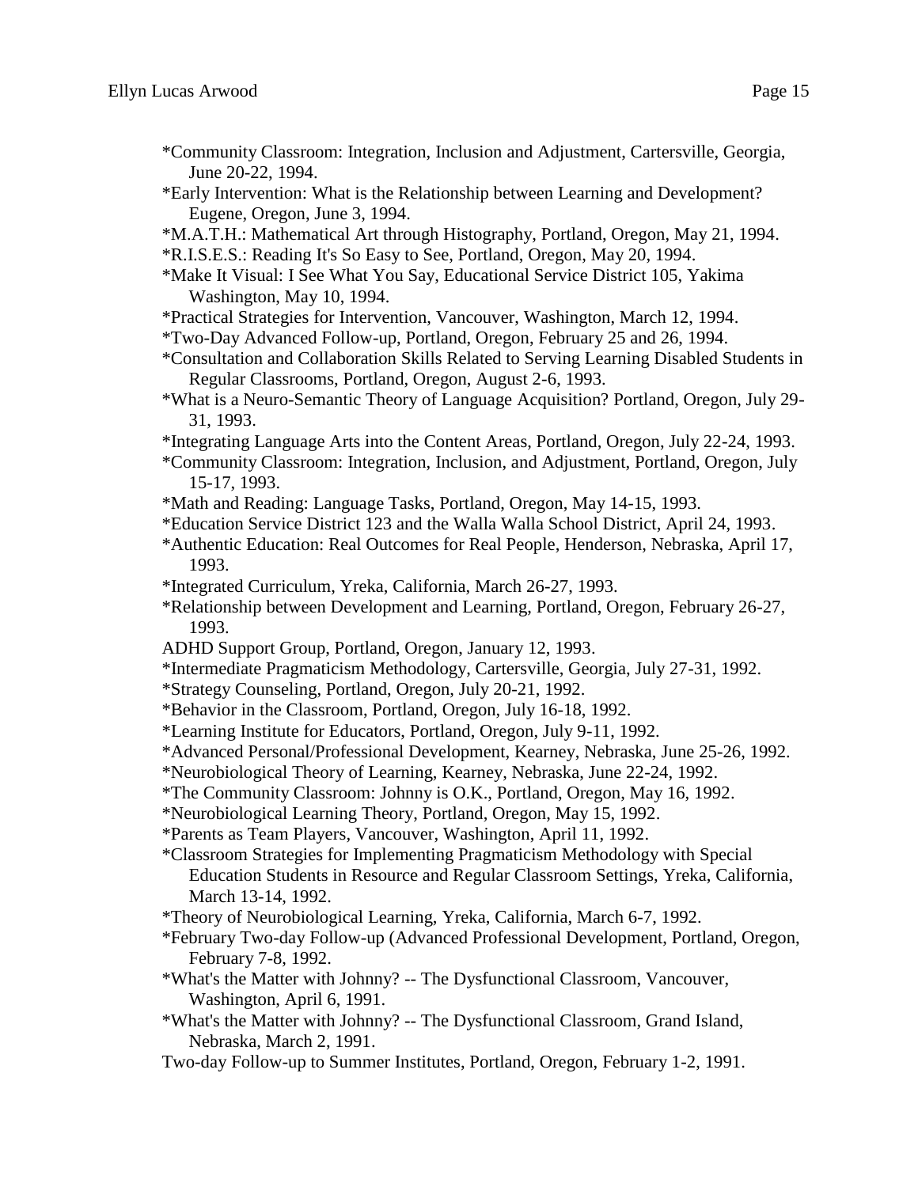*Community Classroom: Integration, Inclusion and Adjustment, Cartersville, Georgia, June 20-22, 1994.

*Early Intervention: What is the Relationship between Learning and Development? Eugene, Oregon, June 3, 1994.

*M.A.T.H.: Mathematical Art through Histography, Portland, Oregon, May 21, 1994.

*R.I.S.E.S.: Reading It's So Easy to See, Portland, Oregon, May 20, 1994.

*Make It Visual: I See What You Say, Educational Service District 105, Yakima Washington, May 10, 1994.

*Practical Strategies for Intervention, Vancouver, Washington, March 12, 1994.

*Two-Day Advanced Follow-up, Portland, Oregon, February 25 and 26, 1994.

*Consultation and Collaboration Skills Related to Serving Learning Disabled Students in Regular Classrooms, Portland, Oregon, August 2-6, 1993.

*What is a Neuro-Semantic Theory of Language Acquisition? Portland, Oregon, July 29-31, 1993.

*Integrating Language Arts into the Content Areas, Portland, Oregon, July 22-24, 1993.

*Community Classroom: Integration, Inclusion, and Adjustment, Portland, Oregon, July 15-17, 1993.

*Math and Reading: Language Tasks, Portland, Oregon, May 14-15, 1993.

*Education Service District 123 and the Walla Walla School District, April 24, 1993.

*Authentic Education: Real Outcomes for Real People, Henderson, Nebraska, April 17, 1993.

*Integrated Curriculum, Yreka, California, March 26-27, 1993.

*Relationship between Development and Learning, Portland, Oregon, February 26-27, 1993.

ADHD Support Group, Portland, Oregon, January 12, 1993.

*Intermediate Pragmaticism Methodology, Cartersville, Georgia, July 27-31, 1992.

*Strategy Counseling, Portland, Oregon, July 20-21, 1992.

*Behavior in the Classroom, Portland, Oregon, July 16-18, 1992.

*Learning Institute for Educators, Portland, Oregon, July 9-11, 1992.

*Advanced Personal/Professional Development, Kearney, Nebraska, June 25-26, 1992.

*Neurobiological Theory of Learning, Kearney, Nebraska, June 22-24, 1992.

*The Community Classroom: Johnny is O.K., Portland, Oregon, May 16, 1992.

*Neurobiological Learning Theory, Portland, Oregon, May 15, 1992.

*Parents as Team Players, Vancouver, Washington, April 11, 1992.

*Classroom Strategies for Implementing Pragmaticism Methodology with Special Education Students in Resource and Regular Classroom Settings, Yreka, California, March 13-14, 1992.

*Theory of Neurobiological Learning, Yreka, California, March 6-7, 1992.

*February Two-day Follow-up (Advanced Professional Development, Portland, Oregon, February 7-8, 1992.

*What's the Matter with Johnny? -- The Dysfunctional Classroom, Vancouver, Washington, April 6, 1991.

*What's the Matter with Johnny? -- The Dysfunctional Classroom, Grand Island, Nebraska, March 2, 1991.

Two-day Follow-up to Summer Institutes, Portland, Oregon, February 1-2, 1991.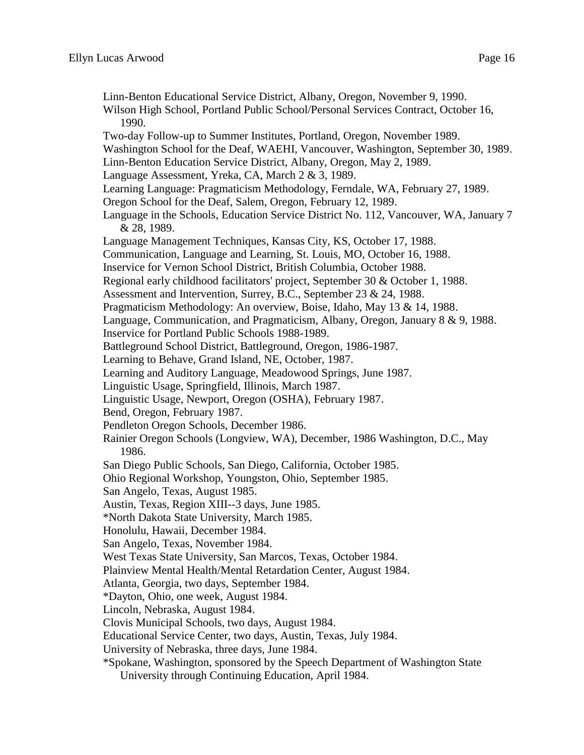Linn-Benton Educational Service District, Albany, Oregon, November 9, 1990.

Wilson High School, Portland Public School/Personal Services Contract, October 16, 1990.

Two-day Follow-up to Summer Institutes, Portland, Oregon, November 1989.

Washington School for the Deaf, WAEHI, Vancouver, Washington, September 30, 1989.

Linn-Benton Education Service District, Albany, Oregon, May 2, 1989.

Language Assessment, Yreka, CA, March 2 & 3, 1989.

Learning Language: Pragmaticism Methodology, Ferndale, WA, February 27, 1989.

Oregon School for the Deaf, Salem, Oregon, February 12, 1989.

Language in the Schools, Education Service District No. 112, Vancouver, WA, January 7 & 28, 1989.

Language Management Techniques, Kansas City, KS, October 17, 1988.

Communication, Language and Learning, St. Louis, MO, October 16, 1988.

Inservice for Vernon School District, British Columbia, October 1988.

Regional early childhood facilitators' project, September 30 & October 1, 1988.

Assessment and Intervention, Surrey, B.C., September 23 & 24, 1988.

Pragmaticism Methodology: An overview, Boise, Idaho, May 13 & 14, 1988.

Language, Communication, and Pragmaticism, Albany, Oregon, January 8 & 9, 1988.

Inservice for Portland Public Schools 1988-1989.

Battleground School District, Battleground, Oregon, 1986-1987.

Learning to Behave, Grand Island, NE, October, 1987.

Learning and Auditory Language, Meadowood Springs, June 1987.

Linguistic Usage, Springfield, Illinois, March 1987.

Linguistic Usage, Newport, Oregon (OSHA), February 1987.

Bend, Oregon, February 1987.

Pendleton Oregon Schools, December 1986.

Rainier Oregon Schools (Longview, WA), December, 1986 Washington, D.C., May 1986.

San Diego Public Schools, San Diego, California, October 1985.

Ohio Regional Workshop, Youngston, Ohio, September 1985.

San Angelo, Texas, August 1985.

Austin, Texas, Region XIII--3 days, June 1985.

*North Dakota State University, March 1985.

Honolulu, Hawaii, December 1984.

San Angelo, Texas, November 1984.

West Texas State University, San Marcos, Texas, October 1984.

Plainview Mental Health/Mental Retardation Center, August 1984.

Atlanta, Georgia, two days, September 1984.

*Dayton, Ohio, one week, August 1984.

Lincoln, Nebraska, August 1984.

Clovis Municipal Schools, two days, August 1984.

Educational Service Center, two days, Austin, Texas, July 1984.

University of Nebraska, three days, June 1984.

*Spokane, Washington, sponsored by the Speech Department of Washington State University through Continuing Education, April 1984.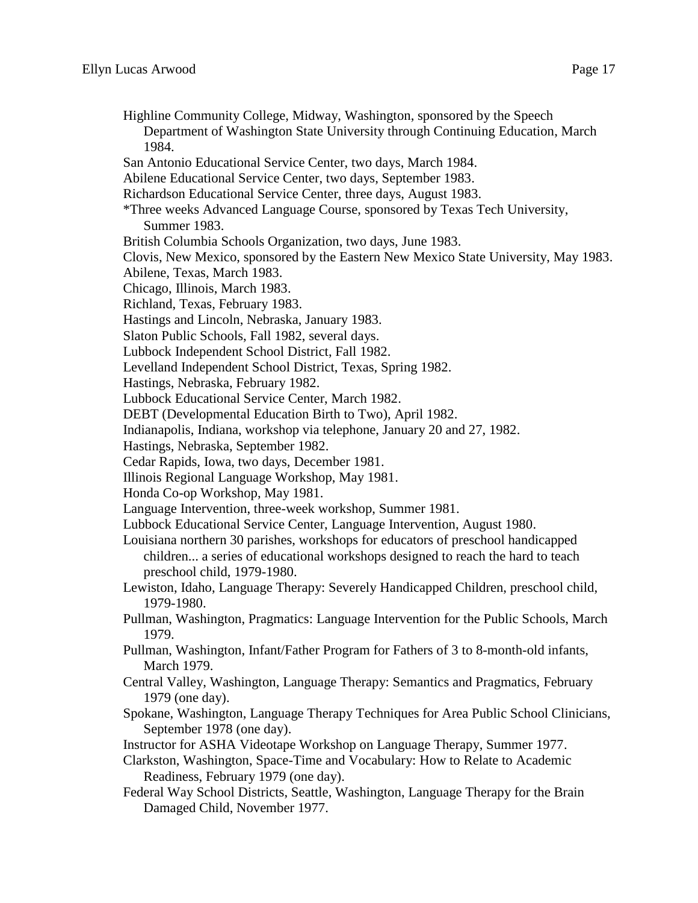Highline Community College, Midway, Washington, sponsored by the Speech Department of Washington State University through Continuing Education, March 1984.

San Antonio Educational Service Center, two days, March 1984.

Abilene Educational Service Center, two days, September 1983.

Richardson Educational Service Center, three days, August 1983.

*Three weeks Advanced Language Course, sponsored by Texas Tech University, Summer 1983.

British Columbia Schools Organization, two days, June 1983.

Clovis, New Mexico, sponsored by the Eastern New Mexico State University, May 1983.

Abilene, Texas, March 1983.

Chicago, Illinois, March 1983.

Richland, Texas, February 1983.

Hastings and Lincoln, Nebraska, January 1983.

Slaton Public Schools, Fall 1982, several days.

Lubbock Independent School District, Fall 1982.

Levelland Independent School District, Texas, Spring 1982.

Hastings, Nebraska, February 1982.

Lubbock Educational Service Center, March 1982.

DEBT (Developmental Education Birth to Two), April 1982.

Indianapolis, Indiana, workshop via telephone, January 20 and 27, 1982.

Hastings, Nebraska, September 1982.

Cedar Rapids, Iowa, two days, December 1981.

Illinois Regional Language Workshop, May 1981.

Honda Co-op Workshop, May 1981.

Language Intervention, three-week workshop, Summer 1981.

Lubbock Educational Service Center, Language Intervention, August 1980.

Louisiana northern 30 parishes, workshops for educators of preschool handicapped children... a series of educational workshops designed to reach the hard to teach preschool child, 1979-1980.

Lewiston, Idaho, Language Therapy: Severely Handicapped Children, preschool child, 1979-1980.

Pullman, Washington, Pragmatics: Language Intervention for the Public Schools, March 1979.

Pullman, Washington, Infant/Father Program for Fathers of 3 to 8-month-old infants, March 1979.

Central Valley, Washington, Language Therapy: Semantics and Pragmatics, February 1979 (one day).

Spokane, Washington, Language Therapy Techniques for Area Public School Clinicians, September 1978 (one day).

Instructor for ASHA Videotape Workshop on Language Therapy, Summer 1977.

Clarkston, Washington, Space-Time and Vocabulary: How to Relate to Academic Readiness, February 1979 (one day).

Federal Way School Districts, Seattle, Washington, Language Therapy for the Brain Damaged Child, November 1977.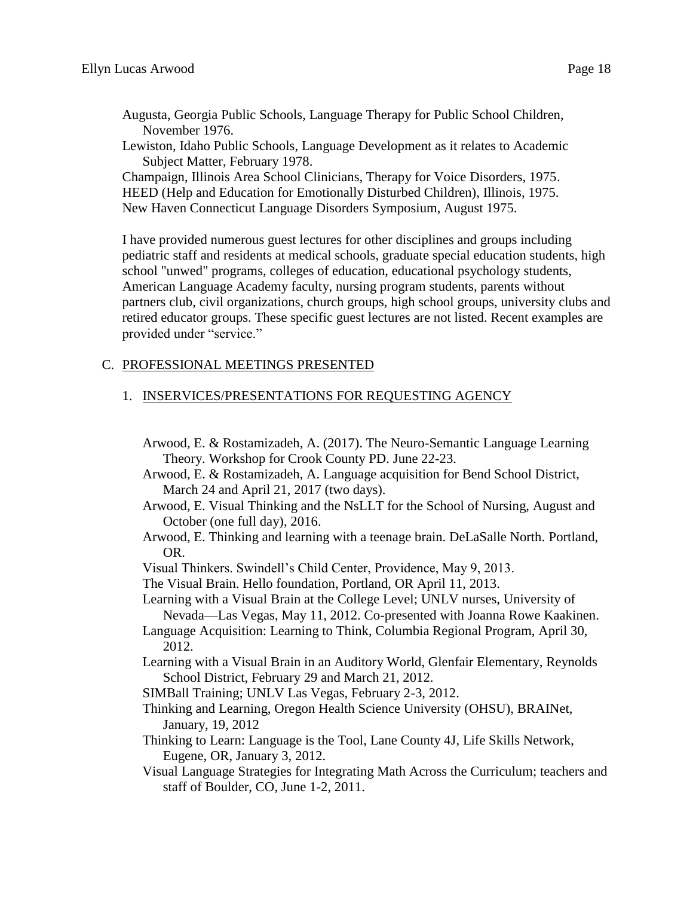Augusta, Georgia Public Schools, Language Therapy for Public School Children, November 1976.

Lewiston, Idaho Public Schools, Language Development as it relates to Academic Subject Matter, February 1978.

Champaign, Illinois Area School Clinicians, Therapy for Voice Disorders, 1975.

HEED (Help and Education for Emotionally Disturbed Children), Illinois, 1975.

New Haven Connecticut Language Disorders Symposium, August 1975.

I have provided numerous guest lectures for other disciplines and groups including pediatric staff and residents at medical schools, graduate special education students, high school "unwed" programs, colleges of education, educational psychology students, American Language Academy faculty, nursing program students, parents without partners club, civil organizations, church groups, high school groups, university clubs and retired educator groups. These specific guest lectures are not listed. Recent examples are provided under "service."

## C. PROFESSIONAL MEETINGS PRESENTED

### 1. INSERVICES/PRESENTATIONS FOR REQUESTING AGENCY

Arwood, E. & Rostamizadeh, A. (2017). The Neuro-Semantic Language Learning Theory. Workshop for Crook County PD. June 22-23.

Arwood, E. & Rostamizadeh, A. Language acquisition for Bend School District, March 24 and April 21, 2017 (two days).

Arwood, E. Visual Thinking and the NsLLT for the School of Nursing, August and October (one full day), 2016.

Arwood, E. Thinking and learning with a teenage brain. DeLaSalle North. Portland, OR.

Visual Thinkers. Swindell's Child Center, Providence, May 9, 2013.

The Visual Brain. Hello foundation, Portland, OR April 11, 2013.

Learning with a Visual Brain at the College Level; UNLV nurses, University of Nevada—Las Vegas, May 11, 2012. Co-presented with Joanna Rowe Kaakinen.

Language Acquisition: Learning to Think, Columbia Regional Program, April 30, 2012.

Learning with a Visual Brain in an Auditory World, Glenfair Elementary, Reynolds School District, February 29 and March 21, 2012.

SIMBall Training; UNLV Las Vegas, February 2-3, 2012.

Thinking and Learning, Oregon Health Science University (OHSU), BRAINet, January, 19, 2012

Thinking to Learn: Language is the Tool, Lane County 4J, Life Skills Network, Eugene, OR, January 3, 2012.

Visual Language Strategies for Integrating Math Across the Curriculum; teachers and staff of Boulder, CO, June 1-2, 2011.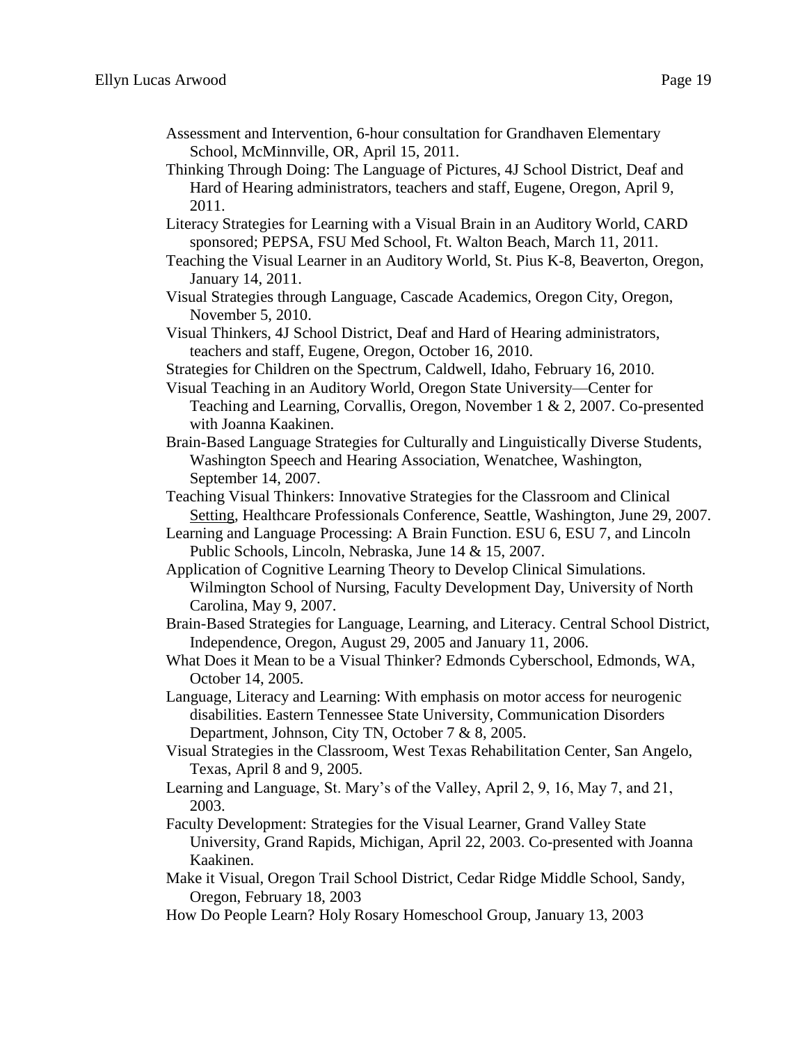Assessment and Intervention, 6-hour consultation for Grandhaven Elementary School, McMinnville, OR, April 15, 2011.

Thinking Through Doing: The Language of Pictures, 4J School District, Deaf and Hard of Hearing administrators, teachers and staff, Eugene, Oregon, April 9, 2011.

Literacy Strategies for Learning with a Visual Brain in an Auditory World, CARD sponsored; PEPSA, FSU Med School, Ft. Walton Beach, March 11, 2011.

Teaching the Visual Learner in an Auditory World, St. Pius K-8, Beaverton, Oregon, January 14, 2011.

Visual Strategies through Language, Cascade Academics, Oregon City, Oregon, November 5, 2010.

Visual Thinkers, 4J School District, Deaf and Hard of Hearing administrators, teachers and staff, Eugene, Oregon, October 16, 2010.

Strategies for Children on the Spectrum, Caldwell, Idaho, February 16, 2010.

Visual Teaching in an Auditory World, Oregon State University—Center for Teaching and Learning, Corvallis, Oregon, November 1 & 2, 2007. Co-presented with Joanna Kaakinen.

Brain-Based Language Strategies for Culturally and Linguistically Diverse Students, Washington Speech and Hearing Association, Wenatchee, Washington, September 14, 2007.

Teaching Visual Thinkers: Innovative Strategies for the Classroom and Clinical Setting, Healthcare Professionals Conference, Seattle, Washington, June 29, 2007.

Learning and Language Processing: A Brain Function. ESU 6, ESU 7, and Lincoln Public Schools, Lincoln, Nebraska, June 14 & 15, 2007.

Application of Cognitive Learning Theory to Develop Clinical Simulations. Wilmington School of Nursing, Faculty Development Day, University of North Carolina, May 9, 2007.

Brain-Based Strategies for Language, Learning, and Literacy. Central School District, Independence, Oregon, August 29, 2005 and January 11, 2006.

What Does it Mean to be a Visual Thinker? Edmonds Cyberschool, Edmonds, WA, October 14, 2005.

Language, Literacy and Learning: With emphasis on motor access for neurogenic disabilities. Eastern Tennessee State University, Communication Disorders Department, Johnson, City TN, October 7 & 8, 2005.

Visual Strategies in the Classroom, West Texas Rehabilitation Center, San Angelo, Texas, April 8 and 9, 2005.

Learning and Language, St. Mary's of the Valley, April 2, 9, 16, May 7, and 21, 2003.

Faculty Development: Strategies for the Visual Learner, Grand Valley State University, Grand Rapids, Michigan, April 22, 2003. Co-presented with Joanna Kaakinen.

Make it Visual, Oregon Trail School District, Cedar Ridge Middle School, Sandy, Oregon, February 18, 2003

How Do People Learn? Holy Rosary Homeschool Group, January 13, 2003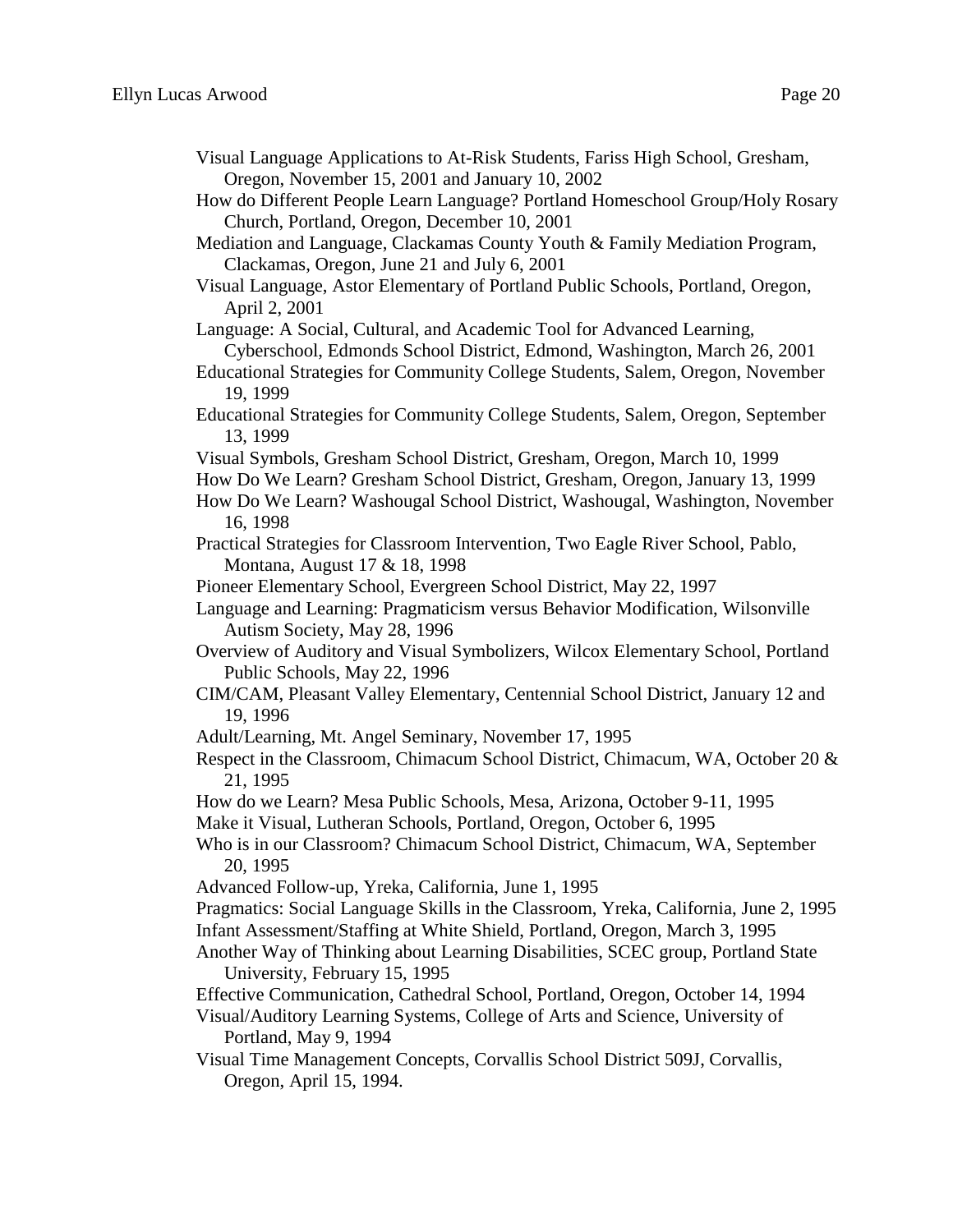Visual Language Applications to At-Risk Students, Fariss High School, Gresham, Oregon, November 15, 2001 and January 10, 2002

How do Different People Learn Language? Portland Homeschool Group/Holy Rosary Church, Portland, Oregon, December 10, 2001

Mediation and Language, Clackamas County Youth & Family Mediation Program, Clackamas, Oregon, June 21 and July 6, 2001

Visual Language, Astor Elementary of Portland Public Schools, Portland, Oregon, April 2, 2001

Language: A Social, Cultural, and Academic Tool for Advanced Learning, Cyberschool, Edmonds School District, Edmond, Washington, March 26, 2001

Educational Strategies for Community College Students, Salem, Oregon, November 19, 1999

Educational Strategies for Community College Students, Salem, Oregon, September 13, 1999

Visual Symbols, Gresham School District, Gresham, Oregon, March 10, 1999

How Do We Learn? Gresham School District, Gresham, Oregon, January 13, 1999

How Do We Learn? Washougal School District, Washougal, Washington, November 16, 1998

Practical Strategies for Classroom Intervention, Two Eagle River School, Pablo, Montana, August 17 & 18, 1998

Pioneer Elementary School, Evergreen School District, May 22, 1997

Language and Learning: Pragmaticism versus Behavior Modification, Wilsonville Autism Society, May 28, 1996

Overview of Auditory and Visual Symbolizers, Wilcox Elementary School, Portland Public Schools, May 22, 1996

CIM/CAM, Pleasant Valley Elementary, Centennial School District, January 12 and 19, 1996

Adult/Learning, Mt. Angel Seminary, November 17, 1995

Respect in the Classroom, Chimacum School District, Chimacum, WA, October 20 & 21, 1995

How do we Learn? Mesa Public Schools, Mesa, Arizona, October 9-11, 1995

Make it Visual, Lutheran Schools, Portland, Oregon, October 6, 1995

Who is in our Classroom? Chimacum School District, Chimacum, WA, September 20, 1995

Advanced Follow-up, Yreka, California, June 1, 1995

Pragmatics: Social Language Skills in the Classroom, Yreka, California, June 2, 1995

Infant Assessment/Staffing at White Shield, Portland, Oregon, March 3, 1995

Another Way of Thinking about Learning Disabilities, SCEC group, Portland State University, February 15, 1995

Effective Communication, Cathedral School, Portland, Oregon, October 14, 1994

Visual/Auditory Learning Systems, College of Arts and Science, University of Portland, May 9, 1994

Visual Time Management Concepts, Corvallis School District 509J, Corvallis, Oregon, April 15, 1994.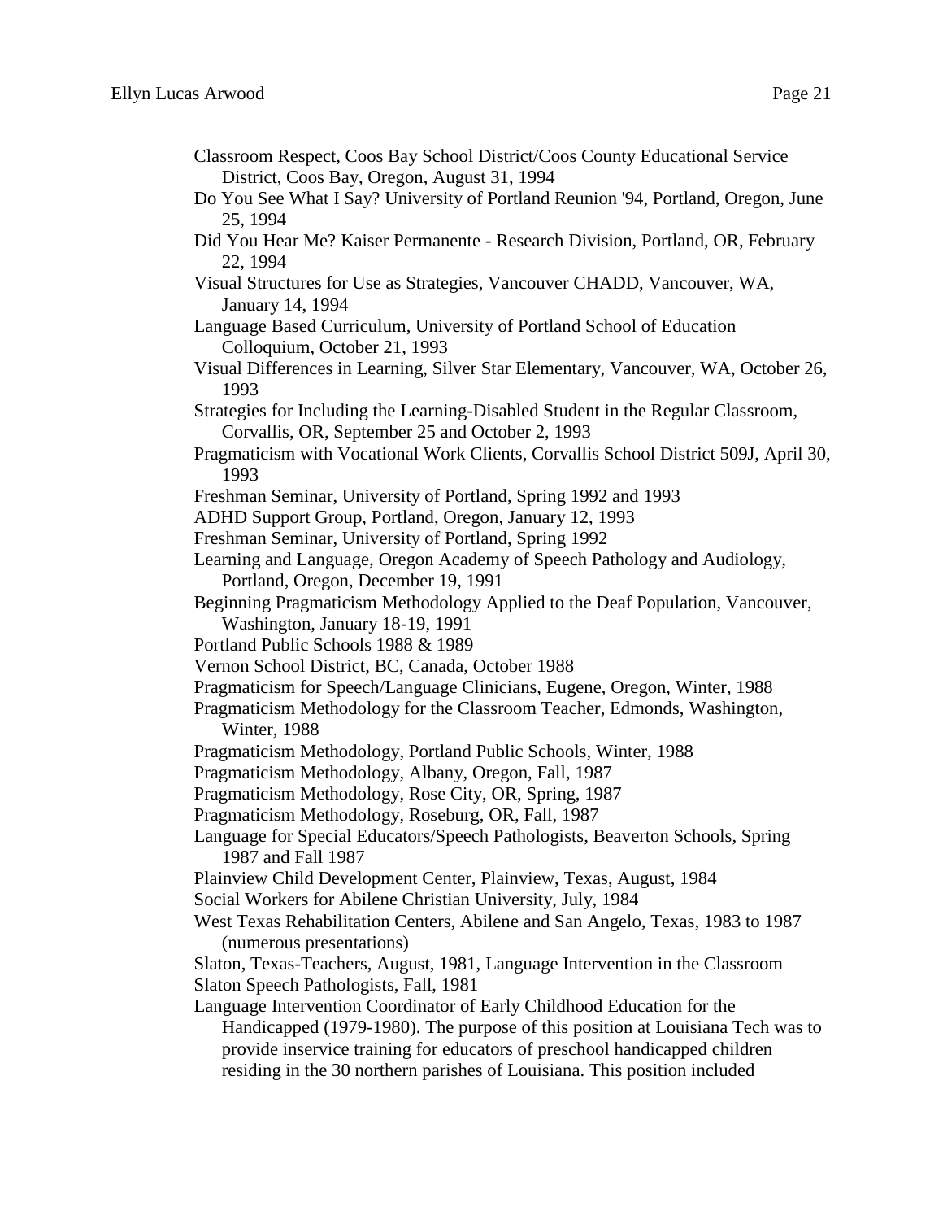Classroom Respect, Coos Bay School District/Coos County Educational Service District, Coos Bay, Oregon, August 31, 1994

Do You See What I Say? University of Portland Reunion '94, Portland, Oregon, June 25, 1994

Did You Hear Me? Kaiser Permanente - Research Division, Portland, OR, February 22, 1994

Visual Structures for Use as Strategies, Vancouver CHADD, Vancouver, WA, January 14, 1994

Language Based Curriculum, University of Portland School of Education Colloquium, October 21, 1993

Visual Differences in Learning, Silver Star Elementary, Vancouver, WA, October 26, 1993

Strategies for Including the Learning-Disabled Student in the Regular Classroom, Corvallis, OR, September 25 and October 2, 1993

Pragmaticism with Vocational Work Clients, Corvallis School District 509J, April 30, 1993

Freshman Seminar, University of Portland, Spring 1992 and 1993

ADHD Support Group, Portland, Oregon, January 12, 1993

Freshman Seminar, University of Portland, Spring 1992

Learning and Language, Oregon Academy of Speech Pathology and Audiology, Portland, Oregon, December 19, 1991

Beginning Pragmaticism Methodology Applied to the Deaf Population, Vancouver, Washington, January 18-19, 1991

Portland Public Schools 1988 & 1989

Vernon School District, BC, Canada, October 1988

Pragmaticism for Speech/Language Clinicians, Eugene, Oregon, Winter, 1988

Pragmaticism Methodology for the Classroom Teacher, Edmonds, Washington, Winter, 1988

Pragmaticism Methodology, Portland Public Schools, Winter, 1988

Pragmaticism Methodology, Albany, Oregon, Fall, 1987

Pragmaticism Methodology, Rose City, OR, Spring, 1987

Pragmaticism Methodology, Roseburg, OR, Fall, 1987

Language for Special Educators/Speech Pathologists, Beaverton Schools, Spring 1987 and Fall 1987

Plainview Child Development Center, Plainview, Texas, August, 1984

Social Workers for Abilene Christian University, July, 1984

West Texas Rehabilitation Centers, Abilene and San Angelo, Texas, 1983 to 1987 (numerous presentations)

Slaton, Texas-Teachers, August, 1981, Language Intervention in the Classroom

Slaton Speech Pathologists, Fall, 1981

Language Intervention Coordinator of Early Childhood Education for the Handicapped (1979-1980). The purpose of this position at Louisiana Tech was to provide inservice training for educators of preschool handicapped children residing in the 30 northern parishes of Louisiana. This position included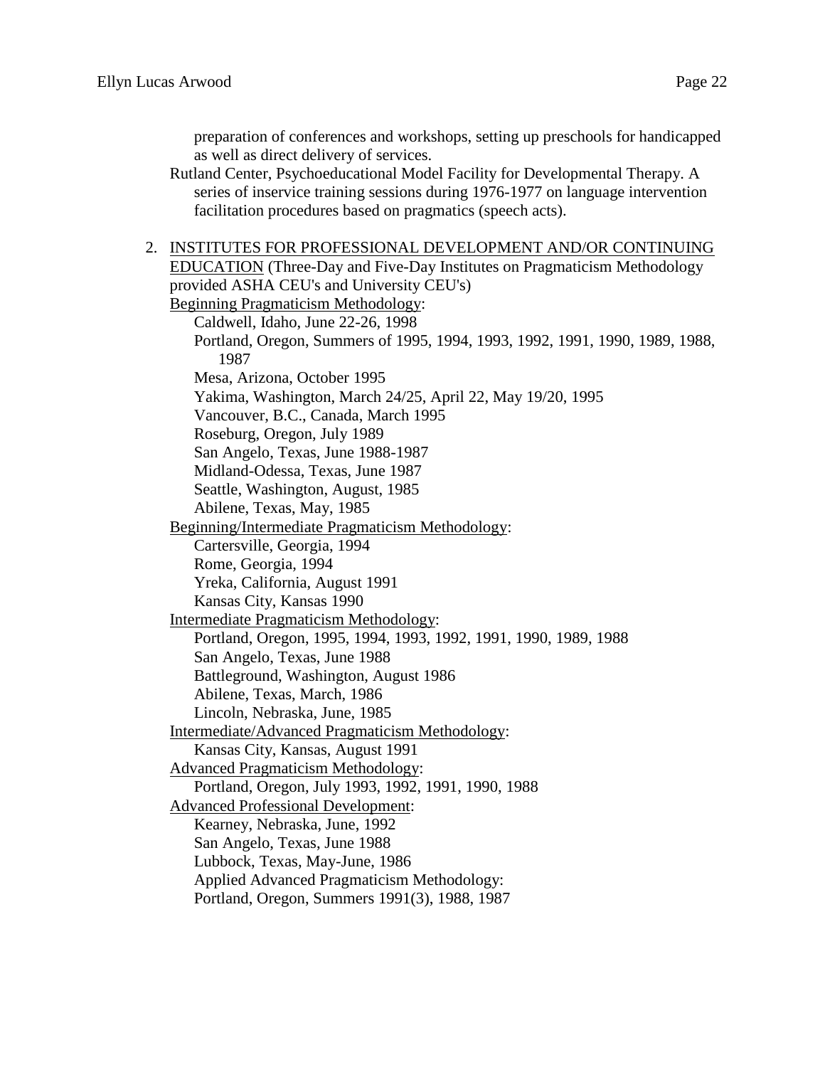preparation of conferences and workshops, setting up preschools for handicapped as well as direct delivery of services.

Rutland Center, Psychoeducational Model Facility for Developmental Therapy. A series of inservice training sessions during 1976-1977 on language intervention facilitation procedures based on pragmatics (speech acts).

2. <u>INSTITUTES FOR PROFESSIONAL DEVELOPMENT AND/OR CONTINUING EDUCATION</u> (Three-Day and Five-Day Institutes on Pragmaticism Methodology provided ASHA CEU's and University CEU's)

   <u>Beginning Pragmaticism Methodology</u>:
   - Caldwell, Idaho, June 22-26, 1998
   - Portland, Oregon, Summers of 1995, 1994, 1993, 1992, 1991, 1990, 1989, 1988, 1987
   - Mesa, Arizona, October 1995
   - Yakima, Washington, March 24/25, April 22, May 19/20, 1995
   - Vancouver, B.C., Canada, March 1995
   - Roseburg, Oregon, July 1989
   - San Angelo, Texas, June 1988-1987
   - Midland-Odessa, Texas, June 1987
   - Seattle, Washington, August, 1985
   - Abilene, Texas, May, 1985

   <u>Beginning/Intermediate Pragmaticism Methodology</u>:
   - Cartersville, Georgia, 1994
   - Rome, Georgia, 1994
   - Yreka, California, August 1991
   - Kansas City, Kansas 1990

   <u>Intermediate Pragmaticism Methodology</u>:
   - Portland, Oregon, 1995, 1994, 1993, 1992, 1991, 1990, 1989, 1988
   - San Angelo, Texas, June 1988
   - Battleground, Washington, August 1986
   - Abilene, Texas, March, 1986
   - Lincoln, Nebraska, June, 1985

   <u>Intermediate/Advanced Pragmaticism Methodology</u>:
   - Kansas City, Kansas, August 1991

   <u>Advanced Pragmaticism Methodology</u>:
   - Portland, Oregon, July 1993, 1992, 1991, 1990, 1988

   <u>Advanced Professional Development</u>:
   - Kearney, Nebraska, June, 1992
   - San Angelo, Texas, June 1988
   - Lubbock, Texas, May-June, 1986
   - Applied Advanced Pragmaticism Methodology:
   - Portland, Oregon, Summers 1991(3), 1988, 1987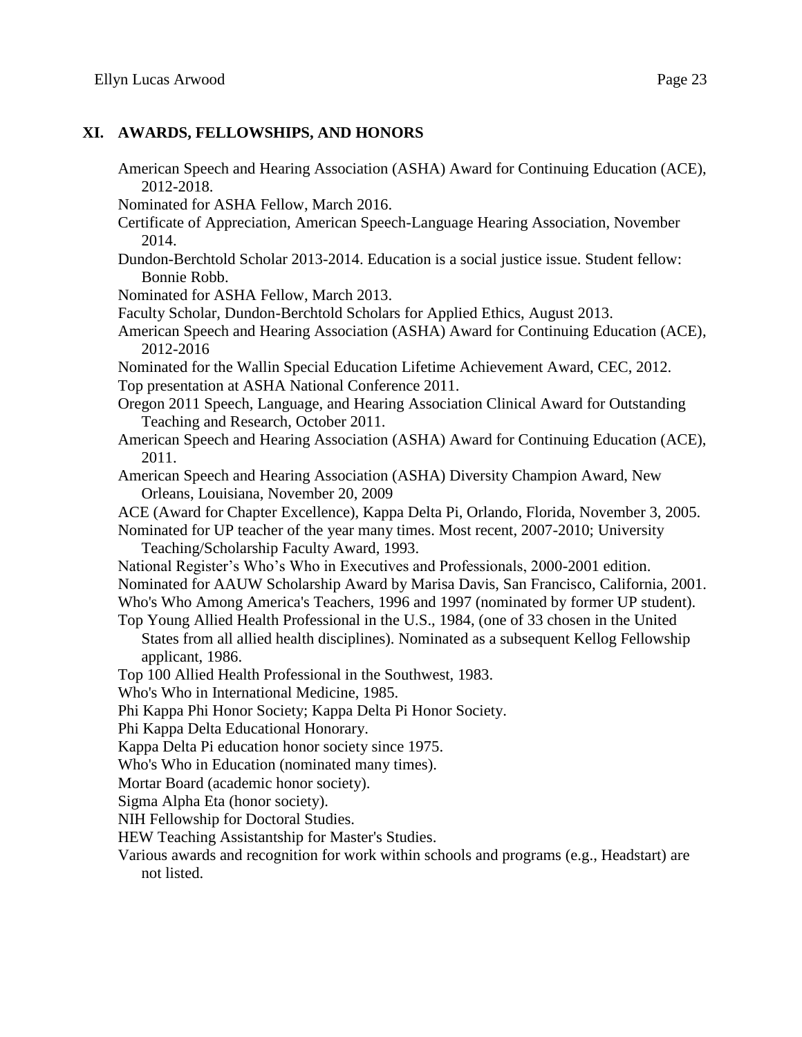## XI. AWARDS, FELLOWSHIPS, AND HONORS

American Speech and Hearing Association (ASHA) Award for Continuing Education (ACE), 2012-2018.

Nominated for ASHA Fellow, March 2016.

Certificate of Appreciation, American Speech-Language Hearing Association, November 2014.

Dundon-Berchtold Scholar 2013-2014. Education is a social justice issue. Student fellow: Bonnie Robb.

Nominated for ASHA Fellow, March 2013.

Faculty Scholar, Dundon-Berchtold Scholars for Applied Ethics, August 2013.

American Speech and Hearing Association (ASHA) Award for Continuing Education (ACE), 2012-2016

Nominated for the Wallin Special Education Lifetime Achievement Award, CEC, 2012.

Top presentation at ASHA National Conference 2011.

Oregon 2011 Speech, Language, and Hearing Association Clinical Award for Outstanding Teaching and Research, October 2011.

American Speech and Hearing Association (ASHA) Award for Continuing Education (ACE), 2011.

American Speech and Hearing Association (ASHA) Diversity Champion Award, New Orleans, Louisiana, November 20, 2009

ACE (Award for Chapter Excellence), Kappa Delta Pi, Orlando, Florida, November 3, 2005.

Nominated for UP teacher of the year many times. Most recent, 2007-2010; University Teaching/Scholarship Faculty Award, 1993.

National Register's Who's Who in Executives and Professionals, 2000-2001 edition.

Nominated for AAUW Scholarship Award by Marisa Davis, San Francisco, California, 2001.

Who's Who Among America's Teachers, 1996 and 1997 (nominated by former UP student).

Top Young Allied Health Professional in the U.S., 1984, (one of 33 chosen in the United States from all allied health disciplines). Nominated as a subsequent Kellog Fellowship applicant, 1986.

Top 100 Allied Health Professional in the Southwest, 1983.

Who's Who in International Medicine, 1985.

Phi Kappa Phi Honor Society; Kappa Delta Pi Honor Society.

Phi Kappa Delta Educational Honorary.

Kappa Delta Pi education honor society since 1975.

Who's Who in Education (nominated many times).

Mortar Board (academic honor society).

Sigma Alpha Eta (honor society).

NIH Fellowship for Doctoral Studies.

HEW Teaching Assistantship for Master's Studies.

Various awards and recognition for work within schools and programs (e.g., Headstart) are not listed.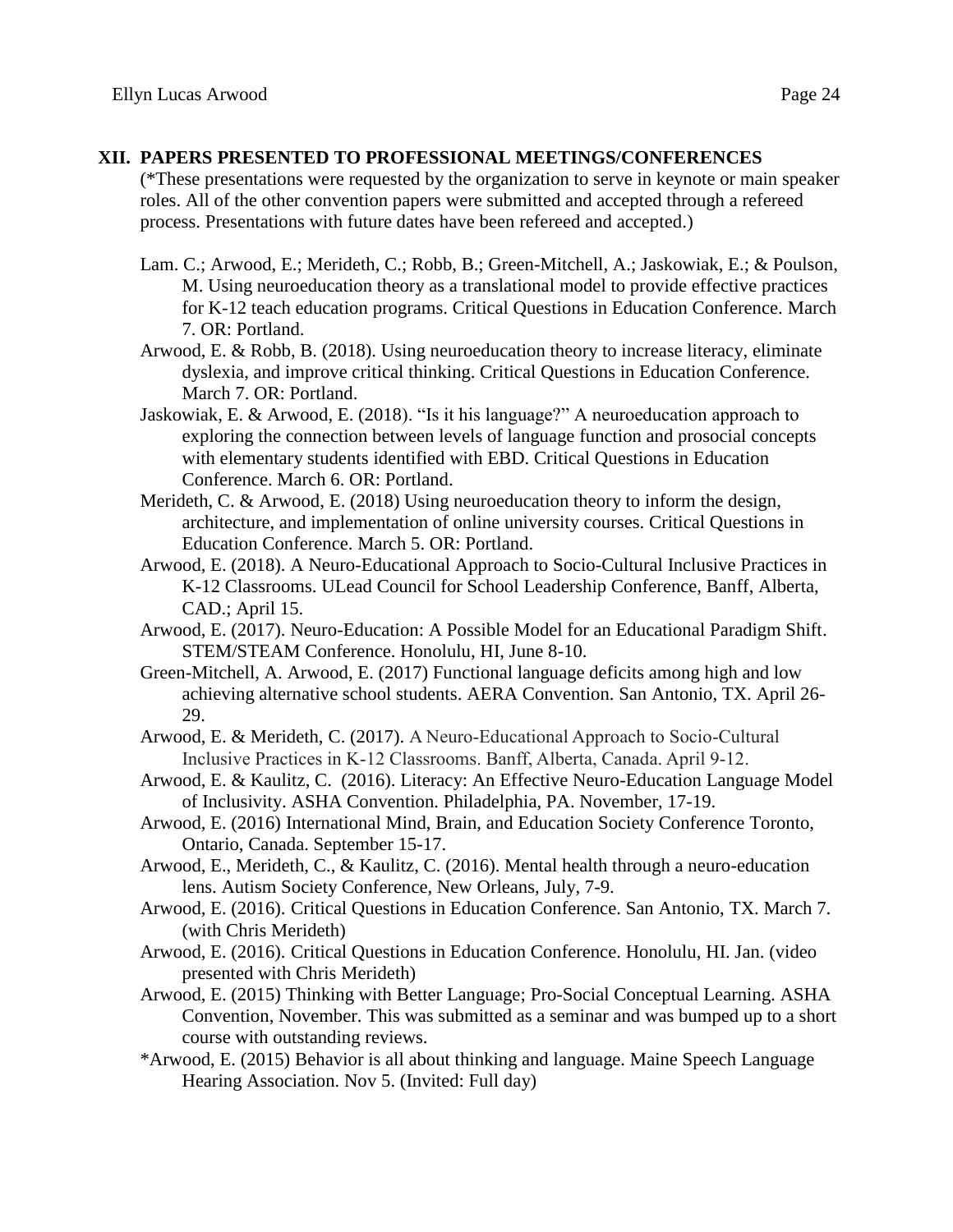## XII. PAPERS PRESENTED TO PROFESSIONAL MEETINGS/CONFERENCES

(*These presentations were requested by the organization to serve in keynote or main speaker roles. All of the other convention papers were submitted and accepted through a refereed process. Presentations with future dates have been refereed and accepted.)

Lam. C.; Arwood, E.; Merideth, C.; Robb, B.; Green-Mitchell, A.; Jaskowiak, E.; & Poulson, M. Using neuroeducation theory as a translational model to provide effective practices for K-12 teach education programs. Critical Questions in Education Conference. March 7. OR: Portland.

Arwood, E. & Robb, B. (2018). Using neuroeducation theory to increase literacy, eliminate dyslexia, and improve critical thinking. Critical Questions in Education Conference. March 7. OR: Portland.

Jaskowiak, E. & Arwood, E. (2018). "Is it his language?" A neuroeducation approach to exploring the connection between levels of language function and prosocial concepts with elementary students identified with EBD. Critical Questions in Education Conference. March 6. OR: Portland.

Merideth, C. & Arwood, E. (2018) Using neuroeducation theory to inform the design, architecture, and implementation of online university courses. Critical Questions in Education Conference. March 5. OR: Portland.

Arwood, E. (2018). A Neuro-Educational Approach to Socio-Cultural Inclusive Practices in K-12 Classrooms. ULead Council for School Leadership Conference, Banff, Alberta, CAD.; April 15.

Arwood, E. (2017). Neuro-Education: A Possible Model for an Educational Paradigm Shift. STEM/STEAM Conference. Honolulu, HI, June 8-10.

Green-Mitchell, A. Arwood, E. (2017) Functional language deficits among high and low achieving alternative school students. AERA Convention. San Antonio, TX. April 26-29.

Arwood, E. & Merideth, C. (2017). A Neuro-Educational Approach to Socio-Cultural Inclusive Practices in K-12 Classrooms. Banff, Alberta, Canada. April 9-12.

Arwood, E. & Kaulitz, C. (2016). Literacy: An Effective Neuro-Education Language Model of Inclusivity. ASHA Convention. Philadelphia, PA. November, 17-19.

Arwood, E. (2016) International Mind, Brain, and Education Society Conference Toronto, Ontario, Canada. September 15-17.

Arwood, E., Merideth, C., & Kaulitz, C. (2016). Mental health through a neuro-education lens. Autism Society Conference, New Orleans, July, 7-9.

Arwood, E. (2016). Critical Questions in Education Conference. San Antonio, TX. March 7. (with Chris Merideth)

Arwood, E. (2016). Critical Questions in Education Conference. Honolulu, HI. Jan. (video presented with Chris Merideth)

Arwood, E. (2015) Thinking with Better Language; Pro-Social Conceptual Learning. ASHA Convention, November. This was submitted as a seminar and was bumped up to a short course with outstanding reviews.

*Arwood, E. (2015) Behavior is all about thinking and language. Maine Speech Language Hearing Association. Nov 5. (Invited: Full day)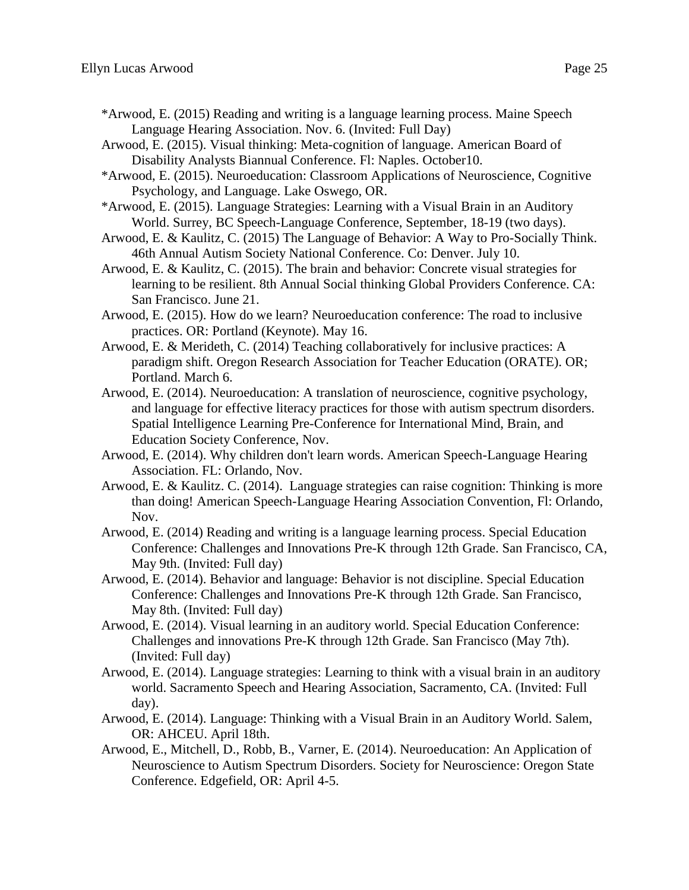*Arwood, E. (2015) Reading and writing is a language learning process. Maine Speech Language Hearing Association. Nov. 6. (Invited: Full Day)

Arwood, E. (2015). Visual thinking: Meta-cognition of language. American Board of Disability Analysts Biannual Conference. Fl: Naples. October10.

*Arwood, E. (2015). Neuroeducation: Classroom Applications of Neuroscience, Cognitive Psychology, and Language. Lake Oswego, OR.

*Arwood, E. (2015). Language Strategies: Learning with a Visual Brain in an Auditory World. Surrey, BC Speech-Language Conference, September, 18-19 (two days).

Arwood, E. & Kaulitz, C. (2015) The Language of Behavior: A Way to Pro-Socially Think. 46th Annual Autism Society National Conference. Co: Denver. July 10.

Arwood, E. & Kaulitz, C. (2015). The brain and behavior: Concrete visual strategies for learning to be resilient. 8th Annual Social thinking Global Providers Conference. CA: San Francisco. June 21.

Arwood, E. (2015). How do we learn? Neuroeducation conference: The road to inclusive practices. OR: Portland (Keynote). May 16.

Arwood, E. & Merideth, C. (2014) Teaching collaboratively for inclusive practices: A paradigm shift. Oregon Research Association for Teacher Education (ORATE). OR; Portland. March 6.

Arwood, E. (2014). Neuroeducation: A translation of neuroscience, cognitive psychology, and language for effective literacy practices for those with autism spectrum disorders. Spatial Intelligence Learning Pre-Conference for International Mind, Brain, and Education Society Conference, Nov.

Arwood, E. (2014). Why children don't learn words. American Speech-Language Hearing Association. FL: Orlando, Nov.

Arwood, E. & Kaulitz. C. (2014). Language strategies can raise cognition: Thinking is more than doing! American Speech-Language Hearing Association Convention, Fl: Orlando, Nov.

Arwood, E. (2014) Reading and writing is a language learning process. Special Education Conference: Challenges and Innovations Pre-K through 12th Grade. San Francisco, CA, May 9th. (Invited: Full day)

Arwood, E. (2014). Behavior and language: Behavior is not discipline. Special Education Conference: Challenges and Innovations Pre-K through 12th Grade. San Francisco, May 8th. (Invited: Full day)

Arwood, E. (2014). Visual learning in an auditory world. Special Education Conference: Challenges and innovations Pre-K through 12th Grade. San Francisco (May 7th). (Invited: Full day)

Arwood, E. (2014). Language strategies: Learning to think with a visual brain in an auditory world. Sacramento Speech and Hearing Association, Sacramento, CA. (Invited: Full day).

Arwood, E. (2014). Language: Thinking with a Visual Brain in an Auditory World. Salem, OR: AHCEU. April 18th.

Arwood, E., Mitchell, D., Robb, B., Varner, E. (2014). Neuroeducation: An Application of Neuroscience to Autism Spectrum Disorders. Society for Neuroscience: Oregon State Conference. Edgefield, OR: April 4-5.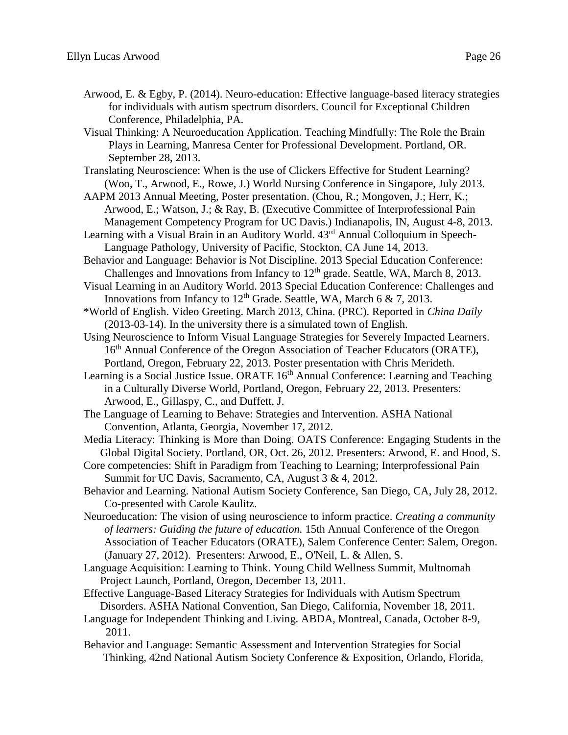Arwood, E. & Egby, P. (2014). Neuro-education: Effective language-based literacy strategies for individuals with autism spectrum disorders. Council for Exceptional Children Conference, Philadelphia, PA.

Visual Thinking: A Neuroeducation Application. Teaching Mindfully: The Role the Brain Plays in Learning, Manresa Center for Professional Development. Portland, OR. September 28, 2013.

Translating Neuroscience: When is the use of Clickers Effective for Student Learning? (Woo, T., Arwood, E., Rowe, J.) World Nursing Conference in Singapore, July 2013.

AAPM 2013 Annual Meeting, Poster presentation. (Chou, R.; Mongoven, J.; Herr, K.; Arwood, E.; Watson, J.; & Ray, B. (Executive Committee of Interprofessional Pain Management Competency Program for UC Davis.) Indianapolis, IN, August 4-8, 2013.

Learning with a Visual Brain in an Auditory World. 43rd Annual Colloquium in Speech-Language Pathology, University of Pacific, Stockton, CA June 14, 2013.

Behavior and Language: Behavior is Not Discipline. 2013 Special Education Conference: Challenges and Innovations from Infancy to 12th grade. Seattle, WA, March 8, 2013.

Visual Learning in an Auditory World. 2013 Special Education Conference: Challenges and Innovations from Infancy to 12th Grade. Seattle, WA, March 6 & 7, 2013.

*World of English. Video Greeting. March 2013, China. (PRC). Reported in *China Daily* (2013-03-14). In the university there is a simulated town of English.

Using Neuroscience to Inform Visual Language Strategies for Severely Impacted Learners. 16th Annual Conference of the Oregon Association of Teacher Educators (ORATE), Portland, Oregon, February 22, 2013. Poster presentation with Chris Merideth.

Learning is a Social Justice Issue. ORATE 16th Annual Conference: Learning and Teaching in a Culturally Diverse World, Portland, Oregon, February 22, 2013. Presenters: Arwood, E., Gillaspy, C., and Duffett, J.

The Language of Learning to Behave: Strategies and Intervention. ASHA National Convention, Atlanta, Georgia, November 17, 2012.

Media Literacy: Thinking is More than Doing. OATS Conference: Engaging Students in the Global Digital Society. Portland, OR, Oct. 26, 2012. Presenters: Arwood, E. and Hood, S.

Core competencies: Shift in Paradigm from Teaching to Learning; Interprofessional Pain Summit for UC Davis, Sacramento, CA, August 3 & 4, 2012.

Behavior and Learning. National Autism Society Conference, San Diego, CA, July 28, 2012. Co-presented with Carole Kaulitz.

Neuroeducation: The vision of using neuroscience to inform practice. *Creating a community of learners: Guiding the future of education.* 15th Annual Conference of the Oregon Association of Teacher Educators (ORATE), Salem Conference Center: Salem, Oregon. (January 27, 2012). Presenters: Arwood, E., O'Neil, L. & Allen, S.

Language Acquisition: Learning to Think. Young Child Wellness Summit, Multnomah Project Launch, Portland, Oregon, December 13, 2011.

Effective Language-Based Literacy Strategies for Individuals with Autism Spectrum Disorders. ASHA National Convention, San Diego, California, November 18, 2011.

Language for Independent Thinking and Living. ABDA, Montreal, Canada, October 8-9, 2011.

Behavior and Language: Semantic Assessment and Intervention Strategies for Social Thinking, 42nd National Autism Society Conference & Exposition, Orlando, Florida,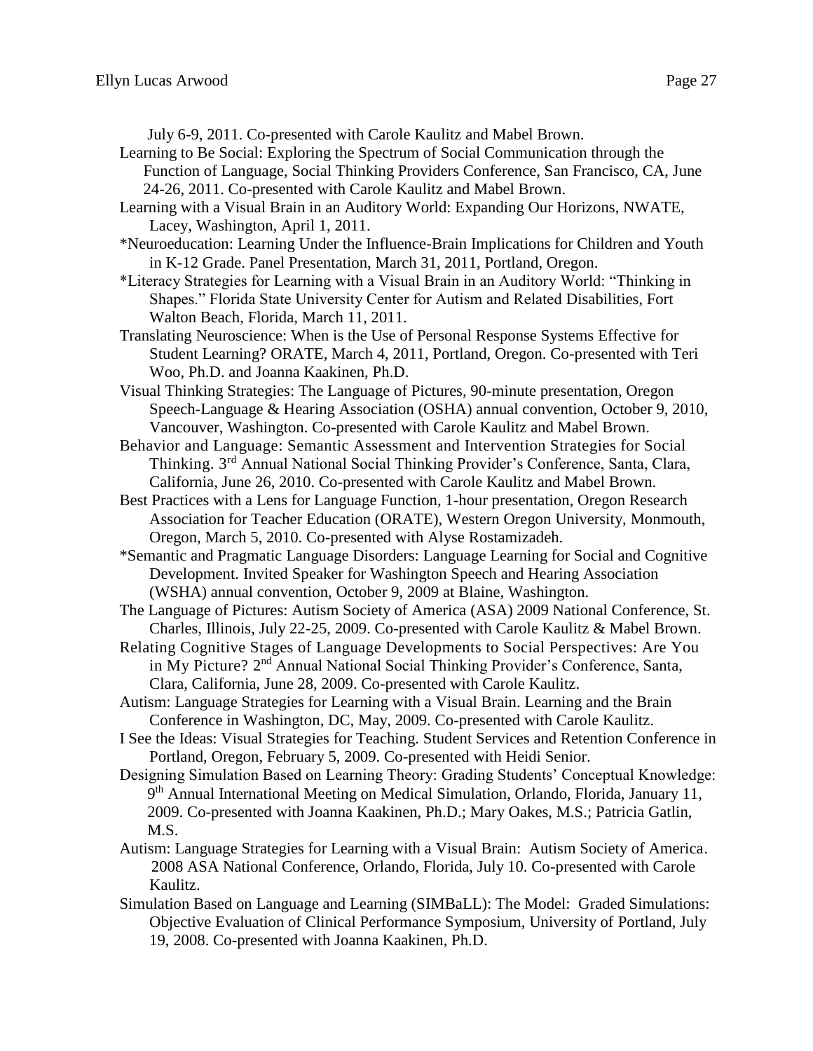July 6-9, 2011. Co-presented with Carole Kaulitz and Mabel Brown.

Learning to Be Social: Exploring the Spectrum of Social Communication through the Function of Language, Social Thinking Providers Conference, San Francisco, CA, June 24-26, 2011. Co-presented with Carole Kaulitz and Mabel Brown.

Learning with a Visual Brain in an Auditory World: Expanding Our Horizons, NWATE, Lacey, Washington, April 1, 2011.

*Neuroeducation: Learning Under the Influence-Brain Implications for Children and Youth in K-12 Grade. Panel Presentation, March 31, 2011, Portland, Oregon.

*Literacy Strategies for Learning with a Visual Brain in an Auditory World: "Thinking in Shapes." Florida State University Center for Autism and Related Disabilities, Fort Walton Beach, Florida, March 11, 2011.

Translating Neuroscience: When is the Use of Personal Response Systems Effective for Student Learning? ORATE, March 4, 2011, Portland, Oregon. Co-presented with Teri Woo, Ph.D. and Joanna Kaakinen, Ph.D.

Visual Thinking Strategies: The Language of Pictures, 90-minute presentation, Oregon Speech-Language & Hearing Association (OSHA) annual convention, October 9, 2010, Vancouver, Washington. Co-presented with Carole Kaulitz and Mabel Brown.

Behavior and Language: Semantic Assessment and Intervention Strategies for Social Thinking. 3rd Annual National Social Thinking Provider's Conference, Santa, Clara, California, June 26, 2010. Co-presented with Carole Kaulitz and Mabel Brown.

Best Practices with a Lens for Language Function, 1-hour presentation, Oregon Research Association for Teacher Education (ORATE), Western Oregon University, Monmouth, Oregon, March 5, 2010. Co-presented with Alyse Rostamizadeh.

*Semantic and Pragmatic Language Disorders: Language Learning for Social and Cognitive Development. Invited Speaker for Washington Speech and Hearing Association (WSHA) annual convention, October 9, 2009 at Blaine, Washington.

The Language of Pictures: Autism Society of America (ASA) 2009 National Conference, St. Charles, Illinois, July 22-25, 2009. Co-presented with Carole Kaulitz & Mabel Brown.

Relating Cognitive Stages of Language Developments to Social Perspectives: Are You in My Picture? 2nd Annual National Social Thinking Provider's Conference, Santa, Clara, California, June 28, 2009. Co-presented with Carole Kaulitz.

Autism: Language Strategies for Learning with a Visual Brain. Learning and the Brain Conference in Washington, DC, May, 2009. Co-presented with Carole Kaulitz.

I See the Ideas: Visual Strategies for Teaching. Student Services and Retention Conference in Portland, Oregon, February 5, 2009. Co-presented with Heidi Senior.

Designing Simulation Based on Learning Theory: Grading Students' Conceptual Knowledge: 9th Annual International Meeting on Medical Simulation, Orlando, Florida, January 11, 2009. Co-presented with Joanna Kaakinen, Ph.D.; Mary Oakes, M.S.; Patricia Gatlin, M.S.

Autism: Language Strategies for Learning with a Visual Brain: Autism Society of America. 2008 ASA National Conference, Orlando, Florida, July 10. Co-presented with Carole Kaulitz.

Simulation Based on Language and Learning (SIMBaLL): The Model: Graded Simulations: Objective Evaluation of Clinical Performance Symposium, University of Portland, July 19, 2008. Co-presented with Joanna Kaakinen, Ph.D.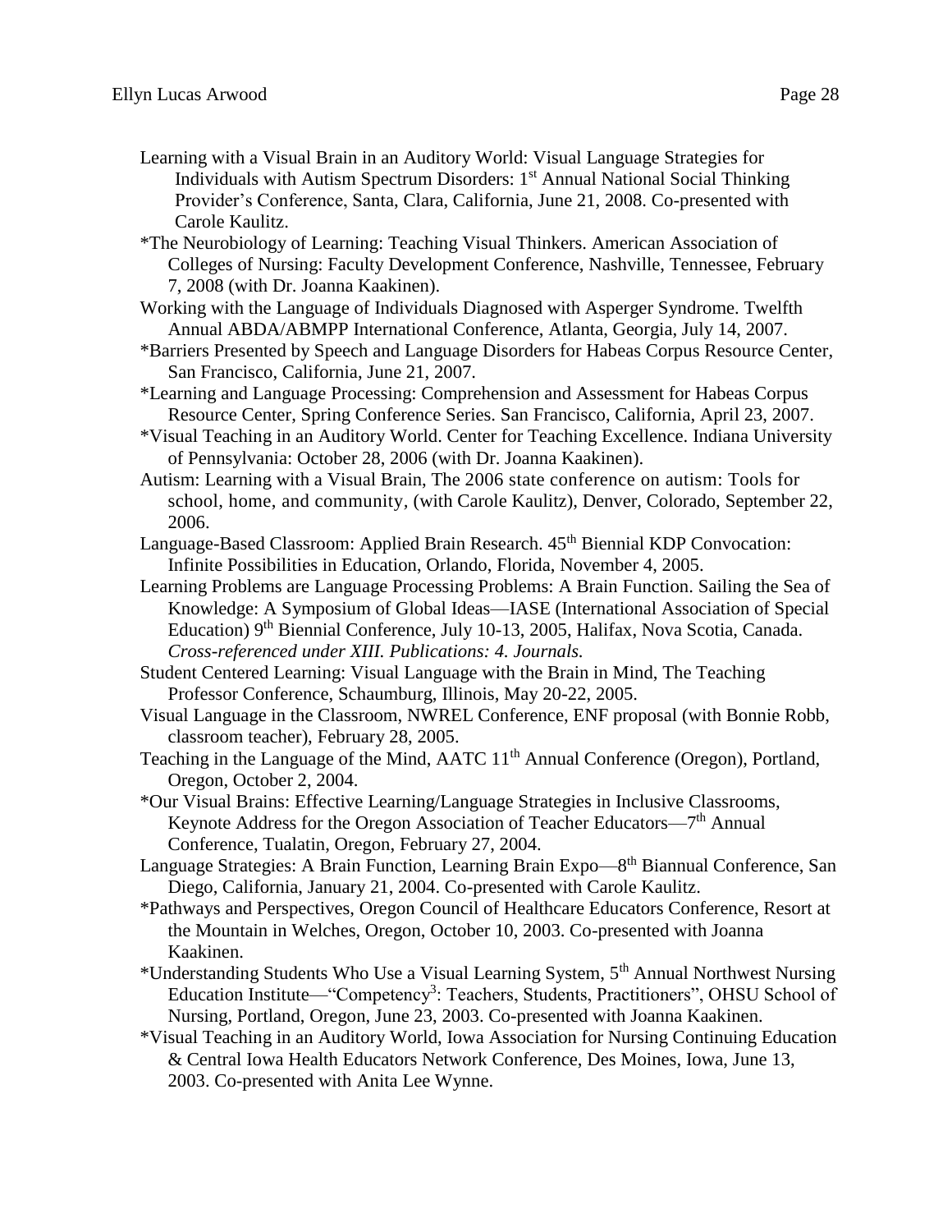Learning with a Visual Brain in an Auditory World: Visual Language Strategies for Individuals with Autism Spectrum Disorders: 1st Annual National Social Thinking Provider's Conference, Santa, Clara, California, June 21, 2008. Co-presented with Carole Kaulitz.

*The Neurobiology of Learning: Teaching Visual Thinkers. American Association of Colleges of Nursing: Faculty Development Conference, Nashville, Tennessee, February 7, 2008 (with Dr. Joanna Kaakinen).

Working with the Language of Individuals Diagnosed with Asperger Syndrome. Twelfth Annual ABDA/ABMPP International Conference, Atlanta, Georgia, July 14, 2007.

*Barriers Presented by Speech and Language Disorders for Habeas Corpus Resource Center, San Francisco, California, June 21, 2007.

*Learning and Language Processing: Comprehension and Assessment for Habeas Corpus Resource Center, Spring Conference Series. San Francisco, California, April 23, 2007.

*Visual Teaching in an Auditory World. Center for Teaching Excellence. Indiana University of Pennsylvania: October 28, 2006 (with Dr. Joanna Kaakinen).

Autism: Learning with a Visual Brain, The 2006 state conference on autism: Tools for school, home, and community, (with Carole Kaulitz), Denver, Colorado, September 22, 2006.

Language-Based Classroom: Applied Brain Research. 45th Biennial KDP Convocation: Infinite Possibilities in Education, Orlando, Florida, November 4, 2005.

Learning Problems are Language Processing Problems: A Brain Function. Sailing the Sea of Knowledge: A Symposium of Global Ideas—IASE (International Association of Special Education) 9th Biennial Conference, July 10-13, 2005, Halifax, Nova Scotia, Canada. *Cross-referenced under XIII. Publications: 4. Journals.*

Student Centered Learning: Visual Language with the Brain in Mind, The Teaching Professor Conference, Schaumburg, Illinois, May 20-22, 2005.

Visual Language in the Classroom, NWREL Conference, ENF proposal (with Bonnie Robb, classroom teacher), February 28, 2005.

Teaching in the Language of the Mind, AATC 11th Annual Conference (Oregon), Portland, Oregon, October 2, 2004.

*Our Visual Brains: Effective Learning/Language Strategies in Inclusive Classrooms, Keynote Address for the Oregon Association of Teacher Educators—7th Annual Conference, Tualatin, Oregon, February 27, 2004.

Language Strategies: A Brain Function, Learning Brain Expo—8th Biannual Conference, San Diego, California, January 21, 2004. Co-presented with Carole Kaulitz.

*Pathways and Perspectives, Oregon Council of Healthcare Educators Conference, Resort at the Mountain in Welches, Oregon, October 10, 2003. Co-presented with Joanna Kaakinen.

*Understanding Students Who Use a Visual Learning System, 5th Annual Northwest Nursing Education Institute—"Competency$^3$: Teachers, Students, Practitioners", OHSU School of Nursing, Portland, Oregon, June 23, 2003. Co-presented with Joanna Kaakinen.

*Visual Teaching in an Auditory World, Iowa Association for Nursing Continuing Education & Central Iowa Health Educators Network Conference, Des Moines, Iowa, June 13, 2003. Co-presented with Anita Lee Wynne.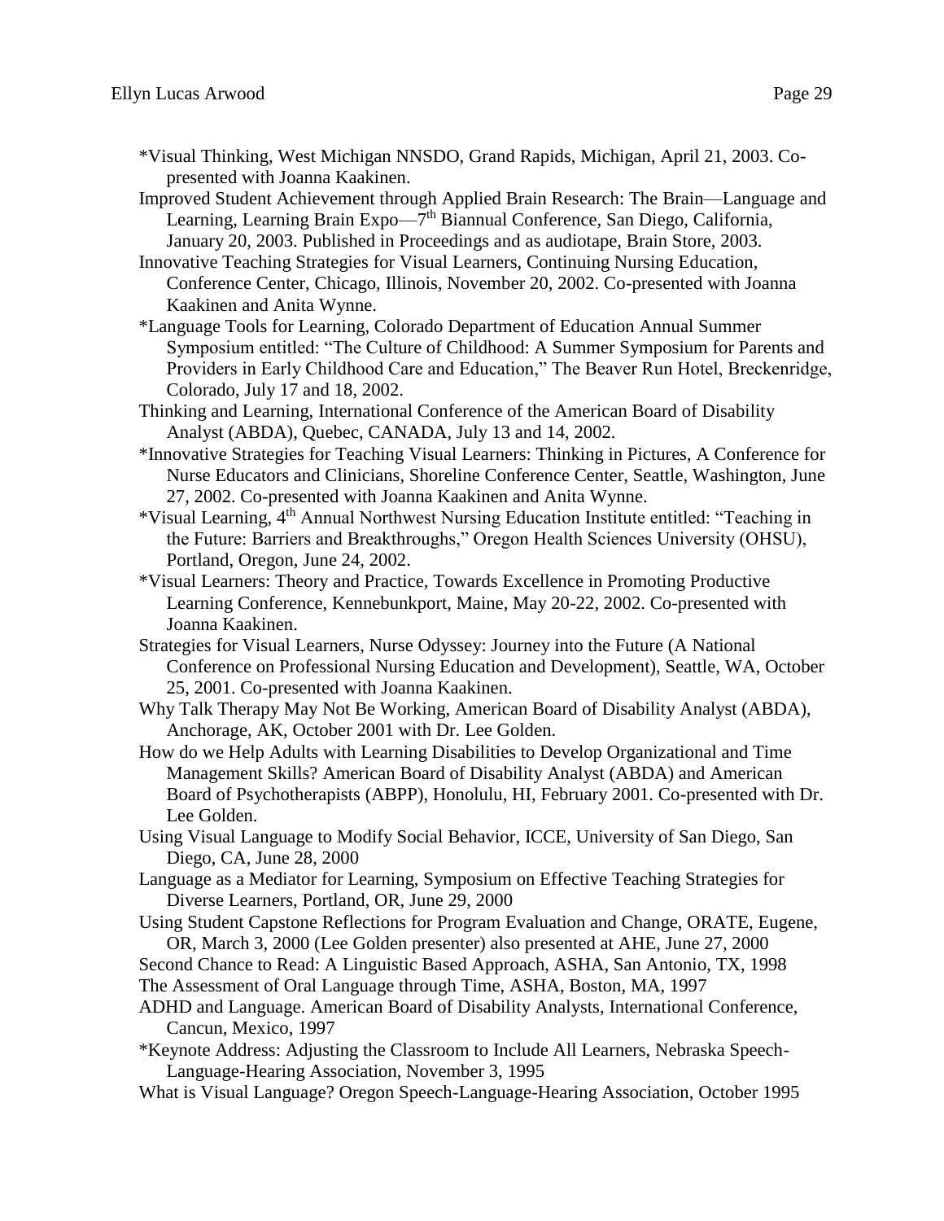*Visual Thinking, West Michigan NNSDO, Grand Rapids, Michigan, April 21, 2003. Co-presented with Joanna Kaakinen.

Improved Student Achievement through Applied Brain Research: The Brain—Language and Learning, Learning Brain Expo—7th Biannual Conference, San Diego, California, January 20, 2003. Published in Proceedings and as audiotape, Brain Store, 2003.

Innovative Teaching Strategies for Visual Learners, Continuing Nursing Education, Conference Center, Chicago, Illinois, November 20, 2002. Co-presented with Joanna Kaakinen and Anita Wynne.

*Language Tools for Learning, Colorado Department of Education Annual Summer Symposium entitled: "The Culture of Childhood: A Summer Symposium for Parents and Providers in Early Childhood Care and Education," The Beaver Run Hotel, Breckenridge, Colorado, July 17 and 18, 2002.

Thinking and Learning, International Conference of the American Board of Disability Analyst (ABDA), Quebec, CANADA, July 13 and 14, 2002.

*Innovative Strategies for Teaching Visual Learners: Thinking in Pictures, A Conference for Nurse Educators and Clinicians, Shoreline Conference Center, Seattle, Washington, June 27, 2002. Co-presented with Joanna Kaakinen and Anita Wynne.

*Visual Learning, 4th Annual Northwest Nursing Education Institute entitled: "Teaching in the Future: Barriers and Breakthroughs," Oregon Health Sciences University (OHSU), Portland, Oregon, June 24, 2002.

*Visual Learners: Theory and Practice, Towards Excellence in Promoting Productive Learning Conference, Kennebunkport, Maine, May 20-22, 2002. Co-presented with Joanna Kaakinen.

Strategies for Visual Learners, Nurse Odyssey: Journey into the Future (A National Conference on Professional Nursing Education and Development), Seattle, WA, October 25, 2001. Co-presented with Joanna Kaakinen.

Why Talk Therapy May Not Be Working, American Board of Disability Analyst (ABDA), Anchorage, AK, October 2001 with Dr. Lee Golden.

How do we Help Adults with Learning Disabilities to Develop Organizational and Time Management Skills? American Board of Disability Analyst (ABDA) and American Board of Psychotherapists (ABPP), Honolulu, HI, February 2001. Co-presented with Dr. Lee Golden.

Using Visual Language to Modify Social Behavior, ICCE, University of San Diego, San Diego, CA, June 28, 2000

Language as a Mediator for Learning, Symposium on Effective Teaching Strategies for Diverse Learners, Portland, OR, June 29, 2000

Using Student Capstone Reflections for Program Evaluation and Change, ORATE, Eugene, OR, March 3, 2000 (Lee Golden presenter) also presented at AHE, June 27, 2000

Second Chance to Read: A Linguistic Based Approach, ASHA, San Antonio, TX, 1998

The Assessment of Oral Language through Time, ASHA, Boston, MA, 1997

ADHD and Language. American Board of Disability Analysts, International Conference, Cancun, Mexico, 1997

*Keynote Address: Adjusting the Classroom to Include All Learners, Nebraska Speech-Language-Hearing Association, November 3, 1995

What is Visual Language? Oregon Speech-Language-Hearing Association, October 1995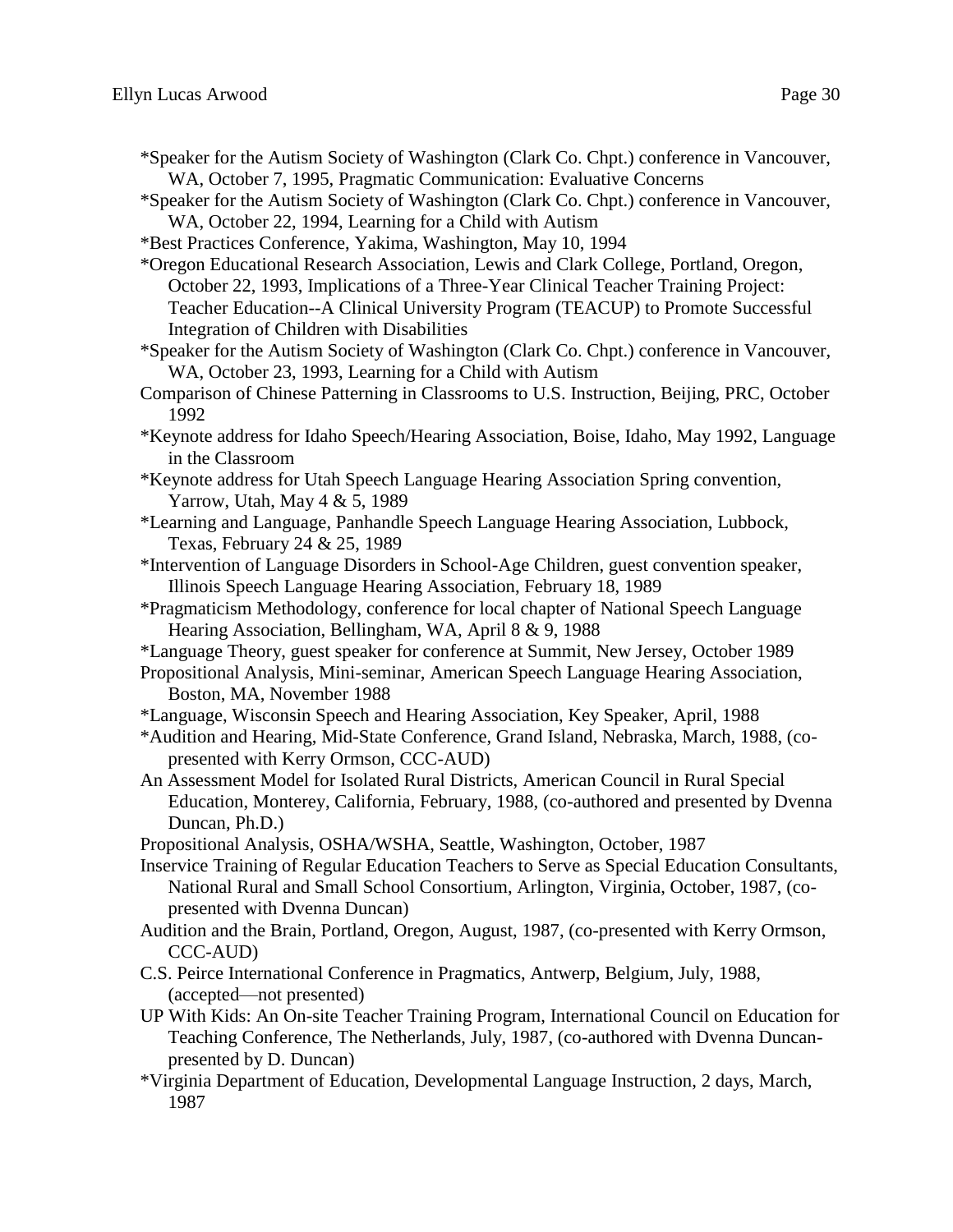*Speaker for the Autism Society of Washington (Clark Co. Chpt.) conference in Vancouver, WA, October 7, 1995, Pragmatic Communication: Evaluative Concerns

*Speaker for the Autism Society of Washington (Clark Co. Chpt.) conference in Vancouver, WA, October 22, 1994, Learning for a Child with Autism

*Best Practices Conference, Yakima, Washington, May 10, 1994

*Oregon Educational Research Association, Lewis and Clark College, Portland, Oregon, October 22, 1993, Implications of a Three-Year Clinical Teacher Training Project: Teacher Education--A Clinical University Program (TEACUP) to Promote Successful Integration of Children with Disabilities

*Speaker for the Autism Society of Washington (Clark Co. Chpt.) conference in Vancouver, WA, October 23, 1993, Learning for a Child with Autism

Comparison of Chinese Patterning in Classrooms to U.S. Instruction, Beijing, PRC, October 1992

*Keynote address for Idaho Speech/Hearing Association, Boise, Idaho, May 1992, Language in the Classroom

*Keynote address for Utah Speech Language Hearing Association Spring convention, Yarrow, Utah, May 4 & 5, 1989

*Learning and Language, Panhandle Speech Language Hearing Association, Lubbock, Texas, February 24 & 25, 1989

*Intervention of Language Disorders in School-Age Children, guest convention speaker, Illinois Speech Language Hearing Association, February 18, 1989

*Pragmaticism Methodology, conference for local chapter of National Speech Language Hearing Association, Bellingham, WA, April 8 & 9, 1988

*Language Theory, guest speaker for conference at Summit, New Jersey, October 1989

Propositional Analysis, Mini-seminar, American Speech Language Hearing Association, Boston, MA, November 1988

*Language, Wisconsin Speech and Hearing Association, Key Speaker, April, 1988

*Audition and Hearing, Mid-State Conference, Grand Island, Nebraska, March, 1988, (co-presented with Kerry Ormson, CCC-AUD)

An Assessment Model for Isolated Rural Districts, American Council in Rural Special Education, Monterey, California, February, 1988, (co-authored and presented by Dvenna Duncan, Ph.D.)

Propositional Analysis, OSHA/WSHA, Seattle, Washington, October, 1987

Inservice Training of Regular Education Teachers to Serve as Special Education Consultants, National Rural and Small School Consortium, Arlington, Virginia, October, 1987, (co-presented with Dvenna Duncan)

Audition and the Brain, Portland, Oregon, August, 1987, (co-presented with Kerry Ormson, CCC-AUD)

C.S. Peirce International Conference in Pragmatics, Antwerp, Belgium, July, 1988, (accepted—not presented)

UP With Kids: An On-site Teacher Training Program, International Council on Education for Teaching Conference, The Netherlands, July, 1987, (co-authored with Dvenna Duncan-presented by D. Duncan)

*Virginia Department of Education, Developmental Language Instruction, 2 days, March, 1987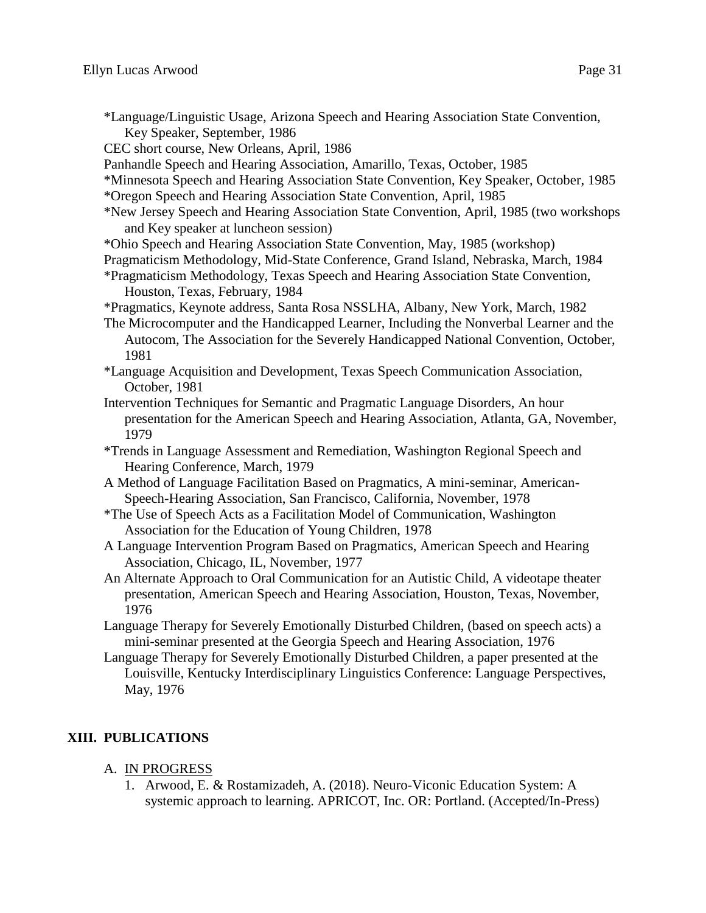*Language/Linguistic Usage, Arizona Speech and Hearing Association State Convention, Key Speaker, September, 1986

CEC short course, New Orleans, April, 1986

Panhandle Speech and Hearing Association, Amarillo, Texas, October, 1985

*Minnesota Speech and Hearing Association State Convention, Key Speaker, October, 1985

*Oregon Speech and Hearing Association State Convention, April, 1985

*New Jersey Speech and Hearing Association State Convention, April, 1985 (two workshops and Key speaker at luncheon session)

*Ohio Speech and Hearing Association State Convention, May, 1985 (workshop)

Pragmaticism Methodology, Mid-State Conference, Grand Island, Nebraska, March, 1984

*Pragmaticism Methodology, Texas Speech and Hearing Association State Convention, Houston, Texas, February, 1984

*Pragmatics, Keynote address, Santa Rosa NSSLHA, Albany, New York, March, 1982

The Microcomputer and the Handicapped Learner, Including the Nonverbal Learner and the Autocom, The Association for the Severely Handicapped National Convention, October, 1981

*Language Acquisition and Development, Texas Speech Communication Association, October, 1981

Intervention Techniques for Semantic and Pragmatic Language Disorders, An hour presentation for the American Speech and Hearing Association, Atlanta, GA, November, 1979

*Trends in Language Assessment and Remediation, Washington Regional Speech and Hearing Conference, March, 1979

A Method of Language Facilitation Based on Pragmatics, A mini-seminar, American-Speech-Hearing Association, San Francisco, California, November, 1978

*The Use of Speech Acts as a Facilitation Model of Communication, Washington Association for the Education of Young Children, 1978

A Language Intervention Program Based on Pragmatics, American Speech and Hearing Association, Chicago, IL, November, 1977

An Alternate Approach to Oral Communication for an Autistic Child, A videotape theater presentation, American Speech and Hearing Association, Houston, Texas, November, 1976

Language Therapy for Severely Emotionally Disturbed Children, (based on speech acts) a mini-seminar presented at the Georgia Speech and Hearing Association, 1976

Language Therapy for Severely Emotionally Disturbed Children, a paper presented at the Louisville, Kentucky Interdisciplinary Linguistics Conference: Language Perspectives, May, 1976

## XIII. PUBLICATIONS

A. IN PROGRESS

1. Arwood, E. & Rostamizadeh, A. (2018). Neuro-Viconic Education System: A systemic approach to learning. APRICOT, Inc. OR: Portland. (Accepted/In-Press)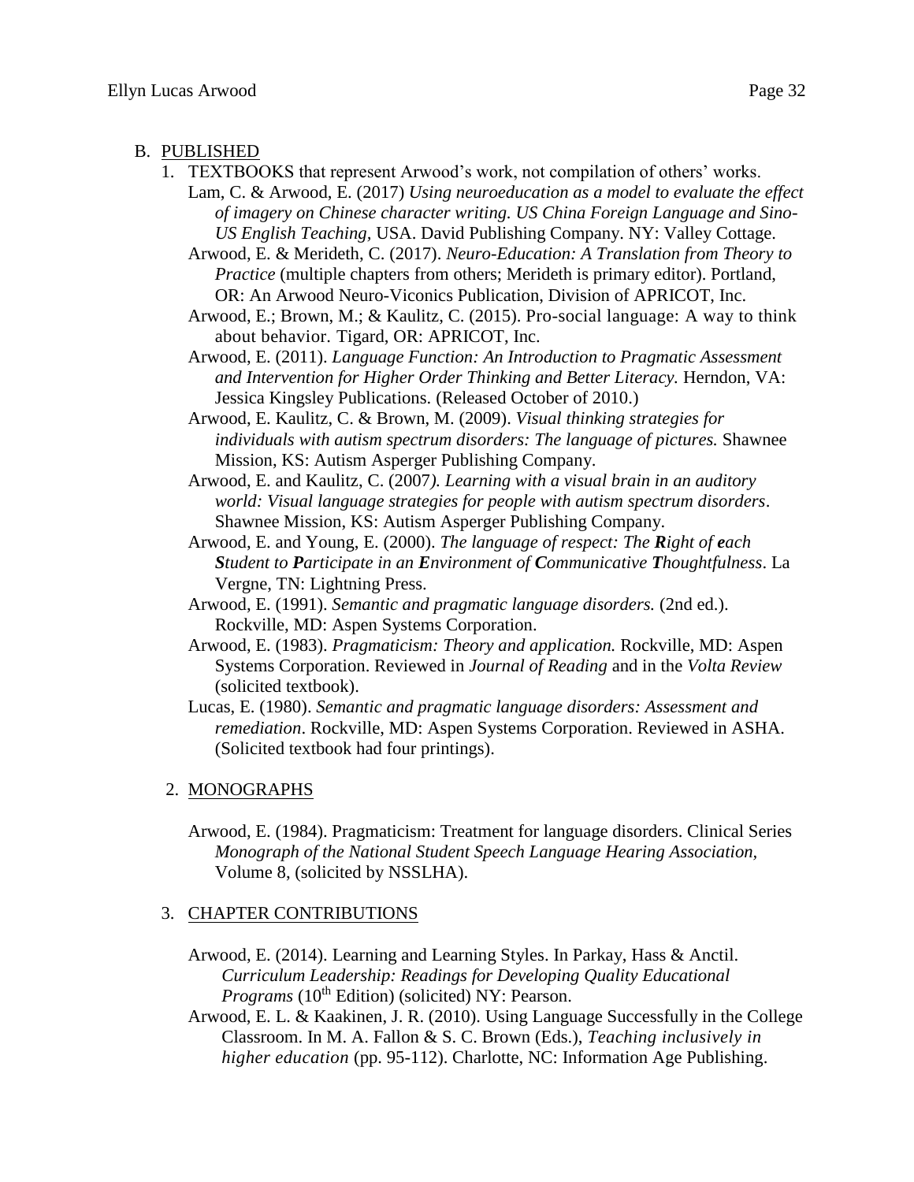B. PUBLISHED

1. TEXTBOOKS that represent Arwood's work, not compilation of others' works.

   Lam, C. & Arwood, E. (2017) *Using neuroeducation as a model to evaluate the effect of imagery on Chinese character writing. US China Foreign Language and Sino-US English Teaching*, USA. David Publishing Company. NY: Valley Cottage.

   Arwood, E. & Merideth, C. (2017). *Neuro-Education: A Translation from Theory to Practice* (multiple chapters from others; Merideth is primary editor). Portland, OR: An Arwood Neuro-Viconics Publication, Division of APRICOT, Inc.

   Arwood, E.; Brown, M.; & Kaulitz, C. (2015). Pro-social language: A way to think about behavior. Tigard, OR: APRICOT, Inc.

   Arwood, E. (2011). *Language Function: An Introduction to Pragmatic Assessment and Intervention for Higher Order Thinking and Better Literacy.* Herndon, VA: Jessica Kingsley Publications. (Released October of 2010.)

   Arwood, E. Kaulitz, C. & Brown, M. (2009). *Visual thinking strategies for individuals with autism spectrum disorders: The language of pictures.* Shawnee Mission, KS: Autism Asperger Publishing Company.

   Arwood, E. and Kaulitz, C. (2007*). Learning with a visual brain in an auditory world: Visual language strategies for people with autism spectrum disorders*. Shawnee Mission, KS: Autism Asperger Publishing Company.

   Arwood, E. and Young, E. (2000). *The language of respect: The **R**ight of **e**ach **S**tudent to **P**articipate in an **E**nvironment of **C**ommunicative **T**houghtfulness*. La Vergne, TN: Lightning Press.

   Arwood, E. (1991). *Semantic and pragmatic language disorders.* (2nd ed.). Rockville, MD: Aspen Systems Corporation.

   Arwood, E. (1983). *Pragmaticism: Theory and application.* Rockville, MD: Aspen Systems Corporation. Reviewed in *Journal of Reading* and in the *Volta Review* (solicited textbook).

   Lucas, E. (1980). *Semantic and pragmatic language disorders: Assessment and remediation*. Rockville, MD: Aspen Systems Corporation. Reviewed in ASHA. (Solicited textbook had four printings).

2. MONOGRAPHS

   Arwood, E. (1984). Pragmaticism: Treatment for language disorders. Clinical Series *Monograph of the National Student Speech Language Hearing Association,* Volume 8, (solicited by NSSLHA).

3. CHAPTER CONTRIBUTIONS

   Arwood, E. (2014). Learning and Learning Styles. In Parkay, Hass & Anctil. *Curriculum Leadership: Readings for Developing Quality Educational Programs* (10th Edition) (solicited) NY: Pearson.

   Arwood, E. L. & Kaakinen, J. R. (2010). Using Language Successfully in the College Classroom. In M. A. Fallon & S. C. Brown (Eds.), *Teaching inclusively in higher education* (pp. 95-112). Charlotte, NC: Information Age Publishing.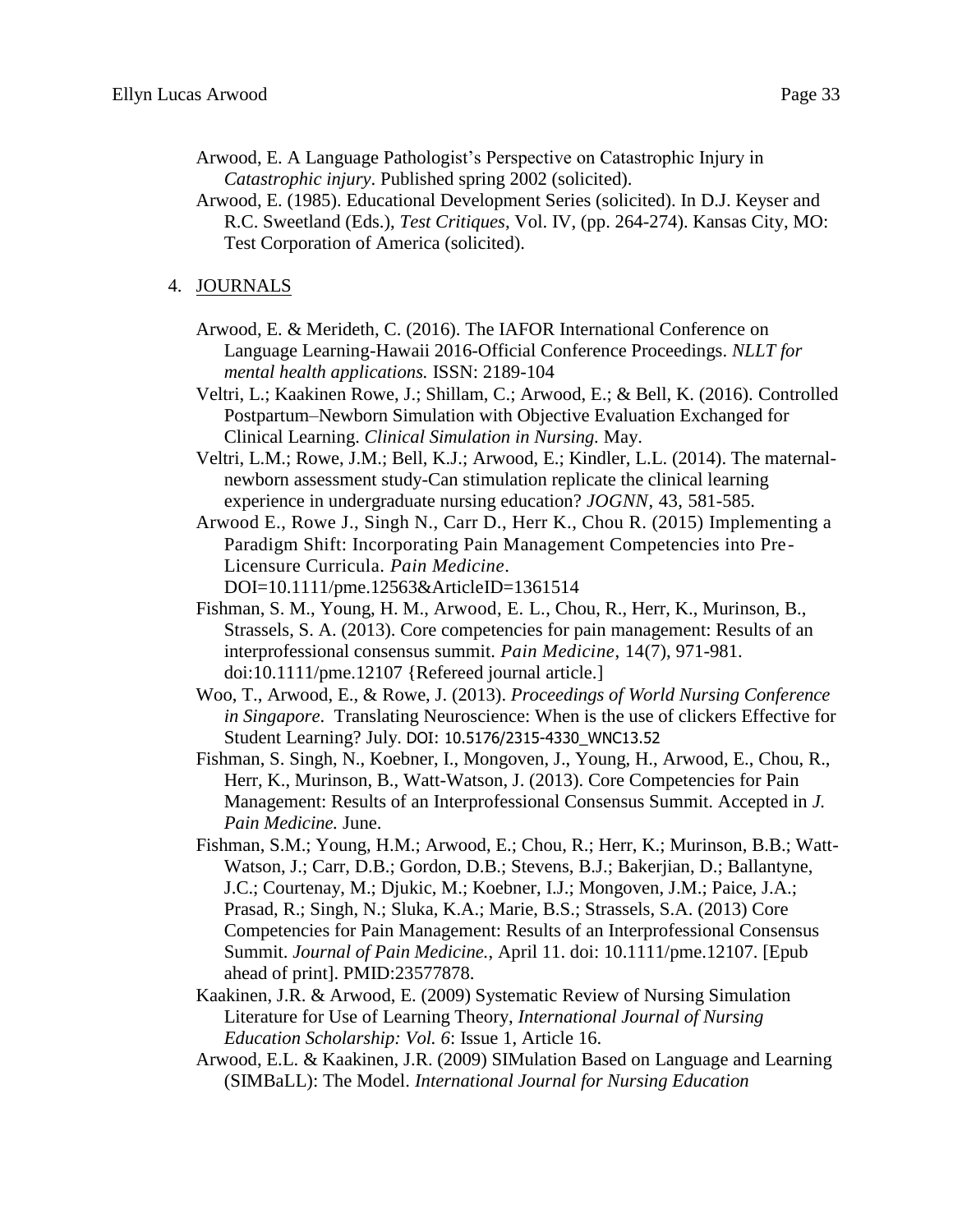Arwood, E. A Language Pathologist's Perspective on Catastrophic Injury in *Catastrophic injury*. Published spring 2002 (solicited).

Arwood, E. (1985). Educational Development Series (solicited). In D.J. Keyser and R.C. Sweetland (Eds.), *Test Critiques*, Vol. IV, (pp. 264-274). Kansas City, MO: Test Corporation of America (solicited).

4. JOURNALS

Arwood, E. & Merideth, C. (2016). The IAFOR International Conference on Language Learning-Hawaii 2016-Official Conference Proceedings. *NLLT for mental health applications.* ISSN: 2189-104

Veltri, L.; Kaakinen Rowe, J.; Shillam, C.; Arwood, E.; & Bell, K. (2016). Controlled Postpartum–Newborn Simulation with Objective Evaluation Exchanged for Clinical Learning. *Clinical Simulation in Nursing.* May.

Veltri, L.M.; Rowe, J.M.; Bell, K.J.; Arwood, E.; Kindler, L.L. (2014). The maternal-newborn assessment study-Can stimulation replicate the clinical learning experience in undergraduate nursing education? *JOGNN*, 43, 581-585.

Arwood E., Rowe J., Singh N., Carr D., Herr K., Chou R. (2015) Implementing a Paradigm Shift: Incorporating Pain Management Competencies into Pre-Licensure Curricula. *Pain Medicine*. DOI=10.1111/pme.12563&ArticleID=1361514

Fishman, S. M., Young, H. M., Arwood, E. L., Chou, R., Herr, K., Murinson, B., Strassels, S. A. (2013). Core competencies for pain management: Results of an interprofessional consensus summit. *Pain Medicine*, 14(7), 971-981. doi:10.1111/pme.12107 {Refereed journal article.]

Woo, T., Arwood, E., & Rowe, J. (2013). *Proceedings of World Nursing Conference in Singapore*. Translating Neuroscience: When is the use of clickers Effective for Student Learning? July. DOI: 10.5176/2315-4330_WNC13.52

Fishman, S. Singh, N., Koebner, I., Mongoven, J., Young, H., Arwood, E., Chou, R., Herr, K., Murinson, B., Watt-Watson, J. (2013). Core Competencies for Pain Management: Results of an Interprofessional Consensus Summit. Accepted in *J. Pain Medicine.* June.

Fishman, S.M.; Young, H.M.; Arwood, E.; Chou, R.; Herr, K.; Murinson, B.B.; Watt-Watson, J.; Carr, D.B.; Gordon, D.B.; Stevens, B.J.; Bakerjian, D.; Ballantyne, J.C.; Courtenay, M.; Djukic, M.; Koebner, I.J.; Mongoven, J.M.; Paice, J.A.; Prasad, R.; Singh, N.; Sluka, K.A.; Marie, B.S.; Strassels, S.A. (2013) Core Competencies for Pain Management: Results of an Interprofessional Consensus Summit. *Journal of Pain Medicine.*, April 11. doi: 10.1111/pme.12107. [Epub ahead of print]. PMID:23577878.

Kaakinen, J.R. & Arwood, E. (2009) Systematic Review of Nursing Simulation Literature for Use of Learning Theory, *International Journal of Nursing Education Scholarship: Vol. 6*: Issue 1, Article 16.

Arwood, E.L. & Kaakinen, J.R. (2009) SIMulation Based on Language and Learning (SIMBaLL): The Model. *International Journal for Nursing Education*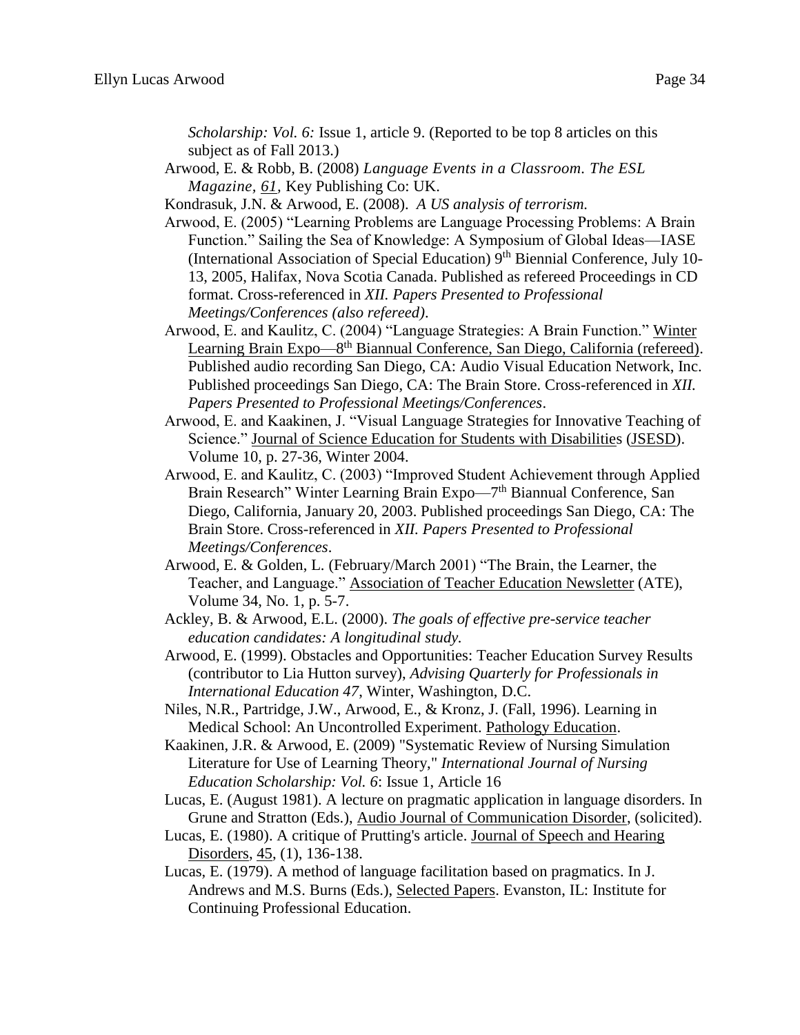*Scholarship: Vol. 6:* Issue 1, article 9. (Reported to be top 8 articles on this subject as of Fall 2013.)

Arwood, E. & Robb, B. (2008) *Language Events in a Classroom. The ESL Magazine*, *61*, Key Publishing Co: UK.

Kondrasuk, J.N. & Arwood, E. (2008). *A US analysis of terrorism.*

Arwood, E. (2005) "Learning Problems are Language Processing Problems: A Brain Function." Sailing the Sea of Knowledge: A Symposium of Global Ideas—IASE (International Association of Special Education) 9th Biennial Conference, July 10-13, 2005, Halifax, Nova Scotia Canada. Published as refereed Proceedings in CD format. Cross-referenced in *XII. Papers Presented to Professional Meetings/Conferences (also refereed).*

Arwood, E. and Kaulitz, C. (2004) "Language Strategies: A Brain Function." Winter Learning Brain Expo—8th Biannual Conference, San Diego, California (refereed). Published audio recording San Diego, CA: Audio Visual Education Network, Inc. Published proceedings San Diego, CA: The Brain Store. Cross-referenced in *XII. Papers Presented to Professional Meetings/Conferences*.

Arwood, E. and Kaakinen, J. "Visual Language Strategies for Innovative Teaching of Science." Journal of Science Education for Students with Disabilities (JSESD). Volume 10, p. 27-36, Winter 2004.

Arwood, E. and Kaulitz, C. (2003) "Improved Student Achievement through Applied Brain Research" Winter Learning Brain Expo—7th Biannual Conference, San Diego, California, January 20, 2003. Published proceedings San Diego, CA: The Brain Store. Cross-referenced in *XII. Papers Presented to Professional Meetings/Conferences*.

Arwood, E. & Golden, L. (February/March 2001) "The Brain, the Learner, the Teacher, and Language." Association of Teacher Education Newsletter (ATE), Volume 34, No. 1, p. 5-7.

Ackley, B. & Arwood, E.L. (2000). *The goals of effective pre-service teacher education candidates: A longitudinal study.*

Arwood, E. (1999). Obstacles and Opportunities: Teacher Education Survey Results (contributor to Lia Hutton survey), *Advising Quarterly for Professionals in International Education 47*, Winter, Washington, D.C.

Niles, N.R., Partridge, J.W., Arwood, E., & Kronz, J. (Fall, 1996). Learning in Medical School: An Uncontrolled Experiment. Pathology Education.

Kaakinen, J.R. & Arwood, E. (2009) "Systematic Review of Nursing Simulation Literature for Use of Learning Theory," *International Journal of Nursing Education Scholarship: Vol. 6*: Issue 1, Article 16

Lucas, E. (August 1981). A lecture on pragmatic application in language disorders. In Grune and Stratton (Eds.), Audio Journal of Communication Disorder, (solicited).

Lucas, E. (1980). A critique of Prutting's article. Journal of Speech and Hearing Disorders, 45, (1), 136-138.

Lucas, E. (1979). A method of language facilitation based on pragmatics. In J. Andrews and M.S. Burns (Eds.), Selected Papers. Evanston, IL: Institute for Continuing Professional Education.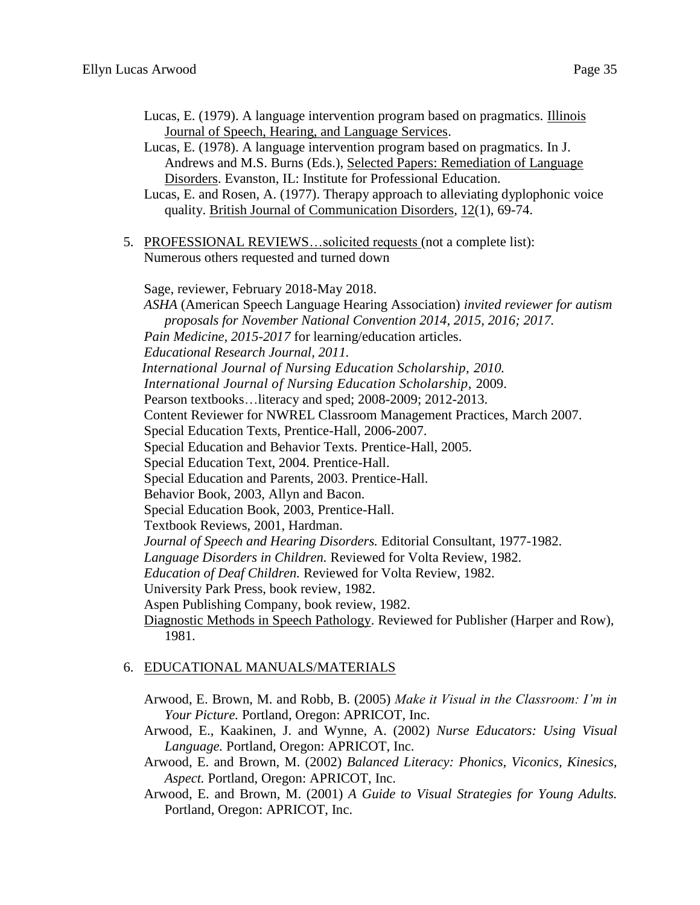Lucas, E. (1979). A language intervention program based on pragmatics. Illinois Journal of Speech, Hearing, and Language Services.

Lucas, E. (1978). A language intervention program based on pragmatics. In J. Andrews and M.S. Burns (Eds.), Selected Papers: Remediation of Language Disorders. Evanston, IL: Institute for Professional Education.

Lucas, E. and Rosen, A. (1977). Therapy approach to alleviating dyplophonic voice quality. British Journal of Communication Disorders, 12(1), 69-74.

5. PROFESSIONAL REVIEWS…solicited requests (not a complete list): Numerous others requested and turned down

Sage, reviewer, February 2018-May 2018.

*ASHA* (American Speech Language Hearing Association) *invited reviewer for autism proposals for November National Convention 2014, 2015, 2016; 2017.*

*Pain Medicine, 2015-2017* for learning/education articles.

*Educational Research Journal, 2011.*

*International Journal of Nursing Education Scholarship, 2010.*

*International Journal of Nursing Education Scholarship,* 2009.

Pearson textbooks…literacy and sped; 2008-2009; 2012-2013.

Content Reviewer for NWREL Classroom Management Practices, March 2007.

Special Education Texts, Prentice-Hall, 2006-2007.

Special Education and Behavior Texts. Prentice-Hall, 2005.

Special Education Text, 2004. Prentice-Hall.

Special Education and Parents, 2003. Prentice-Hall.

Behavior Book, 2003, Allyn and Bacon.

Special Education Book, 2003, Prentice-Hall.

Textbook Reviews, 2001, Hardman.

*Journal of Speech and Hearing Disorders.* Editorial Consultant, 1977-1982.

*Language Disorders in Children.* Reviewed for Volta Review, 1982.

*Education of Deaf Children.* Reviewed for Volta Review, 1982.

University Park Press, book review, 1982.

Aspen Publishing Company, book review, 1982.

Diagnostic Methods in Speech Pathology. Reviewed for Publisher (Harper and Row), 1981.

6. EDUCATIONAL MANUALS/MATERIALS

Arwood, E. Brown, M. and Robb, B. (2005) *Make it Visual in the Classroom: I'm in Your Picture.* Portland, Oregon: APRICOT, Inc.

Arwood, E., Kaakinen, J. and Wynne, A. (2002) *Nurse Educators: Using Visual Language.* Portland, Oregon: APRICOT, Inc.

Arwood, E. and Brown, M. (2002) *Balanced Literacy: Phonics, Viconics, Kinesics, Aspect.* Portland, Oregon: APRICOT, Inc.

Arwood, E. and Brown, M. (2001) *A Guide to Visual Strategies for Young Adults.* Portland, Oregon: APRICOT, Inc.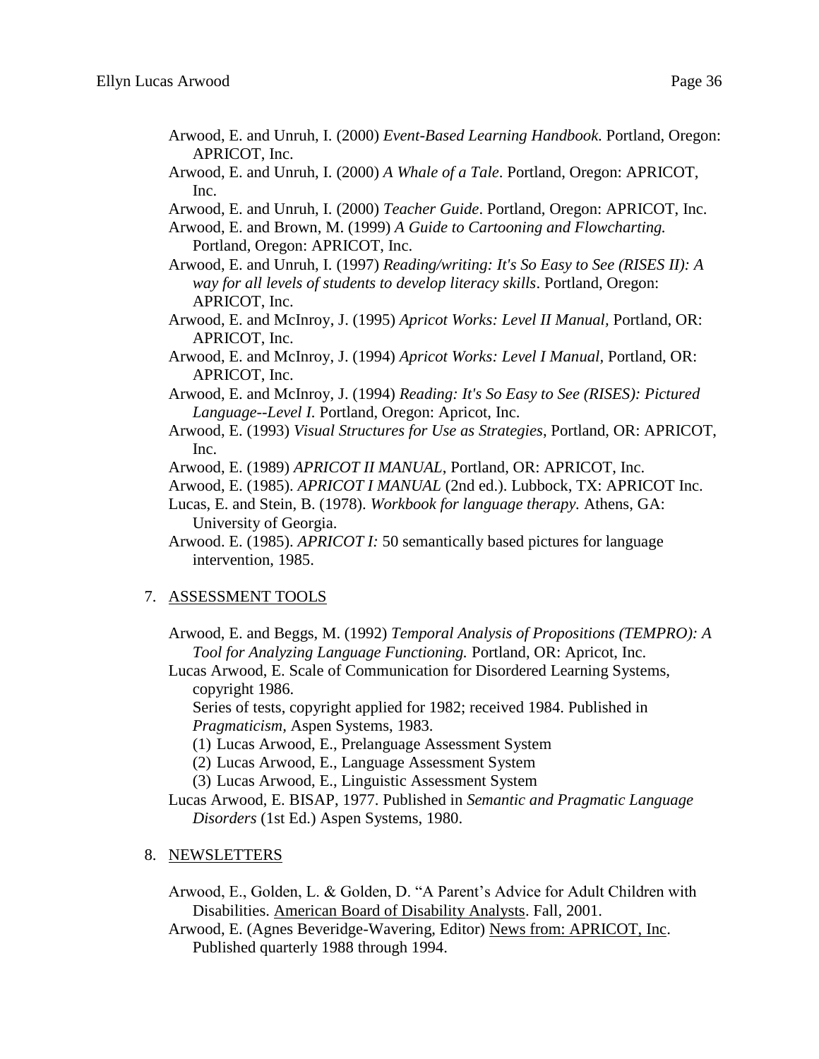Arwood, E. and Unruh, I. (2000) *Event-Based Learning Handbook*. Portland, Oregon: APRICOT, Inc.

Arwood, E. and Unruh, I. (2000) *A Whale of a Tale*. Portland, Oregon: APRICOT, Inc.

Arwood, E. and Unruh, I. (2000) *Teacher Guide*. Portland, Oregon: APRICOT, Inc.

Arwood, E. and Brown, M. (1999) *A Guide to Cartooning and Flowcharting.* Portland, Oregon: APRICOT, Inc.

Arwood, E. and Unruh, I. (1997) *Reading/writing: It's So Easy to See (RISES II): A way for all levels of students to develop literacy skills*. Portland, Oregon: APRICOT, Inc.

Arwood, E. and McInroy, J. (1995) *Apricot Works: Level II Manual,* Portland, OR: APRICOT, Inc.

Arwood, E. and McInroy, J. (1994) *Apricot Works: Level I Manual,* Portland, OR: APRICOT, Inc.

Arwood, E. and McInroy, J. (1994) *Reading: It's So Easy to See (RISES): Pictured Language--Level I.* Portland, Oregon: Apricot, Inc.

Arwood, E. (1993) *Visual Structures for Use as Strategies,* Portland, OR: APRICOT, Inc.

Arwood, E. (1989) *APRICOT II MANUAL*, Portland, OR: APRICOT, Inc.

Arwood, E. (1985). *APRICOT I MANUAL* (2nd ed.). Lubbock, TX: APRICOT Inc.

Lucas, E. and Stein, B. (1978). *Workbook for language therapy.* Athens, GA: University of Georgia.

Arwood. E. (1985). *APRICOT I:* 50 semantically based pictures for language intervention, 1985.

7. <u>ASSESSMENT TOOLS</u>

Arwood, E. and Beggs, M. (1992) *Temporal Analysis of Propositions (TEMPRO): A Tool for Analyzing Language Functioning.* Portland, OR: Apricot, Inc.

Lucas Arwood, E. Scale of Communication for Disordered Learning Systems, copyright 1986.
Series of tests, copyright applied for 1982; received 1984. Published in *Pragmaticism,* Aspen Systems, 1983.
(1) Lucas Arwood, E., Prelanguage Assessment System
(2) Lucas Arwood, E., Language Assessment System
(3) Lucas Arwood, E., Linguistic Assessment System

Lucas Arwood, E. BISAP, 1977. Published in *Semantic and Pragmatic Language Disorders* (1st Ed.) Aspen Systems, 1980.

8. <u>NEWSLETTERS</u>

Arwood, E., Golden, L. & Golden, D. "A Parent's Advice for Adult Children with Disabilities. <u>American Board of Disability Analysts</u>. Fall, 2001.

Arwood, E. (Agnes Beveridge-Wavering, Editor) <u>News from: APRICOT, Inc</u>. Published quarterly 1988 through 1994.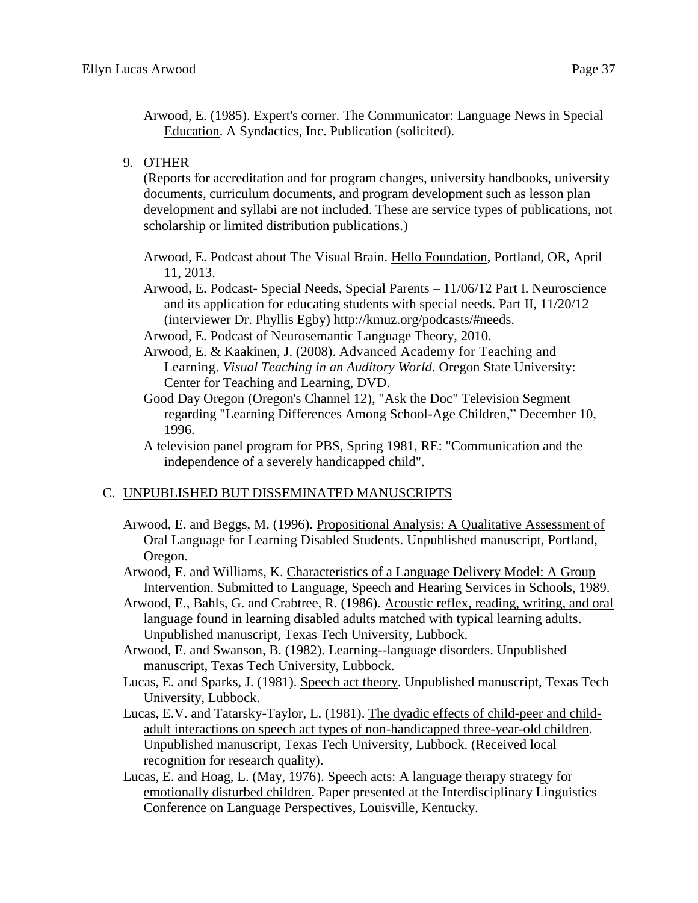Arwood, E. (1985). Expert's corner. <u>The Communicator: Language News in Special Education</u>. A Syndactics, Inc. Publication (solicited).

9. <u>OTHER</u>

   (Reports for accreditation and for program changes, university handbooks, university documents, curriculum documents, and program development such as lesson plan development and syllabi are not included. These are service types of publications, not scholarship or limited distribution publications.)

   Arwood, E. Podcast about The Visual Brain. <u>Hello Foundation</u>, Portland, OR, April 11, 2013.

   Arwood, E. Podcast- Special Needs, Special Parents – 11/06/12 Part I. Neuroscience and its application for educating students with special needs. Part II, 11/20/12 (interviewer Dr. Phyllis Egby) http://kmuz.org/podcasts/#needs.

   Arwood, E. Podcast of Neurosemantic Language Theory, 2010.

   Arwood, E. & Kaakinen, J. (2008). Advanced Academy for Teaching and Learning. *Visual Teaching in an Auditory World*. Oregon State University: Center for Teaching and Learning, DVD.

   Good Day Oregon (Oregon's Channel 12), "Ask the Doc" Television Segment regarding "Learning Differences Among School-Age Children," December 10, 1996.

   A television panel program for PBS, Spring 1981, RE: "Communication and the independence of a severely handicapped child".

## C. <u>UNPUBLISHED BUT DISSEMINATED MANUSCRIPTS</u>

Arwood, E. and Beggs, M. (1996). <u>Propositional Analysis: A Qualitative Assessment of Oral Language for Learning Disabled Students</u>. Unpublished manuscript, Portland, Oregon.

Arwood, E. and Williams, K. <u>Characteristics of a Language Delivery Model: A Group Intervention</u>. Submitted to Language, Speech and Hearing Services in Schools, 1989.

Arwood, E., Bahls, G. and Crabtree, R. (1986). <u>Acoustic reflex, reading, writing, and oral language found in learning disabled adults matched with typical learning adults</u>. Unpublished manuscript, Texas Tech University, Lubbock.

Arwood, E. and Swanson, B. (1982). <u>Learning--language disorders</u>. Unpublished manuscript, Texas Tech University, Lubbock.

Lucas, E. and Sparks, J. (1981). <u>Speech act theory</u>. Unpublished manuscript, Texas Tech University, Lubbock.

Lucas, E.V. and Tatarsky-Taylor, L. (1981). <u>The dyadic effects of child-peer and child-adult interactions on speech act types of non-handicapped three-year-old children</u>. Unpublished manuscript, Texas Tech University, Lubbock. (Received local recognition for research quality).

Lucas, E. and Hoag, L. (May, 1976). <u>Speech acts: A language therapy strategy for emotionally disturbed children</u>. Paper presented at the Interdisciplinary Linguistics Conference on Language Perspectives, Louisville, Kentucky.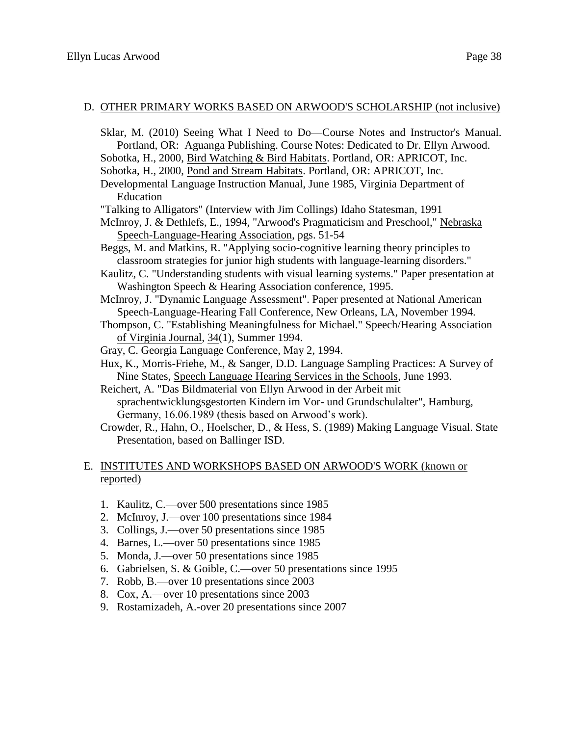## D. OTHER PRIMARY WORKS BASED ON ARWOOD'S SCHOLARSHIP (not inclusive)

Sklar, M. (2010) Seeing What I Need to Do—Course Notes and Instructor's Manual. Portland, OR: Aguanga Publishing. Course Notes: Dedicated to Dr. Ellyn Arwood.

Sobotka, H., 2000, Bird Watching & Bird Habitats. Portland, OR: APRICOT, Inc.

Sobotka, H., 2000, Pond and Stream Habitats. Portland, OR: APRICOT, Inc.

Developmental Language Instruction Manual, June 1985, Virginia Department of Education

"Talking to Alligators" (Interview with Jim Collings) Idaho Statesman, 1991

McInroy, J. & Dethlefs, E., 1994, "Arwood's Pragmaticism and Preschool," Nebraska Speech-Language-Hearing Association, pgs. 51-54

Beggs, M. and Matkins, R. "Applying socio-cognitive learning theory principles to classroom strategies for junior high students with language-learning disorders."

Kaulitz, C. "Understanding students with visual learning systems." Paper presentation at Washington Speech & Hearing Association conference, 1995.

McInroy, J. "Dynamic Language Assessment". Paper presented at National American Speech-Language-Hearing Fall Conference, New Orleans, LA, November 1994.

Thompson, C. "Establishing Meaningfulness for Michael." Speech/Hearing Association of Virginia Journal, 34(1), Summer 1994.

Gray, C. Georgia Language Conference, May 2, 1994.

Hux, K., Morris-Friehe, M., & Sanger, D.D. Language Sampling Practices: A Survey of Nine States, Speech Language Hearing Services in the Schools, June 1993.

Reichert, A. "Das Bildmaterial von Ellyn Arwood in der Arbeit mit sprachentwicklungsgestorten Kindern im Vor- und Grundschulalter", Hamburg, Germany, 16.06.1989 (thesis based on Arwood's work).

Crowder, R., Hahn, O., Hoelscher, D., & Hess, S. (1989) Making Language Visual. State Presentation, based on Ballinger ISD.

## E. INSTITUTES AND WORKSHOPS BASED ON ARWOOD'S WORK (known or reported)

1. Kaulitz, C.—over 500 presentations since 1985
2. McInroy, J.—over 100 presentations since 1984
3. Collings, J.—over 50 presentations since 1985
4. Barnes, L.—over 50 presentations since 1985
5. Monda, J.—over 50 presentations since 1985
6. Gabrielsen, S. & Goible, C.—over 50 presentations since 1995
7. Robb, B.—over 10 presentations since 2003
8. Cox, A.—over 10 presentations since 2003
9. Rostamizadeh, A.-over 20 presentations since 2007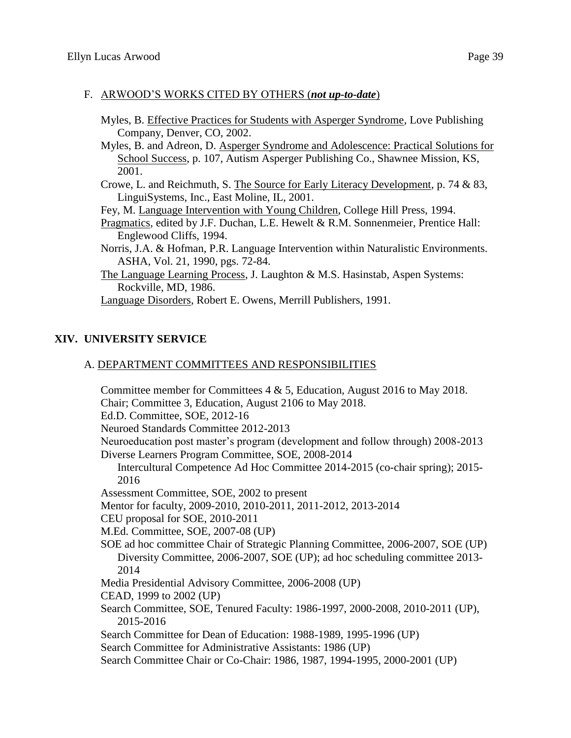### F. ARWOOD'S WORKS CITED BY OTHERS (***not up-to-date***)

Myles, B. Effective Practices for Students with Asperger Syndrome, Love Publishing Company, Denver, CO, 2002.

Myles, B. and Adreon, D. Asperger Syndrome and Adolescence: Practical Solutions for School Success, p. 107, Autism Asperger Publishing Co., Shawnee Mission, KS, 2001.

Crowe, L. and Reichmuth, S. The Source for Early Literacy Development, p. 74 & 83, LinguiSystems, Inc., East Moline, IL, 2001.

Fey, M. Language Intervention with Young Children, College Hill Press, 1994.

Pragmatics, edited by J.F. Duchan, L.E. Hewelt & R.M. Sonnenmeier, Prentice Hall: Englewood Cliffs, 1994.

Norris, J.A. & Hofman, P.R. Language Intervention within Naturalistic Environments. ASHA, Vol. 21, 1990, pgs. 72-84.

The Language Learning Process, J. Laughton & M.S. Hasinstab, Aspen Systems: Rockville, MD, 1986.

Language Disorders, Robert E. Owens, Merrill Publishers, 1991.

## XIV. UNIVERSITY SERVICE

### A. DEPARTMENT COMMITTEES AND RESPONSIBILITIES

Committee member for Committees 4 & 5, Education, August 2016 to May 2018.

Chair; Committee 3, Education, August 2106 to May 2018.

Ed.D. Committee, SOE, 2012-16

Neuroed Standards Committee 2012-2013

Neuroeducation post master's program (development and follow through) 2008-2013

Diverse Learners Program Committee, SOE, 2008-2014

Intercultural Competence Ad Hoc Committee 2014-2015 (co-chair spring); 2015-2016

Assessment Committee, SOE, 2002 to present

Mentor for faculty, 2009-2010, 2010-2011, 2011-2012, 2013-2014

CEU proposal for SOE, 2010-2011

M.Ed. Committee, SOE, 2007-08 (UP)

SOE ad hoc committee Chair of Strategic Planning Committee, 2006-2007, SOE (UP)

Diversity Committee, 2006-2007, SOE (UP); ad hoc scheduling committee 2013-2014

Media Presidential Advisory Committee, 2006-2008 (UP)

CEAD, 1999 to 2002 (UP)

Search Committee, SOE, Tenured Faculty: 1986-1997, 2000-2008, 2010-2011 (UP), 2015-2016

Search Committee for Dean of Education: 1988-1989, 1995-1996 (UP)

Search Committee for Administrative Assistants: 1986 (UP)

Search Committee Chair or Co-Chair: 1986, 1987, 1994-1995, 2000-2001 (UP)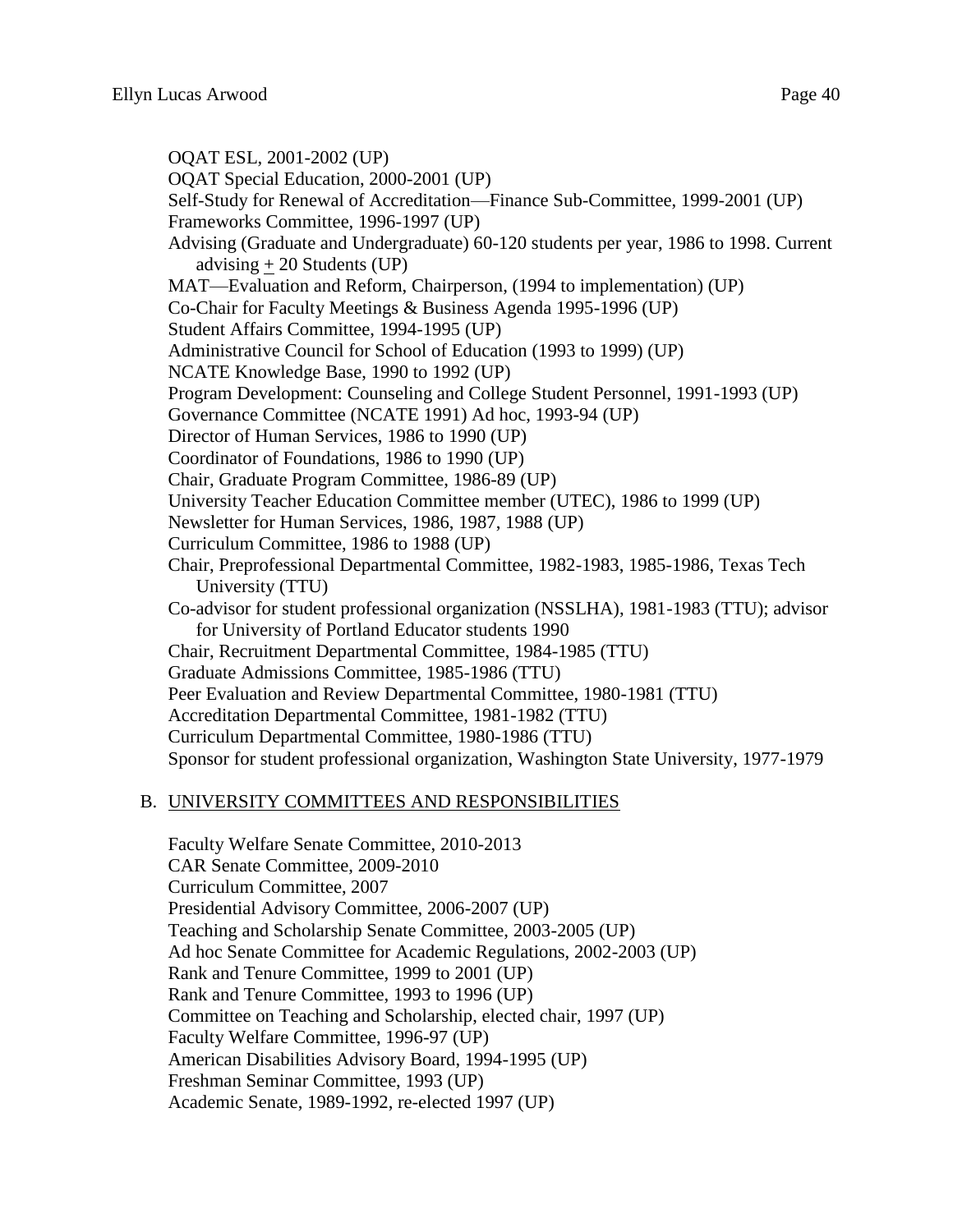OQAT ESL, 2001-2002 (UP)
OQAT Special Education, 2000-2001 (UP)
Self-Study for Renewal of Accreditation—Finance Sub-Committee, 1999-2001 (UP)
Frameworks Committee, 1996-1997 (UP)
Advising (Graduate and Undergraduate) 60-120 students per year, 1986 to 1998. Current advising ± 20 Students (UP)
MAT—Evaluation and Reform, Chairperson, (1994 to implementation) (UP)
Co-Chair for Faculty Meetings & Business Agenda 1995-1996 (UP)
Student Affairs Committee, 1994-1995 (UP)
Administrative Council for School of Education (1993 to 1999) (UP)
NCATE Knowledge Base, 1990 to 1992 (UP)
Program Development: Counseling and College Student Personnel, 1991-1993 (UP)
Governance Committee (NCATE 1991) Ad hoc, 1993-94 (UP)
Director of Human Services, 1986 to 1990 (UP)
Coordinator of Foundations, 1986 to 1990 (UP)
Chair, Graduate Program Committee, 1986-89 (UP)
University Teacher Education Committee member (UTEC), 1986 to 1999 (UP)
Newsletter for Human Services, 1986, 1987, 1988 (UP)
Curriculum Committee, 1986 to 1988 (UP)
Chair, Preprofessional Departmental Committee, 1982-1983, 1985-1986, Texas Tech University (TTU)
Co-advisor for student professional organization (NSSLHA), 1981-1983 (TTU); advisor for University of Portland Educator students 1990
Chair, Recruitment Departmental Committee, 1984-1985 (TTU)
Graduate Admissions Committee, 1985-1986 (TTU)
Peer Evaluation and Review Departmental Committee, 1980-1981 (TTU)
Accreditation Departmental Committee, 1981-1982 (TTU)
Curriculum Departmental Committee, 1980-1986 (TTU)
Sponsor for student professional organization, Washington State University, 1977-1979

B. UNIVERSITY COMMITTEES AND RESPONSIBILITIES

Faculty Welfare Senate Committee, 2010-2013
CAR Senate Committee, 2009-2010
Curriculum Committee, 2007
Presidential Advisory Committee, 2006-2007 (UP)
Teaching and Scholarship Senate Committee, 2003-2005 (UP)
Ad hoc Senate Committee for Academic Regulations, 2002-2003 (UP)
Rank and Tenure Committee, 1999 to 2001 (UP)
Rank and Tenure Committee, 1993 to 1996 (UP)
Committee on Teaching and Scholarship, elected chair, 1997 (UP)
Faculty Welfare Committee, 1996-97 (UP)
American Disabilities Advisory Board, 1994-1995 (UP)
Freshman Seminar Committee, 1993 (UP)
Academic Senate, 1989-1992, re-elected 1997 (UP)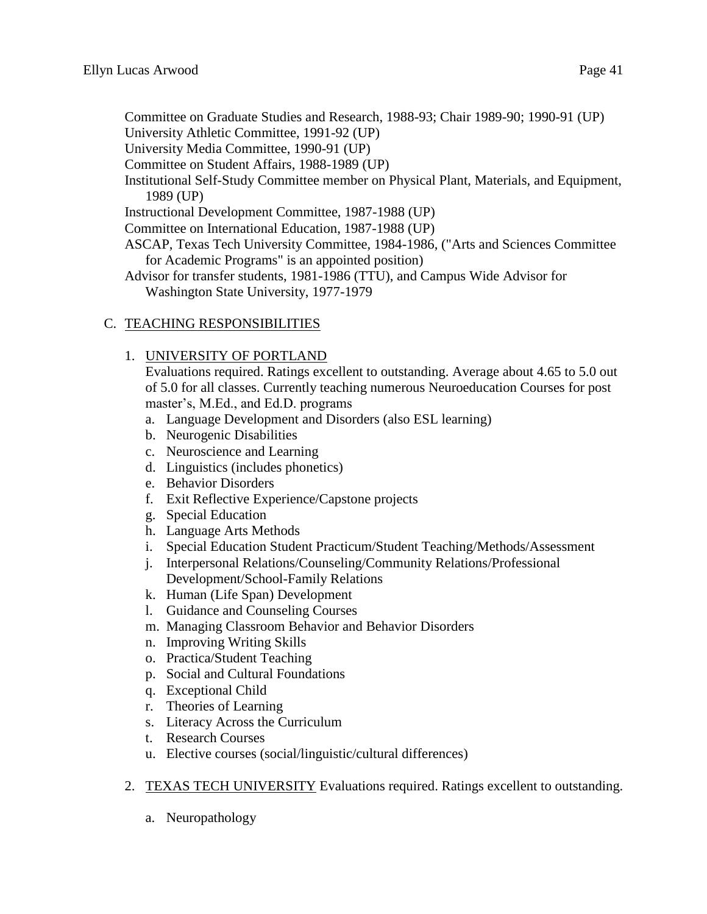Committee on Graduate Studies and Research, 1988-93; Chair 1989-90; 1990-91 (UP)
University Athletic Committee, 1991-92 (UP)
University Media Committee, 1990-91 (UP)
Committee on Student Affairs, 1988-1989 (UP)
Institutional Self-Study Committee member on Physical Plant, Materials, and Equipment, 1989 (UP)
Instructional Development Committee, 1987-1988 (UP)
Committee on International Education, 1987-1988 (UP)
ASCAP, Texas Tech University Committee, 1984-1986, ("Arts and Sciences Committee for Academic Programs" is an appointed position)
Advisor for transfer students, 1981-1986 (TTU), and Campus Wide Advisor for Washington State University, 1977-1979

C. TEACHING RESPONSIBILITIES

1. UNIVERSITY OF PORTLAND
   Evaluations required. Ratings excellent to outstanding. Average about 4.65 to 5.0 out of 5.0 for all classes. Currently teaching numerous Neuroeducation Courses for post master's, M.Ed., and Ed.D. programs
   a. Language Development and Disorders (also ESL learning)
   b. Neurogenic Disabilities
   c. Neuroscience and Learning
   d. Linguistics (includes phonetics)
   e. Behavior Disorders
   f. Exit Reflective Experience/Capstone projects
   g. Special Education
   h. Language Arts Methods
   i. Special Education Student Practicum/Student Teaching/Methods/Assessment
   j. Interpersonal Relations/Counseling/Community Relations/Professional Development/School-Family Relations
   k. Human (Life Span) Development
   l. Guidance and Counseling Courses
   m. Managing Classroom Behavior and Behavior Disorders
   n. Improving Writing Skills
   o. Practica/Student Teaching
   p. Social and Cultural Foundations
   q. Exceptional Child
   r. Theories of Learning
   s. Literacy Across the Curriculum
   t. Research Courses
   u. Elective courses (social/linguistic/cultural differences)

2. TEXAS TECH UNIVERSITY Evaluations required. Ratings excellent to outstanding.

   a. Neuropathology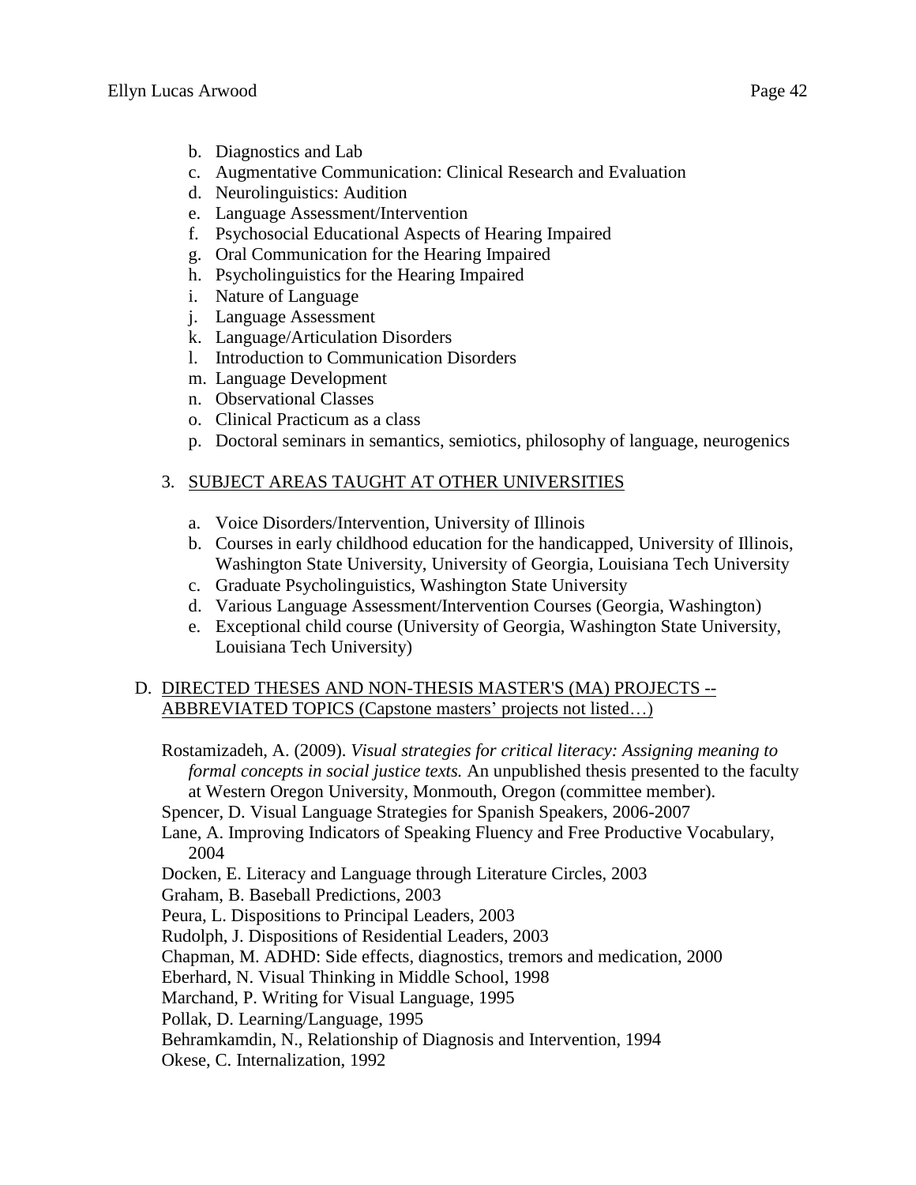b. Diagnostics and Lab
c. Augmentative Communication: Clinical Research and Evaluation
d. Neurolinguistics: Audition
e. Language Assessment/Intervention
f. Psychosocial Educational Aspects of Hearing Impaired
g. Oral Communication for the Hearing Impaired
h. Psycholinguistics for the Hearing Impaired
i. Nature of Language
j. Language Assessment
k. Language/Articulation Disorders
l. Introduction to Communication Disorders
m. Language Development
n. Observational Classes
o. Clinical Practicum as a class
p. Doctoral seminars in semantics, semiotics, philosophy of language, neurogenics

3. <u>SUBJECT AREAS TAUGHT AT OTHER UNIVERSITIES</u>

a. Voice Disorders/Intervention, University of Illinois
b. Courses in early childhood education for the handicapped, University of Illinois, Washington State University, University of Georgia, Louisiana Tech University
c. Graduate Psycholinguistics, Washington State University
d. Various Language Assessment/Intervention Courses (Georgia, Washington)
e. Exceptional child course (University of Georgia, Washington State University, Louisiana Tech University)

D. <u>DIRECTED THESES AND NON-THESIS MASTER'S (MA) PROJECTS -- ABBREVIATED TOPICS (Capstone masters' projects not listed…)</u>

Rostamizadeh, A. (2009). *Visual strategies for critical literacy: Assigning meaning to formal concepts in social justice texts.* An unpublished thesis presented to the faculty at Western Oregon University, Monmouth, Oregon (committee member).

Spencer, D. Visual Language Strategies for Spanish Speakers, 2006-2007

Lane, A. Improving Indicators of Speaking Fluency and Free Productive Vocabulary, 2004

Docken, E. Literacy and Language through Literature Circles, 2003

Graham, B. Baseball Predictions, 2003

Peura, L. Dispositions to Principal Leaders, 2003

Rudolph, J. Dispositions of Residential Leaders, 2003

Chapman, M. ADHD: Side effects, diagnostics, tremors and medication, 2000

Eberhard, N. Visual Thinking in Middle School, 1998

Marchand, P. Writing for Visual Language, 1995

Pollak, D. Learning/Language, 1995

Behramkamdin, N., Relationship of Diagnosis and Intervention, 1994

Okese, C. Internalization, 1992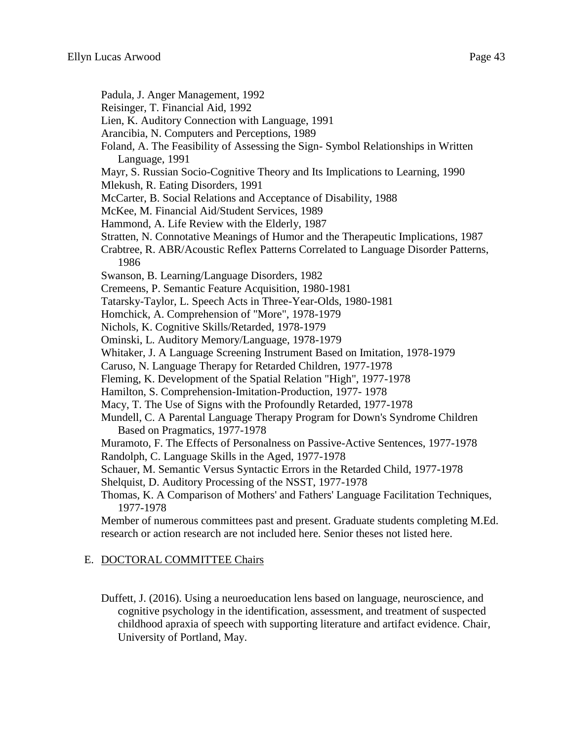Padula, J. Anger Management, 1992
Reisinger, T. Financial Aid, 1992
Lien, K. Auditory Connection with Language, 1991
Arancibia, N. Computers and Perceptions, 1989
Foland, A. The Feasibility of Assessing the Sign- Symbol Relationships in Written Language, 1991
Mayr, S. Russian Socio-Cognitive Theory and Its Implications to Learning, 1990
Mlekush, R. Eating Disorders, 1991
McCarter, B. Social Relations and Acceptance of Disability, 1988
McKee, M. Financial Aid/Student Services, 1989
Hammond, A. Life Review with the Elderly, 1987
Stratten, N. Connotative Meanings of Humor and the Therapeutic Implications, 1987
Crabtree, R. ABR/Acoustic Reflex Patterns Correlated to Language Disorder Patterns, 1986
Swanson, B. Learning/Language Disorders, 1982
Cremeens, P. Semantic Feature Acquisition, 1980-1981
Tatarsky-Taylor, L. Speech Acts in Three-Year-Olds, 1980-1981
Homchick, A. Comprehension of "More", 1978-1979
Nichols, K. Cognitive Skills/Retarded, 1978-1979
Ominski, L. Auditory Memory/Language, 1978-1979
Whitaker, J. A Language Screening Instrument Based on Imitation, 1978-1979
Caruso, N. Language Therapy for Retarded Children, 1977-1978
Fleming, K. Development of the Spatial Relation "High", 1977-1978
Hamilton, S. Comprehension-Imitation-Production, 1977- 1978
Macy, T. The Use of Signs with the Profoundly Retarded, 1977-1978
Mundell, C. A Parental Language Therapy Program for Down's Syndrome Children Based on Pragmatics, 1977-1978
Muramoto, F. The Effects of Personalness on Passive-Active Sentences, 1977-1978
Randolph, C. Language Skills in the Aged, 1977-1978
Schauer, M. Semantic Versus Syntactic Errors in the Retarded Child, 1977-1978
Shelquist, D. Auditory Processing of the NSST, 1977-1978
Thomas, K. A Comparison of Mothers' and Fathers' Language Facilitation Techniques, 1977-1978

Member of numerous committees past and present. Graduate students completing M.Ed. research or action research are not included here. Senior theses not listed here.

## E. DOCTORAL COMMITTEE Chairs

Duffett, J. (2016). Using a neuroeducation lens based on language, neuroscience, and cognitive psychology in the identification, assessment, and treatment of suspected childhood apraxia of speech with supporting literature and artifact evidence. Chair, University of Portland, May.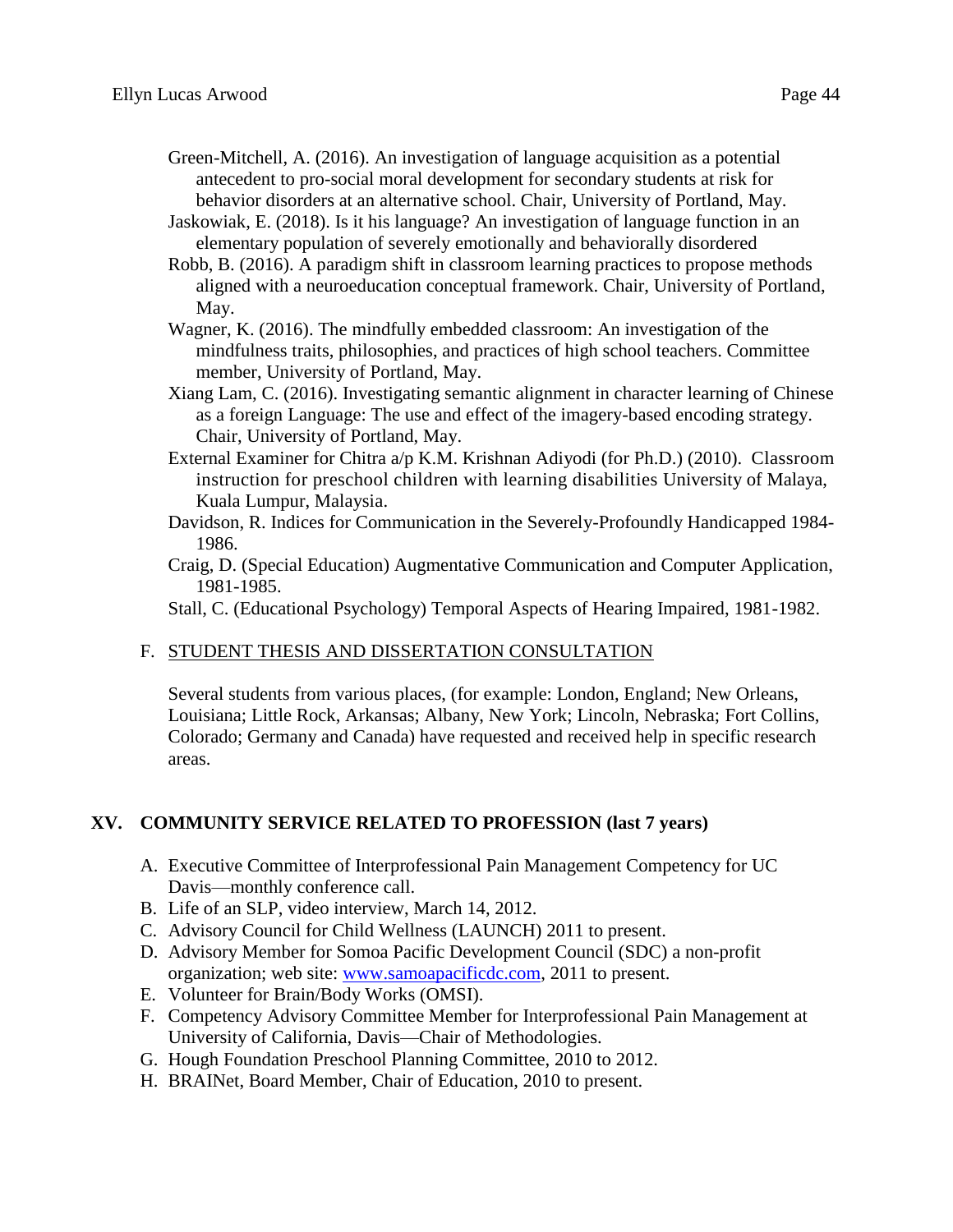Green-Mitchell, A. (2016). An investigation of language acquisition as a potential antecedent to pro-social moral development for secondary students at risk for behavior disorders at an alternative school. Chair, University of Portland, May.

Jaskowiak, E. (2018). Is it his language? An investigation of language function in an elementary population of severely emotionally and behaviorally disordered

Robb, B. (2016). A paradigm shift in classroom learning practices to propose methods aligned with a neuroeducation conceptual framework. Chair, University of Portland, May.

Wagner, K. (2016). The mindfully embedded classroom: An investigation of the mindfulness traits, philosophies, and practices of high school teachers. Committee member, University of Portland, May.

Xiang Lam, C. (2016). Investigating semantic alignment in character learning of Chinese as a foreign Language: The use and effect of the imagery-based encoding strategy. Chair, University of Portland, May.

External Examiner for Chitra a/p K.M. Krishnan Adiyodi (for Ph.D.) (2010). Classroom instruction for preschool children with learning disabilities University of Malaya, Kuala Lumpur, Malaysia.

Davidson, R. Indices for Communication in the Severely-Profoundly Handicapped 1984-1986.

Craig, D. (Special Education) Augmentative Communication and Computer Application, 1981-1985.

Stall, C. (Educational Psychology) Temporal Aspects of Hearing Impaired, 1981-1982.

F. STUDENT THESIS AND DISSERTATION CONSULTATION

Several students from various places, (for example: London, England; New Orleans, Louisiana; Little Rock, Arkansas; Albany, New York; Lincoln, Nebraska; Fort Collins, Colorado; Germany and Canada) have requested and received help in specific research areas.

## XV. COMMUNITY SERVICE RELATED TO PROFESSION (last 7 years)

A. Executive Committee of Interprofessional Pain Management Competency for UC Davis—monthly conference call.
B. Life of an SLP, video interview, March 14, 2012.
C. Advisory Council for Child Wellness (LAUNCH) 2011 to present.
D. Advisory Member for Somoa Pacific Development Council (SDC) a non-profit organization; web site: www.samoapacificdc.com, 2011 to present.
E. Volunteer for Brain/Body Works (OMSI).
F. Competency Advisory Committee Member for Interprofessional Pain Management at University of California, Davis—Chair of Methodologies.
G. Hough Foundation Preschool Planning Committee, 2010 to 2012.
H. BRAINet, Board Member, Chair of Education, 2010 to present.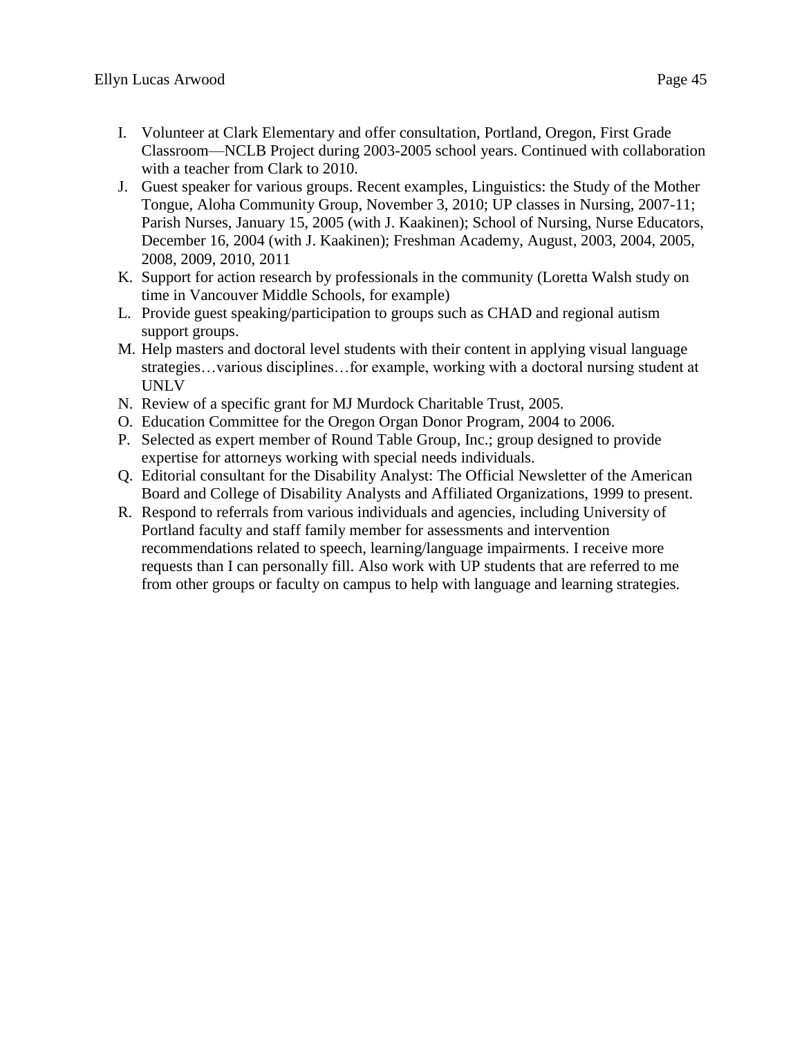I. Volunteer at Clark Elementary and offer consultation, Portland, Oregon, First Grade Classroom—NCLB Project during 2003-2005 school years. Continued with collaboration with a teacher from Clark to 2010.

J. Guest speaker for various groups. Recent examples, Linguistics: the Study of the Mother Tongue, Aloha Community Group, November 3, 2010; UP classes in Nursing, 2007-11; Parish Nurses, January 15, 2005 (with J. Kaakinen); School of Nursing, Nurse Educators, December 16, 2004 (with J. Kaakinen); Freshman Academy, August, 2003, 2004, 2005, 2008, 2009, 2010, 2011

K. Support for action research by professionals in the community (Loretta Walsh study on time in Vancouver Middle Schools, for example)

L. Provide guest speaking/participation to groups such as CHAD and regional autism support groups.

M. Help masters and doctoral level students with their content in applying visual language strategies…various disciplines…for example, working with a doctoral nursing student at UNLV

N. Review of a specific grant for MJ Murdock Charitable Trust, 2005.

O. Education Committee for the Oregon Organ Donor Program, 2004 to 2006.

P. Selected as expert member of Round Table Group, Inc.; group designed to provide expertise for attorneys working with special needs individuals.

Q. Editorial consultant for the Disability Analyst: The Official Newsletter of the American Board and College of Disability Analysts and Affiliated Organizations, 1999 to present.

R. Respond to referrals from various individuals and agencies, including University of Portland faculty and staff family member for assessments and intervention recommendations related to speech, learning/language impairments. I receive more requests than I can personally fill. Also work with UP students that are referred to me from other groups or faculty on campus to help with language and learning strategies.